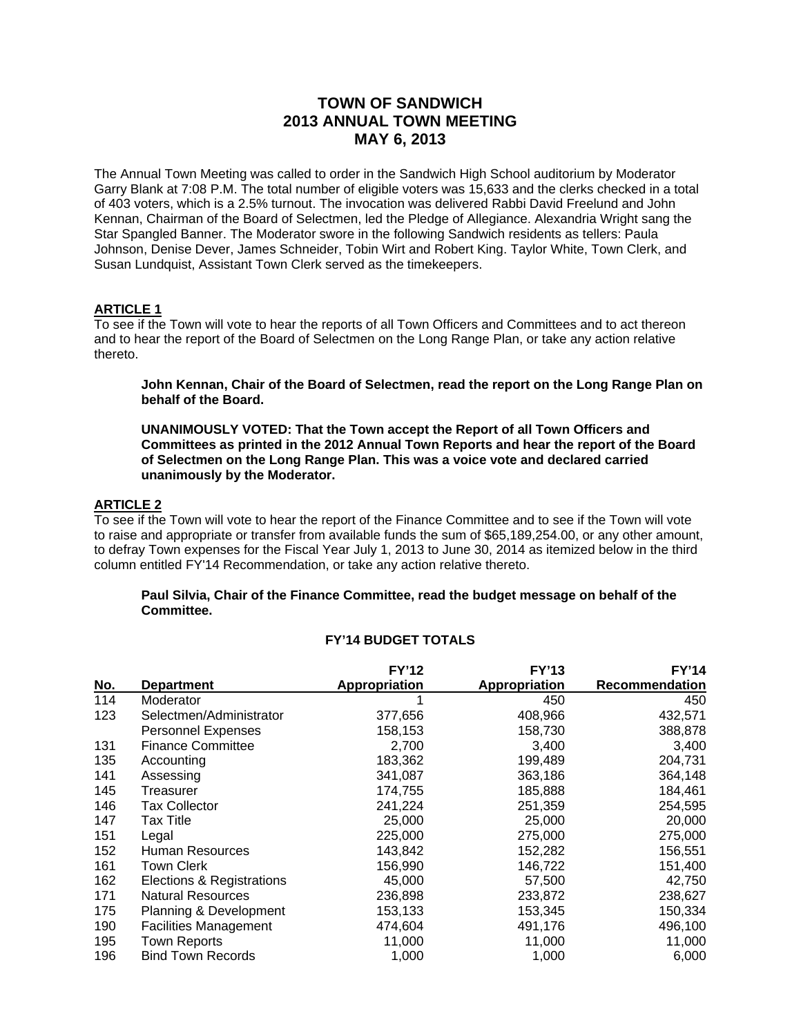# TOWN OF SANDWICH
# 2013 ANNUAL TOWN MEETING
# MAY 6, 2013

The Annual Town Meeting was called to order in the Sandwich High School auditorium by Moderator Garry Blank at 7:08 P.M. The total number of eligible voters was 15,633 and the clerks checked in a total of 403 voters, which is a 2.5% turnout. The invocation was delivered Rabbi David Freelund and John Kennan, Chairman of the Board of Selectmen, led the Pledge of Allegiance. Alexandria Wright sang the Star Spangled Banner. The Moderator swore in the following Sandwich residents as tellers: Paula Johnson, Denise Dever, James Schneider, Tobin Wirt and Robert King. Taylor White, Town Clerk, and Susan Lundquist, Assistant Town Clerk served as the timekeepers.

## ARTICLE 1

To see if the Town will vote to hear the reports of all Town Officers and Committees and to act thereon and to hear the report of the Board of Selectmen on the Long Range Plan, or take any action relative thereto.

> **John Kennan, Chair of the Board of Selectmen, read the report on the Long Range Plan on behalf of the Board.**
>
> **UNANIMOUSLY VOTED: That the Town accept the Report of all Town Officers and Committees as printed in the 2012 Annual Town Reports and hear the report of the Board of Selectmen on the Long Range Plan. This was a voice vote and declared carried unanimously by the Moderator.**

## ARTICLE 2

To see if the Town will vote to hear the report of the Finance Committee and to see if the Town will vote to raise and appropriate or transfer from available funds the sum of $65,189,254.00, or any other amount, to defray Town expenses for the Fiscal Year July 1, 2013 to June 30, 2014 as itemized below in the third column entitled FY'14 Recommendation, or take any action relative thereto.

> **Paul Silvia, Chair of the Finance Committee, read the budget message on behalf of the Committee.**

### FY'14 BUDGET TOTALS

| No. | Department | FY'12 Appropriation | FY'13 Appropriation | FY'14 Recommendation |
|---|---|---|---|---|
| 114 | Moderator | 1 | 450 | 450 |
| 123 | Selectmen/Administrator | 377,656 | 408,966 | 432,571 |
| | Personnel Expenses | 158,153 | 158,730 | 388,878 |
| 131 | Finance Committee | 2,700 | 3,400 | 3,400 |
| 135 | Accounting | 183,362 | 199,489 | 204,731 |
| 141 | Assessing | 341,087 | 363,186 | 364,148 |
| 145 | Treasurer | 174,755 | 185,888 | 184,461 |
| 146 | Tax Collector | 241,224 | 251,359 | 254,595 |
| 147 | Tax Title | 25,000 | 25,000 | 20,000 |
| 151 | Legal | 225,000 | 275,000 | 275,000 |
| 152 | Human Resources | 143,842 | 152,282 | 156,551 |
| 161 | Town Clerk | 156,990 | 146,722 | 151,400 |
| 162 | Elections & Registrations | 45,000 | 57,500 | 42,750 |
| 171 | Natural Resources | 236,898 | 233,872 | 238,627 |
| 175 | Planning & Development | 153,133 | 153,345 | 150,334 |
| 190 | Facilities Management | 474,604 | 491,176 | 496,100 |
| 195 | Town Reports | 11,000 | 11,000 | 11,000 |
| 196 | Bind Town Records | 1,000 | 1,000 | 6,000 |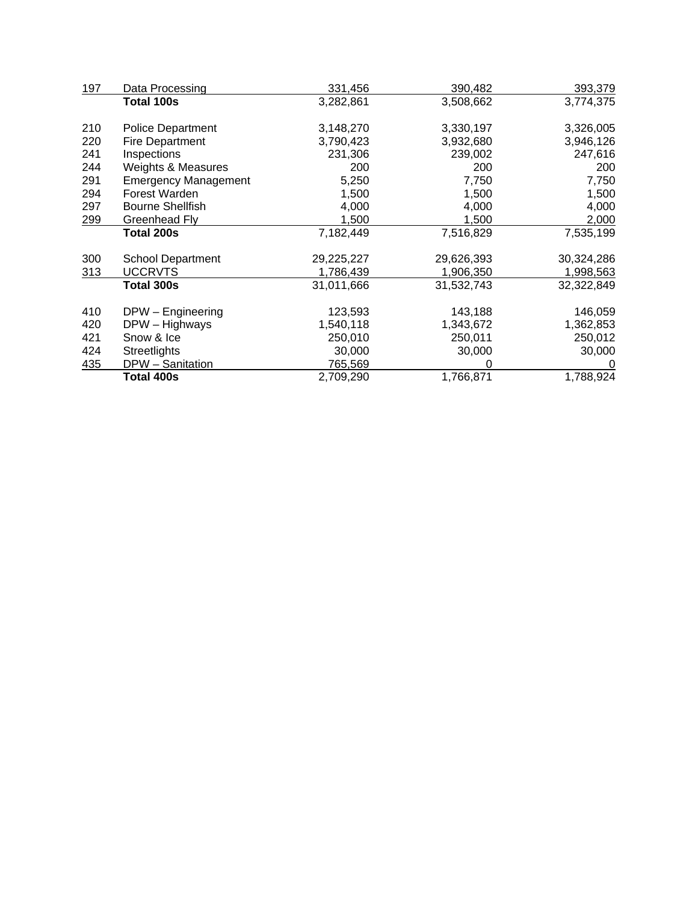| | | | | |
|---|---|---|---|---|
| 197 | Data Processing | 331,456 | 390,482 | 393,379 |
| | **Total 100s** | 3,282,861 | 3,508,662 | 3,774,375 |
| | | | | |
| 210 | Police Department | 3,148,270 | 3,330,197 | 3,326,005 |
| 220 | Fire Department | 3,790,423 | 3,932,680 | 3,946,126 |
| 241 | Inspections | 231,306 | 239,002 | 247,616 |
| 244 | Weights & Measures | 200 | 200 | 200 |
| 291 | Emergency Management | 5,250 | 7,750 | 7,750 |
| 294 | Forest Warden | 1,500 | 1,500 | 1,500 |
| 297 | Bourne Shellfish | 4,000 | 4,000 | 4,000 |
| 299 | Greenhead Fly | 1,500 | 1,500 | 2,000 |
| | **Total 200s** | 7,182,449 | 7,516,829 | 7,535,199 |
| | | | | |
| 300 | School Department | 29,225,227 | 29,626,393 | 30,324,286 |
| 313 | UCCRVTS | 1,786,439 | 1,906,350 | 1,998,563 |
| | **Total 300s** | 31,011,666 | 31,532,743 | 32,322,849 |
| | | | | |
| 410 | DPW – Engineering | 123,593 | 143,188 | 146,059 |
| 420 | DPW – Highways | 1,540,118 | 1,343,672 | 1,362,853 |
| 421 | Snow & Ice | 250,010 | 250,011 | 250,012 |
| 424 | Streetlights | 30,000 | 30,000 | 30,000 |
| 435 | DPW – Sanitation | 765,569 | 0 | 0 |
| | **Total 400s** | 2,709,290 | 1,766,871 | 1,788,924 |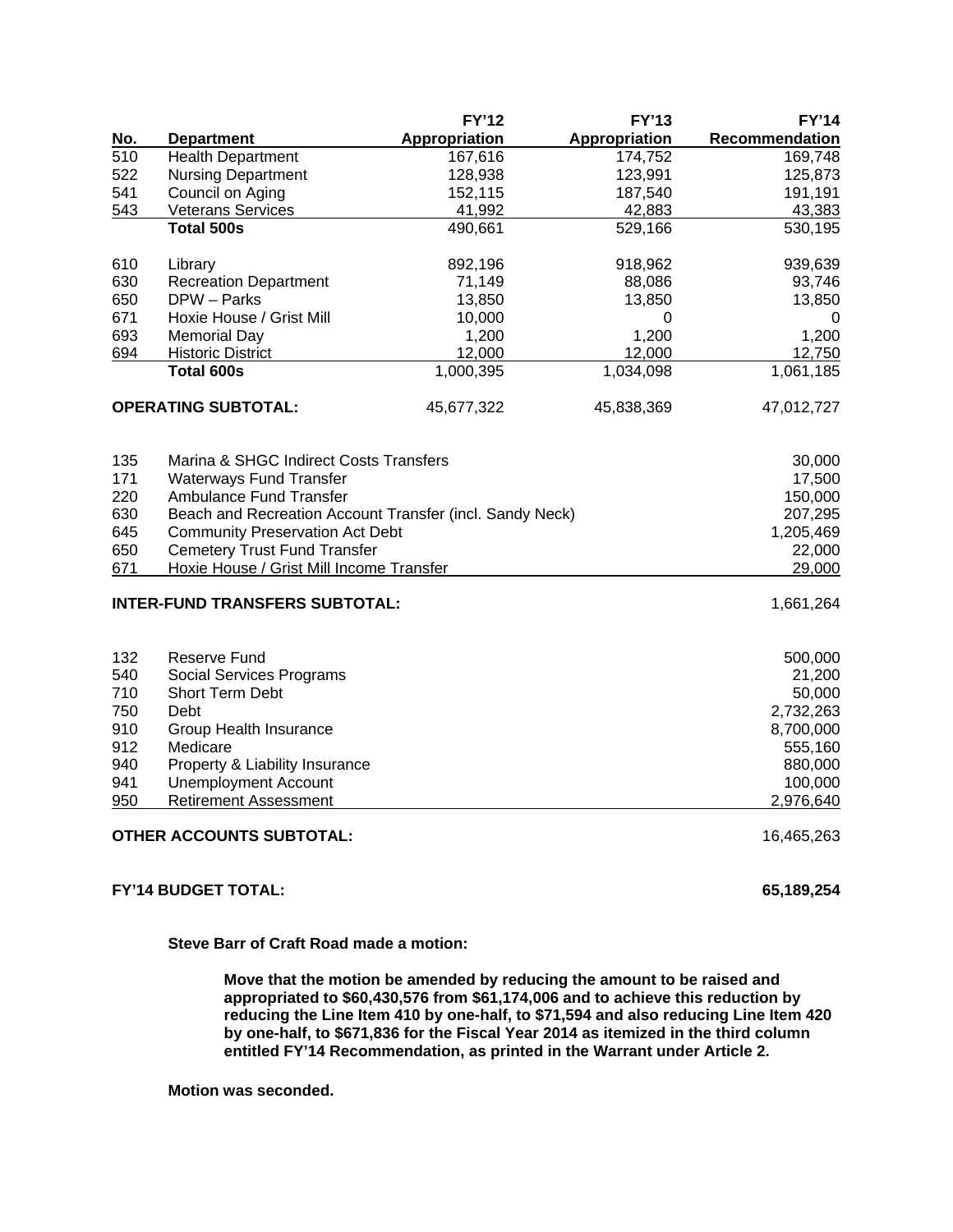| No. | Department | FY'12 Appropriation | FY'13 Appropriation | FY'14 Recommendation |
|---|---|---|---|---|
| 510 | Health Department | 167,616 | 174,752 | 169,748 |
| 522 | Nursing Department | 128,938 | 123,991 | 125,873 |
| 541 | Council on Aging | 152,115 | 187,540 | 191,191 |
| 543 | Veterans Services | 41,992 | 42,883 | 43,383 |
| | **Total 500s** | 490,661 | 529,166 | 530,195 |
| | | | | |
| 610 | Library | 892,196 | 918,962 | 939,639 |
| 630 | Recreation Department | 71,149 | 88,086 | 93,746 |
| 650 | DPW – Parks | 13,850 | 13,850 | 13,850 |
| 671 | Hoxie House / Grist Mill | 10,000 | 0 | 0 |
| 693 | Memorial Day | 1,200 | 1,200 | 1,200 |
| 694 | Historic District | 12,000 | 12,000 | 12,750 |
| | **Total 600s** | 1,000,395 | 1,034,098 | 1,061,185 |
| | | | | |
| | **OPERATING SUBTOTAL:** | 45,677,322 | 45,838,369 | 47,012,727 |
| | | | | |
| 135 | Marina & SHGC Indirect Costs Transfers | | | 30,000 |
| 171 | Waterways Fund Transfer | | | 17,500 |
| 220 | Ambulance Fund Transfer | | | 150,000 |
| 630 | Beach and Recreation Account Transfer (incl. Sandy Neck) | | | 207,295 |
| 645 | Community Preservation Act Debt | | | 1,205,469 |
| 650 | Cemetery Trust Fund Transfer | | | 22,000 |
| 671 | Hoxie House / Grist Mill Income Transfer | | | 29,000 |
| | | | | |
| | **INTER-FUND TRANSFERS SUBTOTAL:** | | | 1,661,264 |
| | | | | |
| 132 | Reserve Fund | | | 500,000 |
| 540 | Social Services Programs | | | 21,200 |
| 710 | Short Term Debt | | | 50,000 |
| 750 | Debt | | | 2,732,263 |
| 910 | Group Health Insurance | | | 8,700,000 |
| 912 | Medicare | | | 555,160 |
| 940 | Property & Liability Insurance | | | 880,000 |
| 941 | Unemployment Account | | | 100,000 |
| 950 | Retirement Assessment | | | 2,976,640 |
| | | | | |
| | **OTHER ACCOUNTS SUBTOTAL:** | | | 16,465,263 |
| | | | | |
| | **FY'14 BUDGET TOTAL:** | | | **65,189,254** |

**Steve Barr of Craft Road made a motion:**

> **Move that the motion be amended by reducing the amount to be raised and appropriated to $60,430,576 from $61,174,006 and to achieve this reduction by reducing the Line Item 410 by one-half, to $71,594 and also reducing Line Item 420 by one-half, to $671,836 for the Fiscal Year 2014 as itemized in the third column entitled FY'14 Recommendation, as printed in the Warrant under Article 2.**

**Motion was seconded.**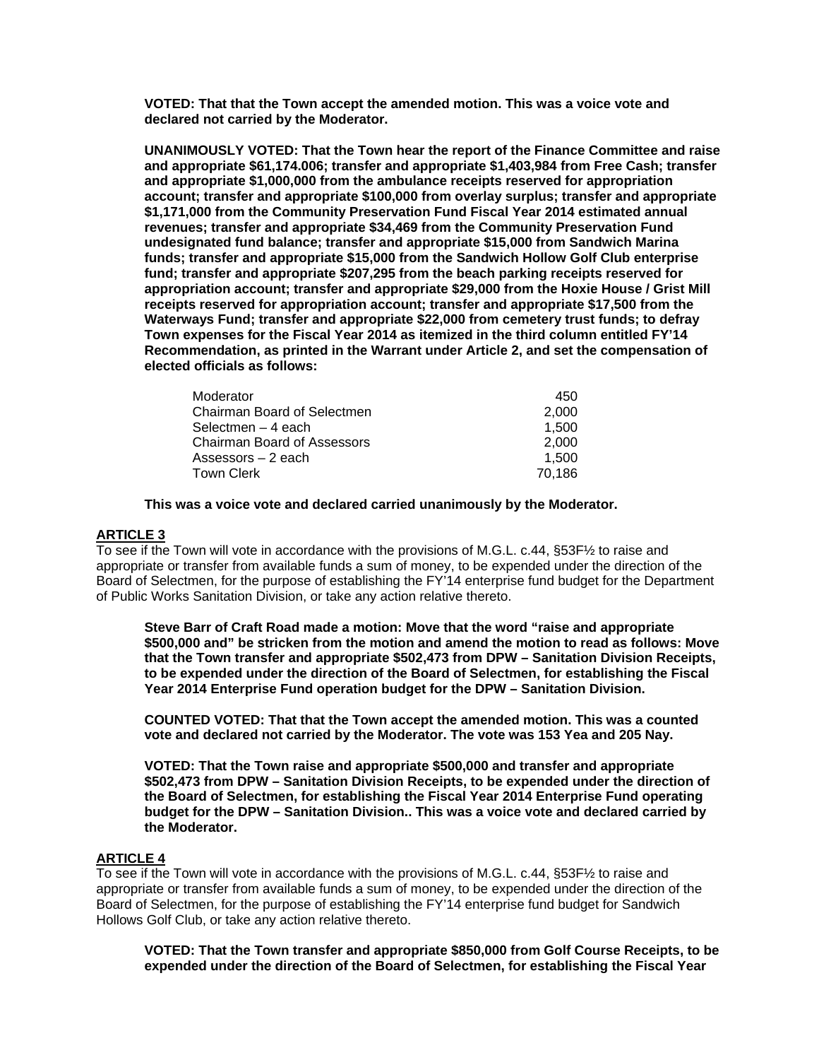**VOTED: That that the Town accept the amended motion. This was a voice vote and declared not carried by the Moderator.**

**UNANIMOUSLY VOTED: That the Town hear the report of the Finance Committee and raise and appropriate $61,174.006; transfer and appropriate $1,403,984 from Free Cash; transfer and appropriate $1,000,000 from the ambulance receipts reserved for appropriation account; transfer and appropriate $100,000 from overlay surplus; transfer and appropriate $1,171,000 from the Community Preservation Fund Fiscal Year 2014 estimated annual revenues; transfer and appropriate $34,469 from the Community Preservation Fund undesignated fund balance; transfer and appropriate $15,000 from Sandwich Marina funds; transfer and appropriate $15,000 from the Sandwich Hollow Golf Club enterprise fund; transfer and appropriate $207,295 from the beach parking receipts reserved for appropriation account; transfer and appropriate $29,000 from the Hoxie House / Grist Mill receipts reserved for appropriation account; transfer and appropriate $17,500 from the Waterways Fund; transfer and appropriate $22,000 from cemetery trust funds; to defray Town expenses for the Fiscal Year 2014 as itemized in the third column entitled FY'14 Recommendation, as printed in the Warrant under Article 2, and set the compensation of elected officials as follows:**

| | |
|---|---:|
| Moderator | 450 |
| Chairman Board of Selectmen | 2,000 |
| Selectmen – 4 each | 1,500 |
| Chairman Board of Assessors | 2,000 |
| Assessors – 2 each | 1,500 |
| Town Clerk | 70,186 |

**This was a voice vote and declared carried unanimously by the Moderator.**

## ARTICLE 3

To see if the Town will vote in accordance with the provisions of M.G.L. c.44, §53F½ to raise and appropriate or transfer from available funds a sum of money, to be expended under the direction of the Board of Selectmen, for the purpose of establishing the FY'14 enterprise fund budget for the Department of Public Works Sanitation Division, or take any action relative thereto.

**Steve Barr of Craft Road made a motion: Move that the word "raise and appropriate $500,000 and" be stricken from the motion and amend the motion to read as follows: Move that the Town transfer and appropriate $502,473 from DPW – Sanitation Division Receipts, to be expended under the direction of the Board of Selectmen, for establishing the Fiscal Year 2014 Enterprise Fund operation budget for the DPW – Sanitation Division.**

**COUNTED VOTED: That that the Town accept the amended motion. This was a counted vote and declared not carried by the Moderator. The vote was 153 Yea and 205 Nay.**

**VOTED: That the Town raise and appropriate $500,000 and transfer and appropriate $502,473 from DPW – Sanitation Division Receipts, to be expended under the direction of the Board of Selectmen, for establishing the Fiscal Year 2014 Enterprise Fund operating budget for the DPW – Sanitation Division.. This was a voice vote and declared carried by the Moderator.**

## ARTICLE 4

To see if the Town will vote in accordance with the provisions of M.G.L. c.44, §53F½ to raise and appropriate or transfer from available funds a sum of money, to be expended under the direction of the Board of Selectmen, for the purpose of establishing the FY'14 enterprise fund budget for Sandwich Hollows Golf Club, or take any action relative thereto.

**VOTED: That the Town transfer and appropriate $850,000 from Golf Course Receipts, to be expended under the direction of the Board of Selectmen, for establishing the Fiscal Year**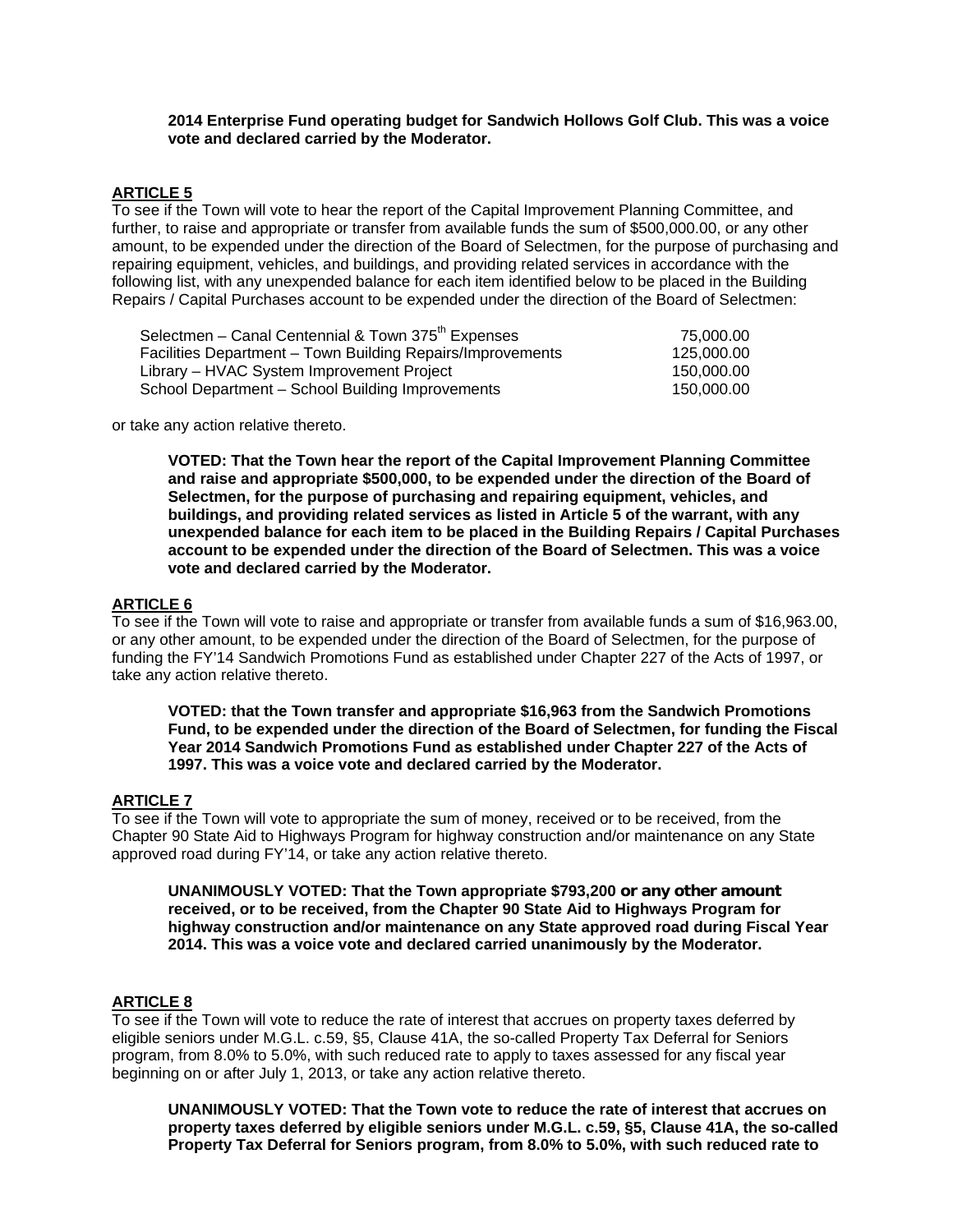**2014 Enterprise Fund operating budget for Sandwich Hollows Golf Club. This was a voice vote and declared carried by the Moderator.**

## ARTICLE 5

To see if the Town will vote to hear the report of the Capital Improvement Planning Committee, and further, to raise and appropriate or transfer from available funds the sum of $500,000.00, or any other amount, to be expended under the direction of the Board of Selectmen, for the purpose of purchasing and repairing equipment, vehicles, and buildings, and providing related services in accordance with the following list, with any unexpended balance for each item identified below to be placed in the Building Repairs / Capital Purchases account to be expended under the direction of the Board of Selectmen:

| | |
|---|---|
| Selectmen – Canal Centennial & Town 375th Expenses | 75,000.00 |
| Facilities Department – Town Building Repairs/Improvements | 125,000.00 |
| Library – HVAC System Improvement Project | 150,000.00 |
| School Department – School Building Improvements | 150,000.00 |

or take any action relative thereto.

**VOTED: That the Town hear the report of the Capital Improvement Planning Committee and raise and appropriate $500,000, to be expended under the direction of the Board of Selectmen, for the purpose of purchasing and repairing equipment, vehicles, and buildings, and providing related services as listed in Article 5 of the warrant, with any unexpended balance for each item to be placed in the Building Repairs / Capital Purchases account to be expended under the direction of the Board of Selectmen. This was a voice vote and declared carried by the Moderator.**

## ARTICLE 6

To see if the Town will vote to raise and appropriate or transfer from available funds a sum of $16,963.00, or any other amount, to be expended under the direction of the Board of Selectmen, for the purpose of funding the FY'14 Sandwich Promotions Fund as established under Chapter 227 of the Acts of 1997, or take any action relative thereto.

**VOTED: that the Town transfer and appropriate $16,963 from the Sandwich Promotions Fund, to be expended under the direction of the Board of Selectmen, for funding the Fiscal Year 2014 Sandwich Promotions Fund as established under Chapter 227 of the Acts of 1997. This was a voice vote and declared carried by the Moderator.**

## ARTICLE 7

To see if the Town will vote to appropriate the sum of money, received or to be received, from the Chapter 90 State Aid to Highways Program for highway construction and/or maintenance on any State approved road during FY'14, or take any action relative thereto.

**UNANIMOUSLY VOTED: That the Town appropriate $793,200 or any other amount received, or to be received, from the Chapter 90 State Aid to Highways Program for highway construction and/or maintenance on any State approved road during Fiscal Year 2014. This was a voice vote and declared carried unanimously by the Moderator.**

## ARTICLE 8

To see if the Town will vote to reduce the rate of interest that accrues on property taxes deferred by eligible seniors under M.G.L. c.59, §5, Clause 41A, the so-called Property Tax Deferral for Seniors program, from 8.0% to 5.0%, with such reduced rate to apply to taxes assessed for any fiscal year beginning on or after July 1, 2013, or take any action relative thereto.

**UNANIMOUSLY VOTED: That the Town vote to reduce the rate of interest that accrues on property taxes deferred by eligible seniors under M.G.L. c.59, §5, Clause 41A, the so-called Property Tax Deferral for Seniors program, from 8.0% to 5.0%, with such reduced rate to**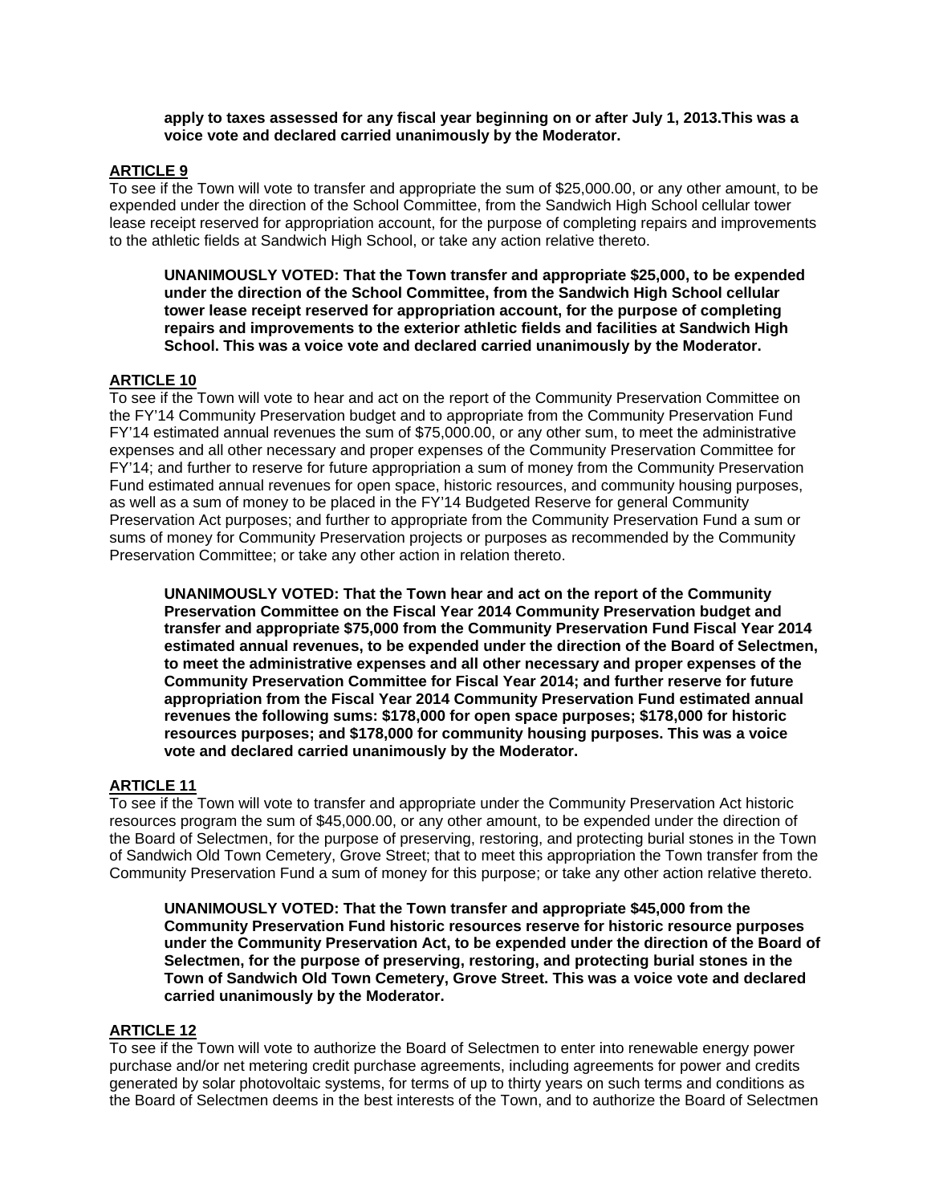**apply to taxes assessed for any fiscal year beginning on or after July 1, 2013.This was a voice vote and declared carried unanimously by the Moderator.**

**ARTICLE 9**

To see if the Town will vote to transfer and appropriate the sum of $25,000.00, or any other amount, to be expended under the direction of the School Committee, from the Sandwich High School cellular tower lease receipt reserved for appropriation account, for the purpose of completing repairs and improvements to the athletic fields at Sandwich High School, or take any action relative thereto.

**UNANIMOUSLY VOTED: That the Town transfer and appropriate $25,000, to be expended under the direction of the School Committee, from the Sandwich High School cellular tower lease receipt reserved for appropriation account, for the purpose of completing repairs and improvements to the exterior athletic fields and facilities at Sandwich High School. This was a voice vote and declared carried unanimously by the Moderator.**

**ARTICLE 10**

To see if the Town will vote to hear and act on the report of the Community Preservation Committee on the FY'14 Community Preservation budget and to appropriate from the Community Preservation Fund FY'14 estimated annual revenues the sum of $75,000.00, or any other sum, to meet the administrative expenses and all other necessary and proper expenses of the Community Preservation Committee for FY'14; and further to reserve for future appropriation a sum of money from the Community Preservation Fund estimated annual revenues for open space, historic resources, and community housing purposes, as well as a sum of money to be placed in the FY'14 Budgeted Reserve for general Community Preservation Act purposes; and further to appropriate from the Community Preservation Fund a sum or sums of money for Community Preservation projects or purposes as recommended by the Community Preservation Committee; or take any other action in relation thereto.

**UNANIMOUSLY VOTED: That the Town hear and act on the report of the Community Preservation Committee on the Fiscal Year 2014 Community Preservation budget and transfer and appropriate $75,000 from the Community Preservation Fund Fiscal Year 2014 estimated annual revenues, to be expended under the direction of the Board of Selectmen, to meet the administrative expenses and all other necessary and proper expenses of the Community Preservation Committee for Fiscal Year 2014; and further reserve for future appropriation from the Fiscal Year 2014 Community Preservation Fund estimated annual revenues the following sums: $178,000 for open space purposes; $178,000 for historic resources purposes; and $178,000 for community housing purposes. This was a voice vote and declared carried unanimously by the Moderator.**

**ARTICLE 11**

To see if the Town will vote to transfer and appropriate under the Community Preservation Act historic resources program the sum of $45,000.00, or any other amount, to be expended under the direction of the Board of Selectmen, for the purpose of preserving, restoring, and protecting burial stones in the Town of Sandwich Old Town Cemetery, Grove Street; that to meet this appropriation the Town transfer from the Community Preservation Fund a sum of money for this purpose; or take any other action relative thereto.

**UNANIMOUSLY VOTED: That the Town transfer and appropriate $45,000 from the Community Preservation Fund historic resources reserve for historic resource purposes under the Community Preservation Act, to be expended under the direction of the Board of Selectmen, for the purpose of preserving, restoring, and protecting burial stones in the Town of Sandwich Old Town Cemetery, Grove Street. This was a voice vote and declared carried unanimously by the Moderator.**

**ARTICLE 12**

To see if the Town will vote to authorize the Board of Selectmen to enter into renewable energy power purchase and/or net metering credit purchase agreements, including agreements for power and credits generated by solar photovoltaic systems, for terms of up to thirty years on such terms and conditions as the Board of Selectmen deems in the best interests of the Town, and to authorize the Board of Selectmen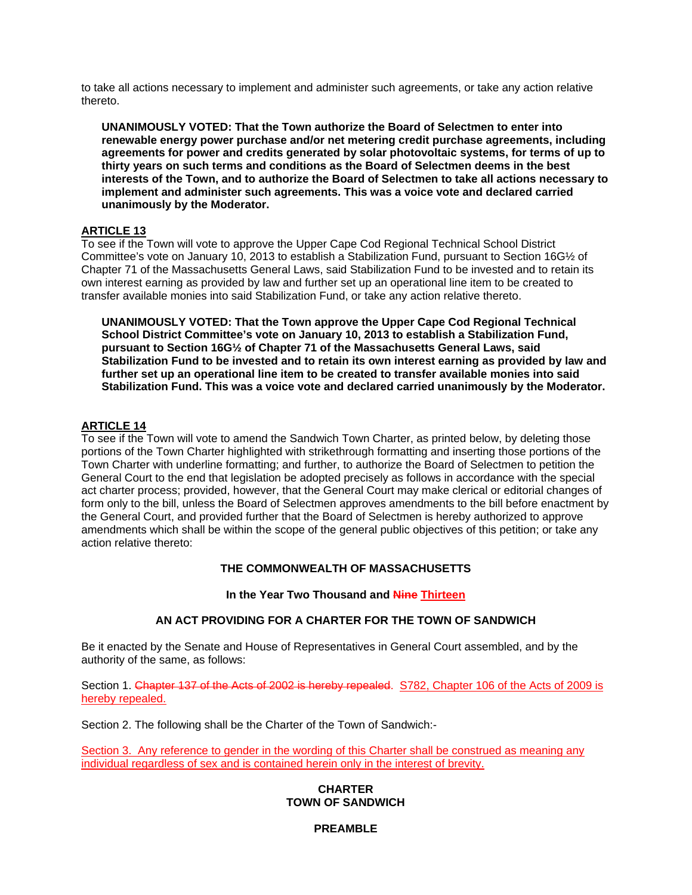to take all actions necessary to implement and administer such agreements, or take any action relative thereto.

> **UNANIMOUSLY VOTED: That the Town authorize the Board of Selectmen to enter into renewable energy power purchase and/or net metering credit purchase agreements, including agreements for power and credits generated by solar photovoltaic systems, for terms of up to thirty years on such terms and conditions as the Board of Selectmen deems in the best interests of the Town, and to authorize the Board of Selectmen to take all actions necessary to implement and administer such agreements. This was a voice vote and declared carried unanimously by the Moderator.**

## ARTICLE 13

To see if the Town will vote to approve the Upper Cape Cod Regional Technical School District Committee's vote on January 10, 2013 to establish a Stabilization Fund, pursuant to Section 16G½ of Chapter 71 of the Massachusetts General Laws, said Stabilization Fund to be invested and to retain its own interest earning as provided by law and further set up an operational line item to be created to transfer available monies into said Stabilization Fund, or take any action relative thereto.

> **UNANIMOUSLY VOTED: That the Town approve the Upper Cape Cod Regional Technical School District Committee's vote on January 10, 2013 to establish a Stabilization Fund, pursuant to Section 16G½ of Chapter 71 of the Massachusetts General Laws, said Stabilization Fund to be invested and to retain its own interest earning as provided by law and further set up an operational line item to be created to transfer available monies into said Stabilization Fund. This was a voice vote and declared carried unanimously by the Moderator.**

## ARTICLE 14

To see if the Town will vote to amend the Sandwich Town Charter, as printed below, by deleting those portions of the Town Charter highlighted with strikethrough formatting and inserting those portions of the Town Charter with underline formatting; and further, to authorize the Board of Selectmen to petition the General Court to the end that legislation be adopted precisely as follows in accordance with the special act charter process; provided, however, that the General Court may make clerical or editorial changes of form only to the bill, unless the Board of Selectmen approves amendments to the bill before enactment by the General Court, and provided further that the Board of Selectmen is hereby authorized to approve amendments which shall be within the scope of the general public objectives of this petition; or take any action relative thereto:

**THE COMMONWEALTH OF MASSACHUSETTS**

**In the Year Two Thousand and ~~Nine~~ <u>Thirteen</u>**

**AN ACT PROVIDING FOR A CHARTER FOR THE TOWN OF SANDWICH**

Be it enacted by the Senate and House of Representatives in General Court assembled, and by the authority of the same, as follows:

Section 1. ~~Chapter 137 of the Acts of 2002 is hereby repealed.~~ <u>S782, Chapter 106 of the Acts of 2009 is hereby repealed.</u>

Section 2. The following shall be the Charter of the Town of Sandwich:-

<u>Section 3. Any reference to gender in the wording of this Charter shall be construed as meaning any individual regardless of sex and is contained herein only in the interest of brevity.</u>

**CHARTER**
**TOWN OF SANDWICH**

**PREAMBLE**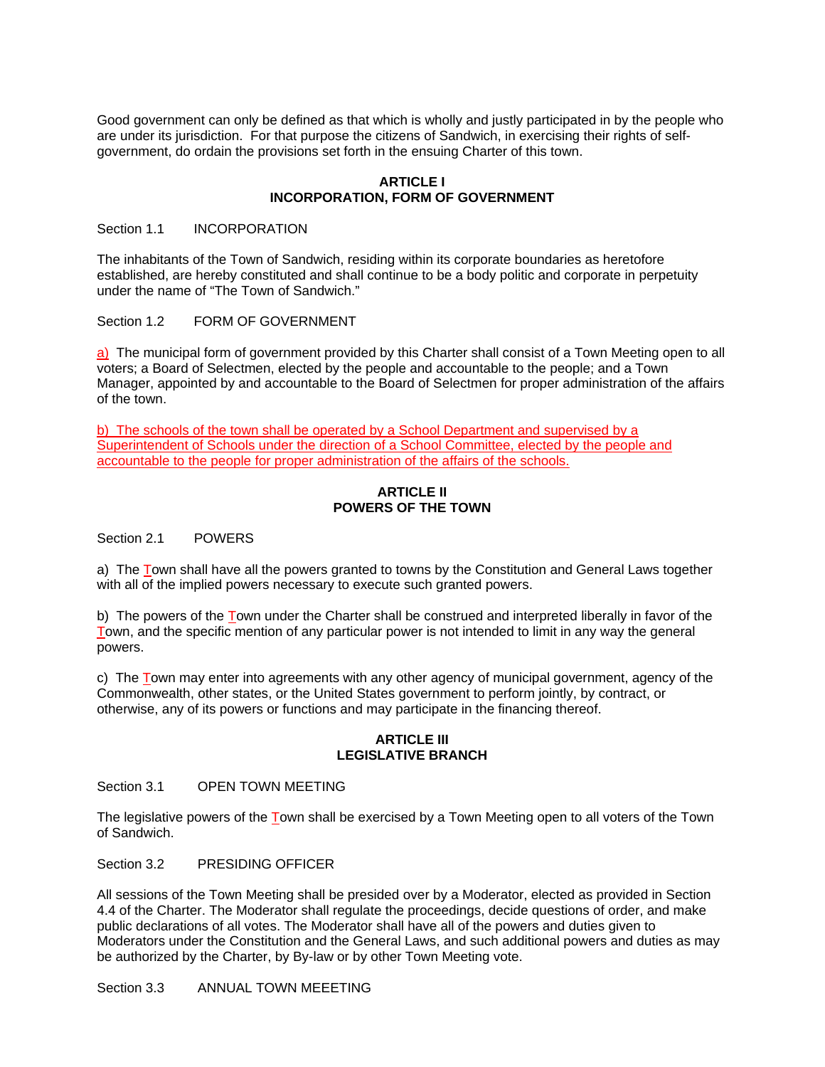Good government can only be defined as that which is wholly and justly participated in by the people who are under its jurisdiction. For that purpose the citizens of Sandwich, in exercising their rights of self-government, do ordain the provisions set forth in the ensuing Charter of this town.

## ARTICLE I
## INCORPORATION, FORM OF GOVERNMENT

Section 1.1 INCORPORATION

The inhabitants of the Town of Sandwich, residing within its corporate boundaries as heretofore established, are hereby constituted and shall continue to be a body politic and corporate in perpetuity under the name of "The Town of Sandwich."

Section 1.2 FORM OF GOVERNMENT

a) The municipal form of government provided by this Charter shall consist of a Town Meeting open to all voters; a Board of Selectmen, elected by the people and accountable to the people; and a Town Manager, appointed by and accountable to the Board of Selectmen for proper administration of the affairs of the town.

b) The schools of the town shall be operated by a School Department and supervised by a Superintendent of Schools under the direction of a School Committee, elected by the people and accountable to the people for proper administration of the affairs of the schools.

## ARTICLE II
## POWERS OF THE TOWN

Section 2.1 POWERS

a) The Town shall have all the powers granted to towns by the Constitution and General Laws together with all of the implied powers necessary to execute such granted powers.

b) The powers of the Town under the Charter shall be construed and interpreted liberally in favor of the Town, and the specific mention of any particular power is not intended to limit in any way the general powers.

c) The Town may enter into agreements with any other agency of municipal government, agency of the Commonwealth, other states, or the United States government to perform jointly, by contract, or otherwise, any of its powers or functions and may participate in the financing thereof.

## ARTICLE III
## LEGISLATIVE BRANCH

Section 3.1 OPEN TOWN MEETING

The legislative powers of the Town shall be exercised by a Town Meeting open to all voters of the Town of Sandwich.

Section 3.2 PRESIDING OFFICER

All sessions of the Town Meeting shall be presided over by a Moderator, elected as provided in Section 4.4 of the Charter. The Moderator shall regulate the proceedings, decide questions of order, and make public declarations of all votes. The Moderator shall have all of the powers and duties given to Moderators under the Constitution and the General Laws, and such additional powers and duties as may be authorized by the Charter, by By-law or by other Town Meeting vote.

Section 3.3 ANNUAL TOWN MEEETING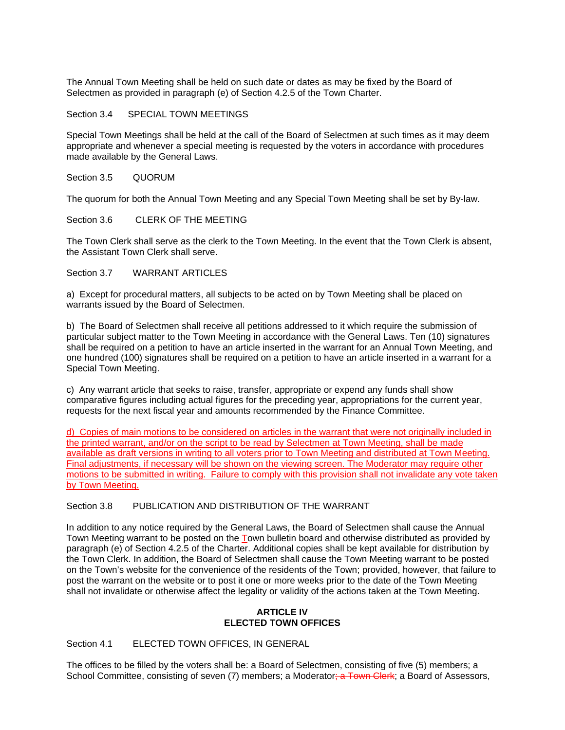The Annual Town Meeting shall be held on such date or dates as may be fixed by the Board of Selectmen as provided in paragraph (e) of Section 4.2.5 of the Town Charter.

Section 3.4 SPECIAL TOWN MEETINGS

Special Town Meetings shall be held at the call of the Board of Selectmen at such times as it may deem appropriate and whenever a special meeting is requested by the voters in accordance with procedures made available by the General Laws.

Section 3.5 QUORUM

The quorum for both the Annual Town Meeting and any Special Town Meeting shall be set by By-law.

Section 3.6 CLERK OF THE MEETING

The Town Clerk shall serve as the clerk to the Town Meeting. In the event that the Town Clerk is absent, the Assistant Town Clerk shall serve.

Section 3.7 WARRANT ARTICLES

a) Except for procedural matters, all subjects to be acted on by Town Meeting shall be placed on warrants issued by the Board of Selectmen.

b) The Board of Selectmen shall receive all petitions addressed to it which require the submission of particular subject matter to the Town Meeting in accordance with the General Laws. Ten (10) signatures shall be required on a petition to have an article inserted in the warrant for an Annual Town Meeting, and one hundred (100) signatures shall be required on a petition to have an article inserted in a warrant for a Special Town Meeting.

c) Any warrant article that seeks to raise, transfer, appropriate or expend any funds shall show comparative figures including actual figures for the preceding year, appropriations for the current year, requests for the next fiscal year and amounts recommended by the Finance Committee.

<u>d) Copies of main motions to be considered on articles in the warrant that were not originally included in the printed warrant, and/or on the script to be read by Selectmen at Town Meeting, shall be made available as draft versions in writing to all voters prior to Town Meeting and distributed at Town Meeting. Final adjustments, if necessary will be shown on the viewing screen. The Moderator may require other motions to be submitted in writing. Failure to comply with this provision shall not invalidate any vote taken by Town Meeting.</u>

Section 3.8 PUBLICATION AND DISTRIBUTION OF THE WARRANT

In addition to any notice required by the General Laws, the Board of Selectmen shall cause the Annual Town Meeting warrant to be posted on the Town bulletin board and otherwise distributed as provided by paragraph (e) of Section 4.2.5 of the Charter. Additional copies shall be kept available for distribution by the Town Clerk. In addition, the Board of Selectmen shall cause the Town Meeting warrant to be posted on the Town's website for the convenience of the residents of the Town; provided, however, that failure to post the warrant on the website or to post it one or more weeks prior to the date of the Town Meeting shall not invalidate or otherwise affect the legality or validity of the actions taken at the Town Meeting.

**ARTICLE IV**
**ELECTED TOWN OFFICES**

Section 4.1 ELECTED TOWN OFFICES, IN GENERAL

The offices to be filled by the voters shall be: a Board of Selectmen, consisting of five (5) members; a School Committee, consisting of seven (7) members; a Moderator~~; a Town Clerk~~; a Board of Assessors,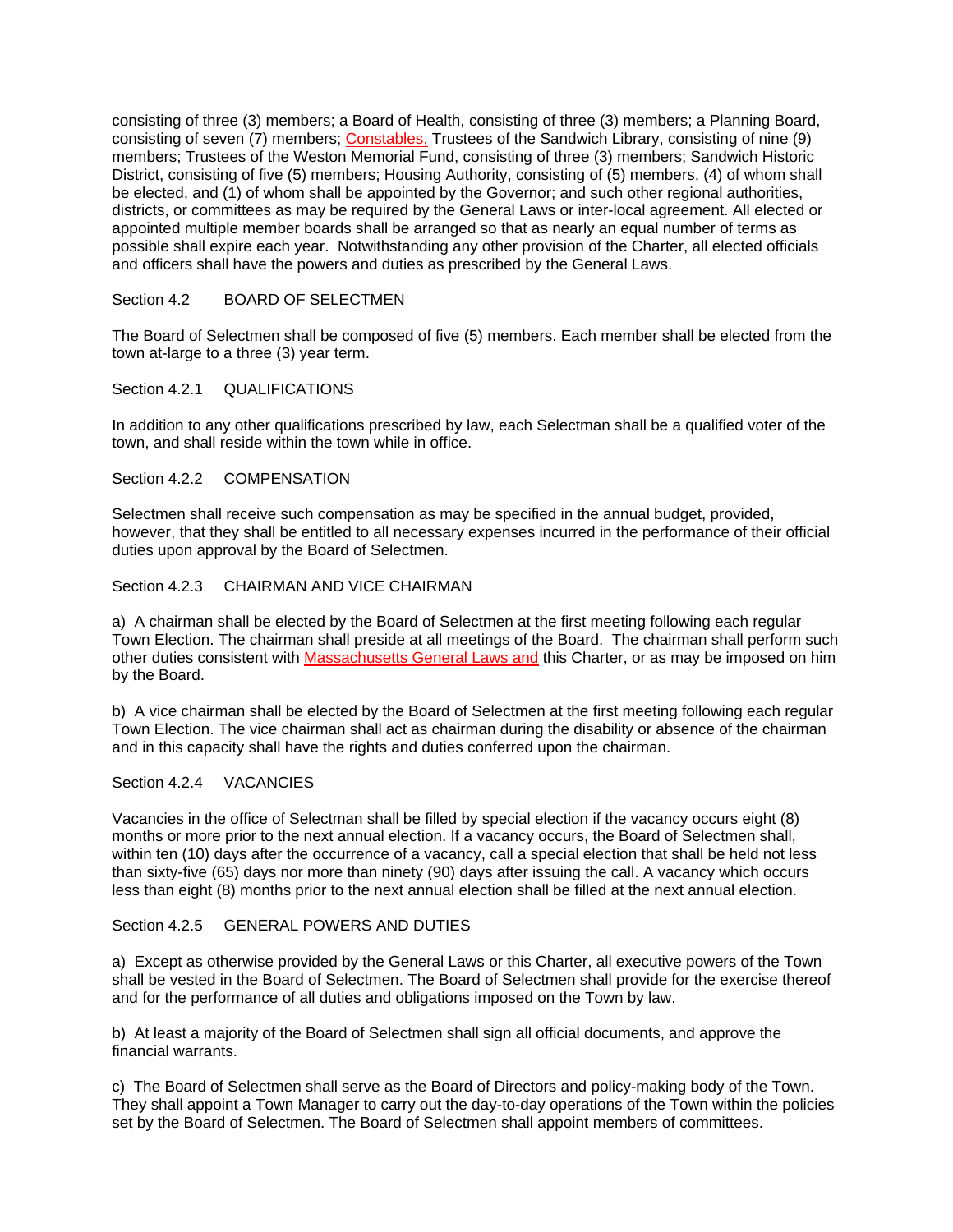consisting of three (3) members; a Board of Health, consisting of three (3) members; a Planning Board, consisting of seven (7) members; Constables, Trustees of the Sandwich Library, consisting of nine (9) members; Trustees of the Weston Memorial Fund, consisting of three (3) members; Sandwich Historic District, consisting of five (5) members; Housing Authority, consisting of (5) members, (4) of whom shall be elected, and (1) of whom shall be appointed by the Governor; and such other regional authorities, districts, or committees as may be required by the General Laws or inter-local agreement. All elected or appointed multiple member boards shall be arranged so that as nearly an equal number of terms as possible shall expire each year. Notwithstanding any other provision of the Charter, all elected officials and officers shall have the powers and duties as prescribed by the General Laws.

Section 4.2 BOARD OF SELECTMEN

The Board of Selectmen shall be composed of five (5) members. Each member shall be elected from the town at-large to a three (3) year term.

Section 4.2.1 QUALIFICATIONS

In addition to any other qualifications prescribed by law, each Selectman shall be a qualified voter of the town, and shall reside within the town while in office.

Section 4.2.2 COMPENSATION

Selectmen shall receive such compensation as may be specified in the annual budget, provided, however, that they shall be entitled to all necessary expenses incurred in the performance of their official duties upon approval by the Board of Selectmen.

Section 4.2.3 CHAIRMAN AND VICE CHAIRMAN

a) A chairman shall be elected by the Board of Selectmen at the first meeting following each regular Town Election. The chairman shall preside at all meetings of the Board. The chairman shall perform such other duties consistent with Massachusetts General Laws and this Charter, or as may be imposed on him by the Board.

b) A vice chairman shall be elected by the Board of Selectmen at the first meeting following each regular Town Election. The vice chairman shall act as chairman during the disability or absence of the chairman and in this capacity shall have the rights and duties conferred upon the chairman.

Section 4.2.4 VACANCIES

Vacancies in the office of Selectman shall be filled by special election if the vacancy occurs eight (8) months or more prior to the next annual election. If a vacancy occurs, the Board of Selectmen shall, within ten (10) days after the occurrence of a vacancy, call a special election that shall be held not less than sixty-five (65) days nor more than ninety (90) days after issuing the call. A vacancy which occurs less than eight (8) months prior to the next annual election shall be filled at the next annual election.

Section 4.2.5 GENERAL POWERS AND DUTIES

a) Except as otherwise provided by the General Laws or this Charter, all executive powers of the Town shall be vested in the Board of Selectmen. The Board of Selectmen shall provide for the exercise thereof and for the performance of all duties and obligations imposed on the Town by law.

b) At least a majority of the Board of Selectmen shall sign all official documents, and approve the financial warrants.

c) The Board of Selectmen shall serve as the Board of Directors and policy-making body of the Town. They shall appoint a Town Manager to carry out the day-to-day operations of the Town within the policies set by the Board of Selectmen. The Board of Selectmen shall appoint members of committees.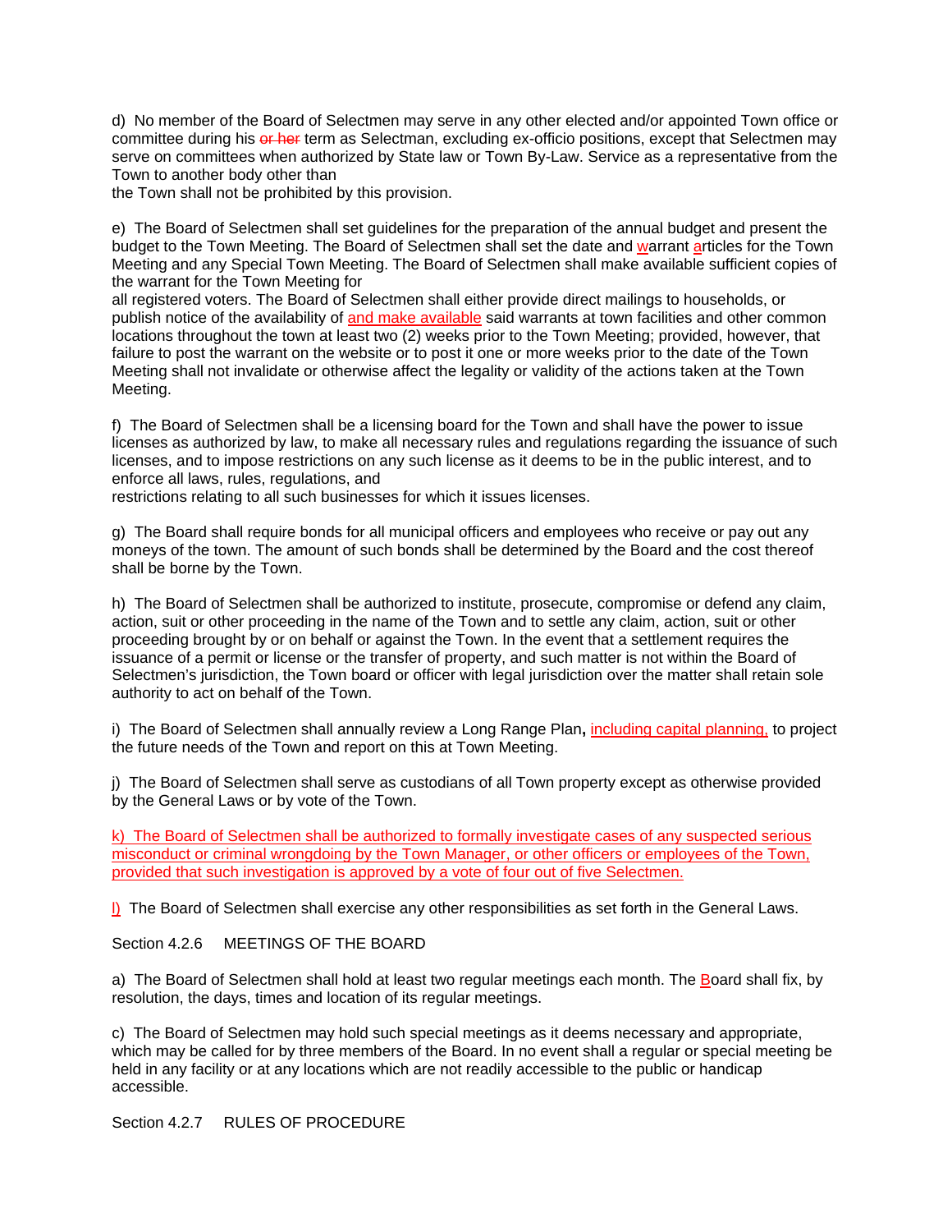d) No member of the Board of Selectmen may serve in any other elected and/or appointed Town office or committee during his ~~or her~~ term as Selectman, excluding ex-officio positions, except that Selectmen may serve on committees when authorized by State law or Town By-Law. Service as a representative from the Town to another body other than the Town shall not be prohibited by this provision.

e) The Board of Selectmen shall set guidelines for the preparation of the annual budget and present the budget to the Town Meeting. The Board of Selectmen shall set the date and warrant articles for the Town Meeting and any Special Town Meeting. The Board of Selectmen shall make available sufficient copies of the warrant for the Town Meeting for all registered voters. The Board of Selectmen shall either provide direct mailings to households, or publish notice of the availability of and make available said warrants at town facilities and other common locations throughout the town at least two (2) weeks prior to the Town Meeting; provided, however, that failure to post the warrant on the website or to post it one or more weeks prior to the date of the Town Meeting shall not invalidate or otherwise affect the legality or validity of the actions taken at the Town Meeting.

f) The Board of Selectmen shall be a licensing board for the Town and shall have the power to issue licenses as authorized by law, to make all necessary rules and regulations regarding the issuance of such licenses, and to impose restrictions on any such license as it deems to be in the public interest, and to enforce all laws, rules, regulations, and restrictions relating to all such businesses for which it issues licenses.

g) The Board shall require bonds for all municipal officers and employees who receive or pay out any moneys of the town. The amount of such bonds shall be determined by the Board and the cost thereof shall be borne by the Town.

h) The Board of Selectmen shall be authorized to institute, prosecute, compromise or defend any claim, action, suit or other proceeding in the name of the Town and to settle any claim, action, suit or other proceeding brought by or on behalf or against the Town. In the event that a settlement requires the issuance of a permit or license or the transfer of property, and such matter is not within the Board of Selectmen's jurisdiction, the Town board or officer with legal jurisdiction over the matter shall retain sole authority to act on behalf of the Town.

i) The Board of Selectmen shall annually review a Long Range Plan**,** including capital planning, to project the future needs of the Town and report on this at Town Meeting.

j) The Board of Selectmen shall serve as custodians of all Town property except as otherwise provided by the General Laws or by vote of the Town.

k) The Board of Selectmen shall be authorized to formally investigate cases of any suspected serious misconduct or criminal wrongdoing by the Town Manager, or other officers or employees of the Town, provided that such investigation is approved by a vote of four out of five Selectmen.

l) The Board of Selectmen shall exercise any other responsibilities as set forth in the General Laws.

Section 4.2.6 MEETINGS OF THE BOARD

a) The Board of Selectmen shall hold at least two regular meetings each month. The Board shall fix, by resolution, the days, times and location of its regular meetings.

c) The Board of Selectmen may hold such special meetings as it deems necessary and appropriate, which may be called for by three members of the Board. In no event shall a regular or special meeting be held in any facility or at any locations which are not readily accessible to the public or handicap accessible.

Section 4.2.7 RULES OF PROCEDURE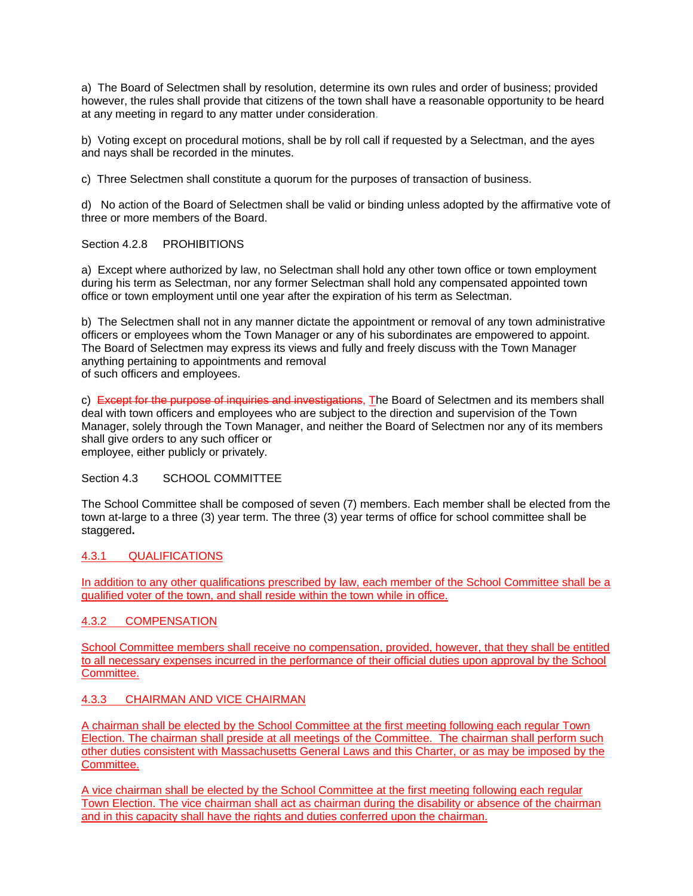a)  The Board of Selectmen shall by resolution, determine its own rules and order of business; provided however, the rules shall provide that citizens of the town shall have a reasonable opportunity to be heard at any meeting in regard to any matter under consideration.

b)  Voting except on procedural motions, shall be by roll call if requested by a Selectman, and the ayes and nays shall be recorded in the minutes.

c)  Three Selectmen shall constitute a quorum for the purposes of transaction of business.

d)  No action of the Board of Selectmen shall be valid or binding unless adopted by the affirmative vote of three or more members of the Board.

Section 4.2.8     PROHIBITIONS

a)  Except where authorized by law, no Selectman shall hold any other town office or town employment during his term as Selectman, nor any former Selectman shall hold any compensated appointed town office or town employment until one year after the expiration of his term as Selectman.

b)  The Selectmen shall not in any manner dictate the appointment or removal of any town administrative officers or employees whom the Town Manager or any of his subordinates are empowered to appoint. The Board of Selectmen may express its views and fully and freely discuss with the Town Manager anything pertaining to appointments and removal of such officers and employees.

c)  ~~Except for the purpose of inquiries and investigations,~~ The Board of Selectmen and its members shall deal with town officers and employees who are subject to the direction and supervision of the Town Manager, solely through the Town Manager, and neither the Board of Selectmen nor any of its members shall give orders to any such officer or employee, either publicly or privately.

Section 4.3       SCHOOL COMMITTEE

The School Committee shall be composed of seven (7) members. Each member shall be elected from the town at-large to a three (3) year term. The three (3) year terms of office for school committee shall be staggered.

4.3.1       QUALIFICATIONS

In addition to any other qualifications prescribed by law, each member of the School Committee shall be a qualified voter of the town, and shall reside within the town while in office.

4.3.2       COMPENSATION

School Committee members shall receive no compensation, provided, however, that they shall be entitled to all necessary expenses incurred in the performance of their official duties upon approval by the School Committee.

4.3.3       CHAIRMAN AND VICE CHAIRMAN

A chairman shall be elected by the School Committee at the first meeting following each regular Town Election. The chairman shall preside at all meetings of the Committee. The chairman shall perform such other duties consistent with Massachusetts General Laws and this Charter, or as may be imposed by the Committee.

A vice chairman shall be elected by the School Committee at the first meeting following each regular Town Election. The vice chairman shall act as chairman during the disability or absence of the chairman and in this capacity shall have the rights and duties conferred upon the chairman.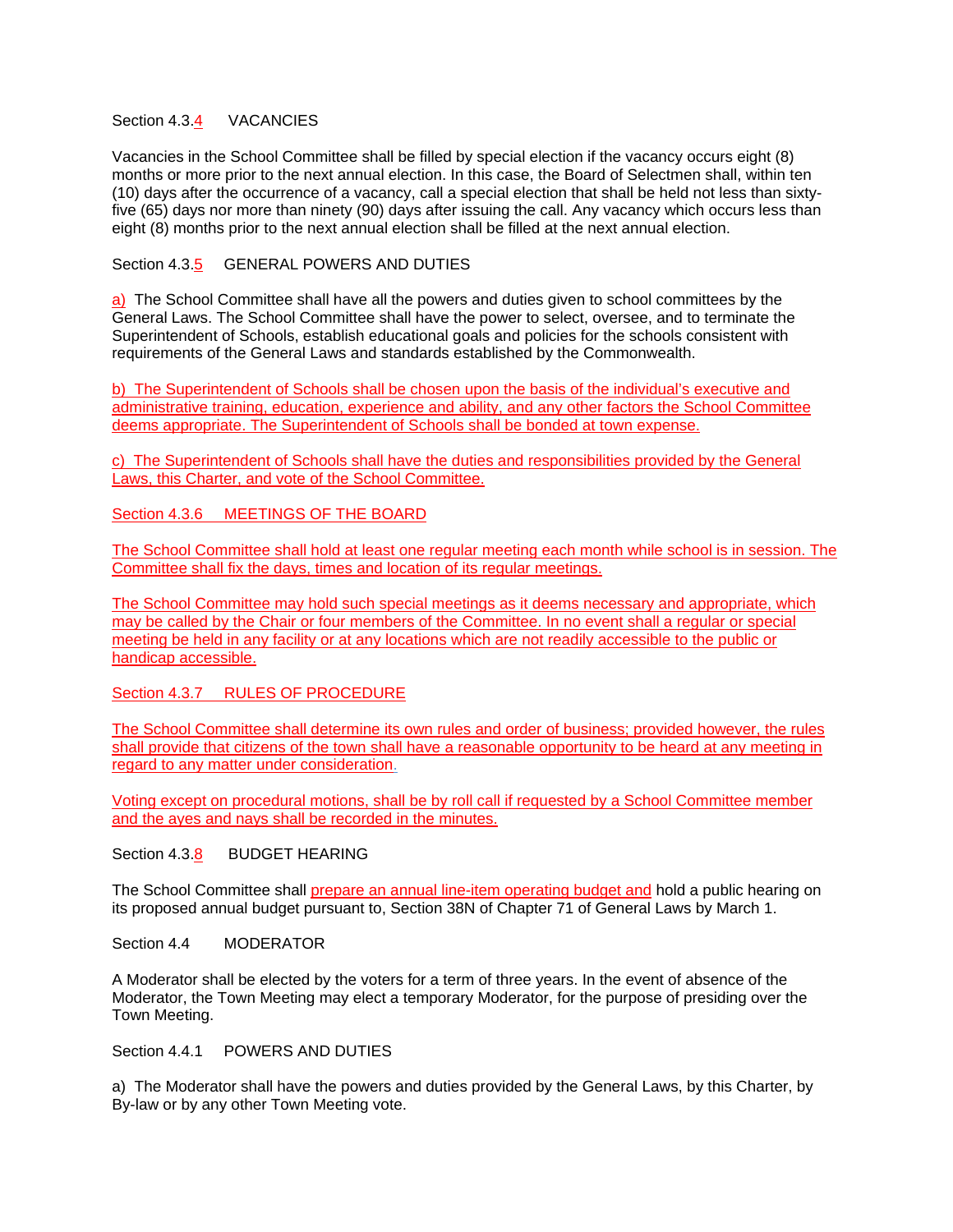Section 4.3.4 VACANCIES

Vacancies in the School Committee shall be filled by special election if the vacancy occurs eight (8) months or more prior to the next annual election. In this case, the Board of Selectmen shall, within ten (10) days after the occurrence of a vacancy, call a special election that shall be held not less than sixty-five (65) days nor more than ninety (90) days after issuing the call. Any vacancy which occurs less than eight (8) months prior to the next annual election shall be filled at the next annual election.

Section 4.3.5 GENERAL POWERS AND DUTIES

a) The School Committee shall have all the powers and duties given to school committees by the General Laws. The School Committee shall have the power to select, oversee, and to terminate the Superintendent of Schools, establish educational goals and policies for the schools consistent with requirements of the General Laws and standards established by the Commonwealth.

b) The Superintendent of Schools shall be chosen upon the basis of the individual's executive and administrative training, education, experience and ability, and any other factors the School Committee deems appropriate. The Superintendent of Schools shall be bonded at town expense.

c) The Superintendent of Schools shall have the duties and responsibilities provided by the General Laws, this Charter, and vote of the School Committee.

Section 4.3.6 MEETINGS OF THE BOARD

The School Committee shall hold at least one regular meeting each month while school is in session. The Committee shall fix the days, times and location of its regular meetings.

The School Committee may hold such special meetings as it deems necessary and appropriate, which may be called by the Chair or four members of the Committee. In no event shall a regular or special meeting be held in any facility or at any locations which are not readily accessible to the public or handicap accessible.

Section 4.3.7 RULES OF PROCEDURE

The School Committee shall determine its own rules and order of business; provided however, the rules shall provide that citizens of the town shall have a reasonable opportunity to be heard at any meeting in regard to any matter under consideration.

Voting except on procedural motions, shall be by roll call if requested by a School Committee member and the ayes and nays shall be recorded in the minutes.

Section 4.3.8 BUDGET HEARING

The School Committee shall prepare an annual line-item operating budget and hold a public hearing on its proposed annual budget pursuant to, Section 38N of Chapter 71 of General Laws by March 1.

Section 4.4 MODERATOR

A Moderator shall be elected by the voters for a term of three years. In the event of absence of the Moderator, the Town Meeting may elect a temporary Moderator, for the purpose of presiding over the Town Meeting.

Section 4.4.1 POWERS AND DUTIES

a) The Moderator shall have the powers and duties provided by the General Laws, by this Charter, by By-law or by any other Town Meeting vote.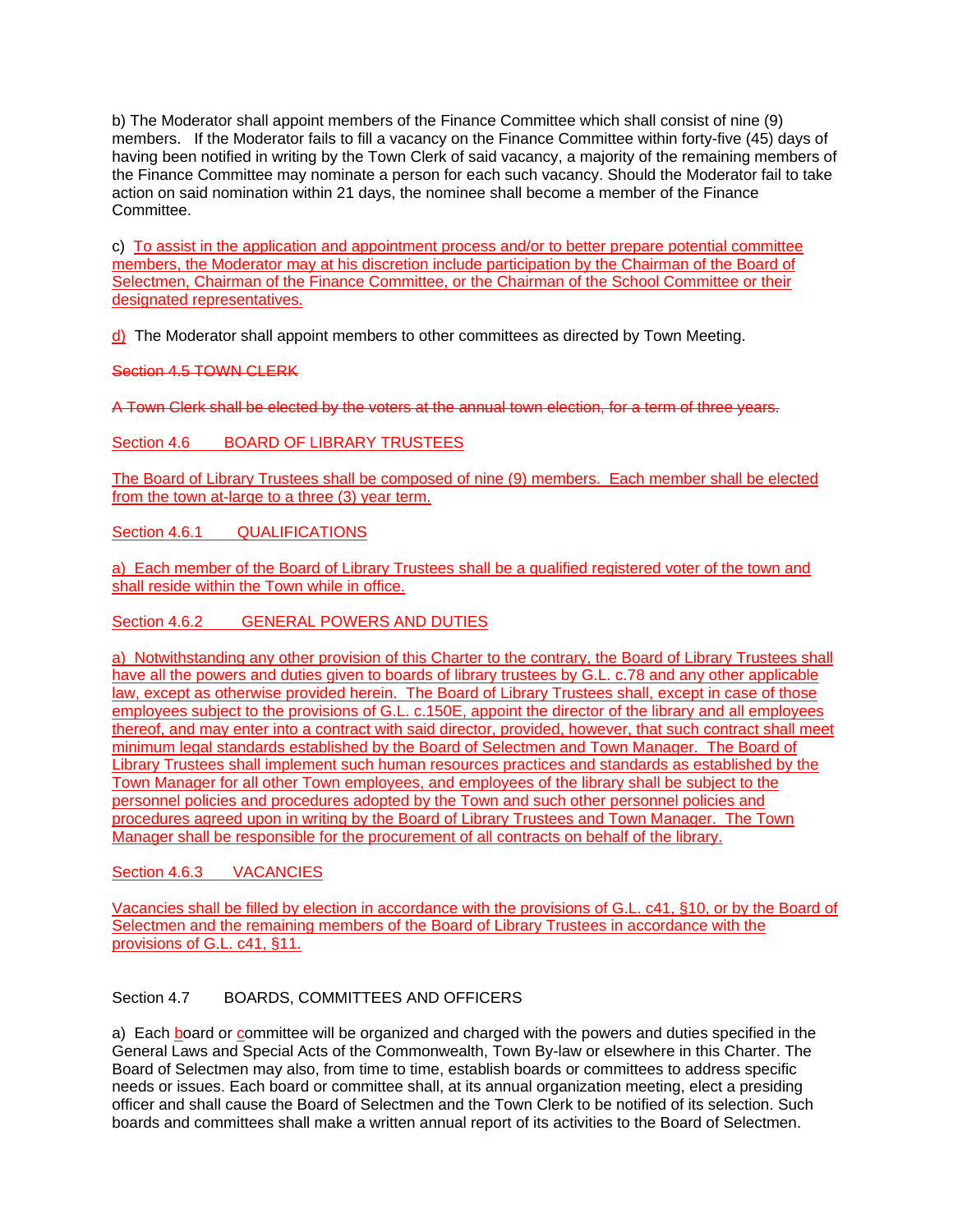b) The Moderator shall appoint members of the Finance Committee which shall consist of nine (9) members. If the Moderator fails to fill a vacancy on the Finance Committee within forty-five (45) days of having been notified in writing by the Town Clerk of said vacancy, a majority of the remaining members of the Finance Committee may nominate a person for each such vacancy. Should the Moderator fail to take action on said nomination within 21 days, the nominee shall become a member of the Finance Committee.

c) To assist in the application and appointment process and/or to better prepare potential committee members, the Moderator may at his discretion include participation by the Chairman of the Board of Selectmen, Chairman of the Finance Committee, or the Chairman of the School Committee or their designated representatives.

d) The Moderator shall appoint members to other committees as directed by Town Meeting.

~~Section 4.5 TOWN CLERK~~

~~A Town Clerk shall be elected by the voters at the annual town election, for a term of three years.~~

Section 4.6 BOARD OF LIBRARY TRUSTEES

The Board of Library Trustees shall be composed of nine (9) members. Each member shall be elected from the town at-large to a three (3) year term.

Section 4.6.1 QUALIFICATIONS

a) Each member of the Board of Library Trustees shall be a qualified registered voter of the town and shall reside within the Town while in office.

Section 4.6.2 GENERAL POWERS AND DUTIES

a) Notwithstanding any other provision of this Charter to the contrary, the Board of Library Trustees shall have all the powers and duties given to boards of library trustees by G.L. c.78 and any other applicable law, except as otherwise provided herein. The Board of Library Trustees shall, except in case of those employees subject to the provisions of G.L. c.150E, appoint the director of the library and all employees thereof, and may enter into a contract with said director, provided, however, that such contract shall meet minimum legal standards established by the Board of Selectmen and Town Manager. The Board of Library Trustees shall implement such human resources practices and standards as established by the Town Manager for all other Town employees, and employees of the library shall be subject to the personnel policies and procedures adopted by the Town and such other personnel policies and procedures agreed upon in writing by the Board of Library Trustees and Town Manager. The Town Manager shall be responsible for the procurement of all contracts on behalf of the library.

Section 4.6.3 VACANCIES

Vacancies shall be filled by election in accordance with the provisions of G.L. c41, §10, or by the Board of Selectmen and the remaining members of the Board of Library Trustees in accordance with the provisions of G.L. c41, §11.

Section 4.7 BOARDS, COMMITTEES AND OFFICERS

a) Each board or committee will be organized and charged with the powers and duties specified in the General Laws and Special Acts of the Commonwealth, Town By-law or elsewhere in this Charter. The Board of Selectmen may also, from time to time, establish boards or committees to address specific needs or issues. Each board or committee shall, at its annual organization meeting, elect a presiding officer and shall cause the Board of Selectmen and the Town Clerk to be notified of its selection. Such boards and committees shall make a written annual report of its activities to the Board of Selectmen.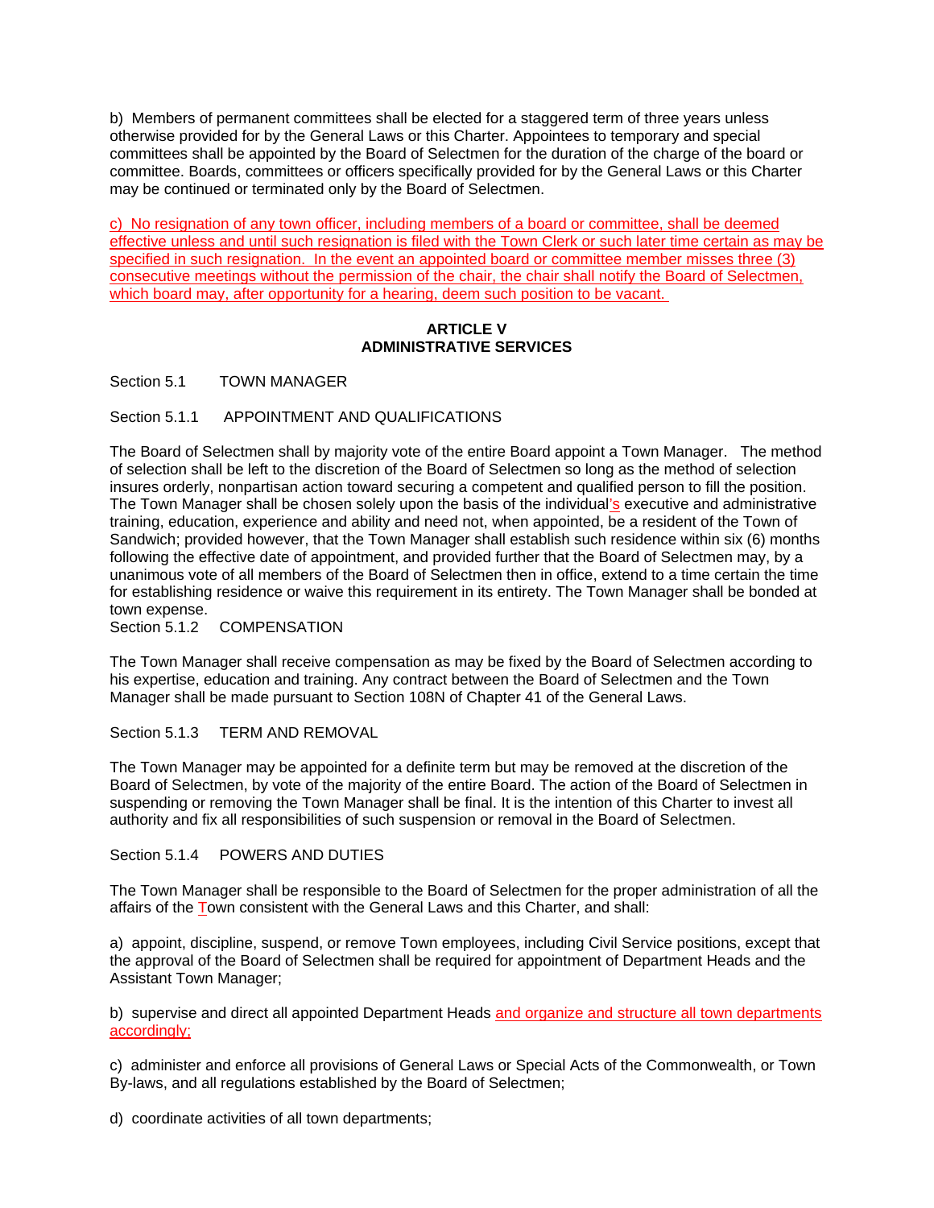b) Members of permanent committees shall be elected for a staggered term of three years unless otherwise provided for by the General Laws or this Charter. Appointees to temporary and special committees shall be appointed by the Board of Selectmen for the duration of the charge of the board or committee. Boards, committees or officers specifically provided for by the General Laws or this Charter may be continued or terminated only by the Board of Selectmen.

c) No resignation of any town officer, including members of a board or committee, shall be deemed effective unless and until such resignation is filed with the Town Clerk or such later time certain as may be specified in such resignation. In the event an appointed board or committee member misses three (3) consecutive meetings without the permission of the chair, the chair shall notify the Board of Selectmen, which board may, after opportunity for a hearing, deem such position to be vacant.

## ARTICLE V
## ADMINISTRATIVE SERVICES

Section 5.1 TOWN MANAGER

Section 5.1.1 APPOINTMENT AND QUALIFICATIONS

The Board of Selectmen shall by majority vote of the entire Board appoint a Town Manager. The method of selection shall be left to the discretion of the Board of Selectmen so long as the method of selection insures orderly, nonpartisan action toward securing a competent and qualified person to fill the position. The Town Manager shall be chosen solely upon the basis of the individual's executive and administrative training, education, experience and ability and need not, when appointed, be a resident of the Town of Sandwich; provided however, that the Town Manager shall establish such residence within six (6) months following the effective date of appointment, and provided further that the Board of Selectmen may, by a unanimous vote of all members of the Board of Selectmen then in office, extend to a time certain the time for establishing residence or waive this requirement in its entirety. The Town Manager shall be bonded at town expense.

Section 5.1.2 COMPENSATION

The Town Manager shall receive compensation as may be fixed by the Board of Selectmen according to his expertise, education and training. Any contract between the Board of Selectmen and the Town Manager shall be made pursuant to Section 108N of Chapter 41 of the General Laws.

Section 5.1.3 TERM AND REMOVAL

The Town Manager may be appointed for a definite term but may be removed at the discretion of the Board of Selectmen, by vote of the majority of the entire Board. The action of the Board of Selectmen in suspending or removing the Town Manager shall be final. It is the intention of this Charter to invest all authority and fix all responsibilities of such suspension or removal in the Board of Selectmen.

Section 5.1.4 POWERS AND DUTIES

The Town Manager shall be responsible to the Board of Selectmen for the proper administration of all the affairs of the Town consistent with the General Laws and this Charter, and shall:

a) appoint, discipline, suspend, or remove Town employees, including Civil Service positions, except that the approval of the Board of Selectmen shall be required for appointment of Department Heads and the Assistant Town Manager;

b) supervise and direct all appointed Department Heads and organize and structure all town departments accordingly;

c) administer and enforce all provisions of General Laws or Special Acts of the Commonwealth, or Town By-laws, and all regulations established by the Board of Selectmen;

d) coordinate activities of all town departments;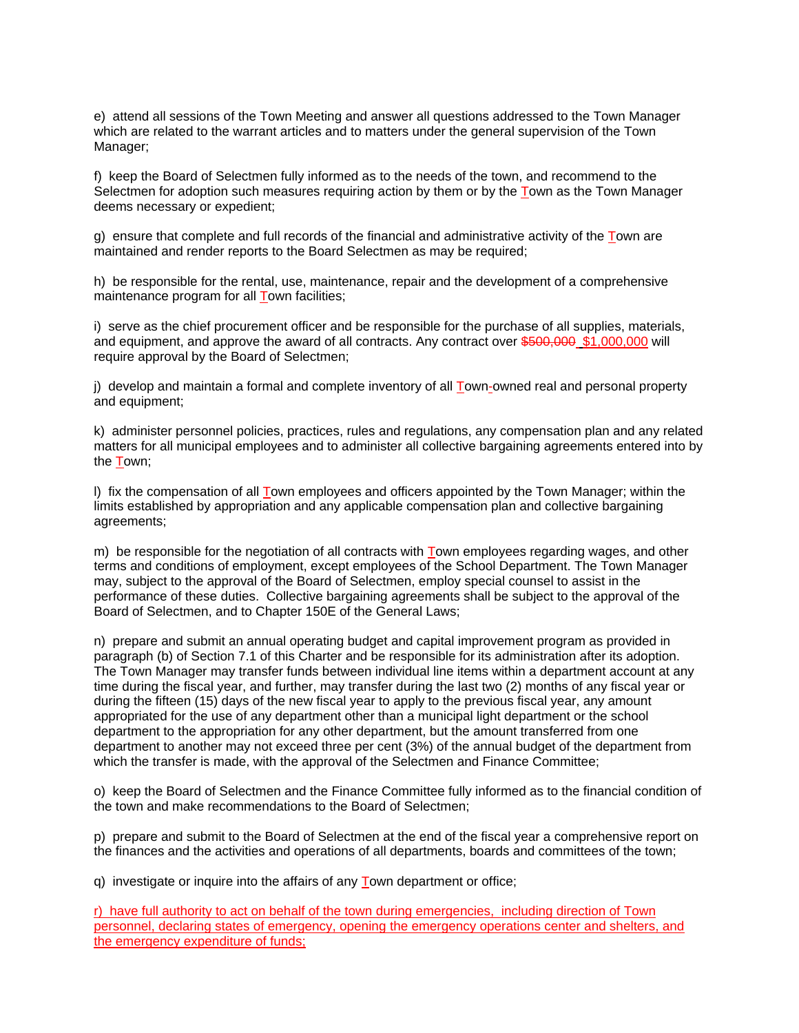e)  attend all sessions of the Town Meeting and answer all questions addressed to the Town Manager which are related to the warrant articles and to matters under the general supervision of the Town Manager;

f)  keep the Board of Selectmen fully informed as to the needs of the town, and recommend to the Selectmen for adoption such measures requiring action by them or by the Town as the Town Manager deems necessary or expedient;

g)  ensure that complete and full records of the financial and administrative activity of the Town are maintained and render reports to the Board Selectmen as may be required;

h)  be responsible for the rental, use, maintenance, repair and the development of a comprehensive maintenance program for all Town facilities;

i)  serve as the chief procurement officer and be responsible for the purchase of all supplies, materials, and equipment, and approve the award of all contracts. Any contract over ~~$500,000~~ $1,000,000 will require approval by the Board of Selectmen;

j)  develop and maintain a formal and complete inventory of all Town-owned real and personal property and equipment;

k)  administer personnel policies, practices, rules and regulations, any compensation plan and any related matters for all municipal employees and to administer all collective bargaining agreements entered into by the Town;

l)  fix the compensation of all Town employees and officers appointed by the Town Manager; within the limits established by appropriation and any applicable compensation plan and collective bargaining agreements;

m)  be responsible for the negotiation of all contracts with Town employees regarding wages, and other terms and conditions of employment, except employees of the School Department. The Town Manager may, subject to the approval of the Board of Selectmen, employ special counsel to assist in the performance of these duties.  Collective bargaining agreements shall be subject to the approval of the Board of Selectmen, and to Chapter 150E of the General Laws;

n)  prepare and submit an annual operating budget and capital improvement program as provided in paragraph (b) of Section 7.1 of this Charter and be responsible for its administration after its adoption. The Town Manager may transfer funds between individual line items within a department account at any time during the fiscal year, and further, may transfer during the last two (2) months of any fiscal year or during the fifteen (15) days of the new fiscal year to apply to the previous fiscal year, any amount appropriated for the use of any department other than a municipal light department or the school department to the appropriation for any other department, but the amount transferred from one department to another may not exceed three per cent (3%) of the annual budget of the department from which the transfer is made, with the approval of the Selectmen and Finance Committee;

o)  keep the Board of Selectmen and the Finance Committee fully informed as to the financial condition of the town and make recommendations to the Board of Selectmen;

p)  prepare and submit to the Board of Selectmen at the end of the fiscal year a comprehensive report on the finances and the activities and operations of all departments, boards and committees of the town;

q)  investigate or inquire into the affairs of any Town department or office;

r)  have full authority to act on behalf of the town during emergencies,  including direction of Town personnel, declaring states of emergency, opening the emergency operations center and shelters, and the emergency expenditure of funds;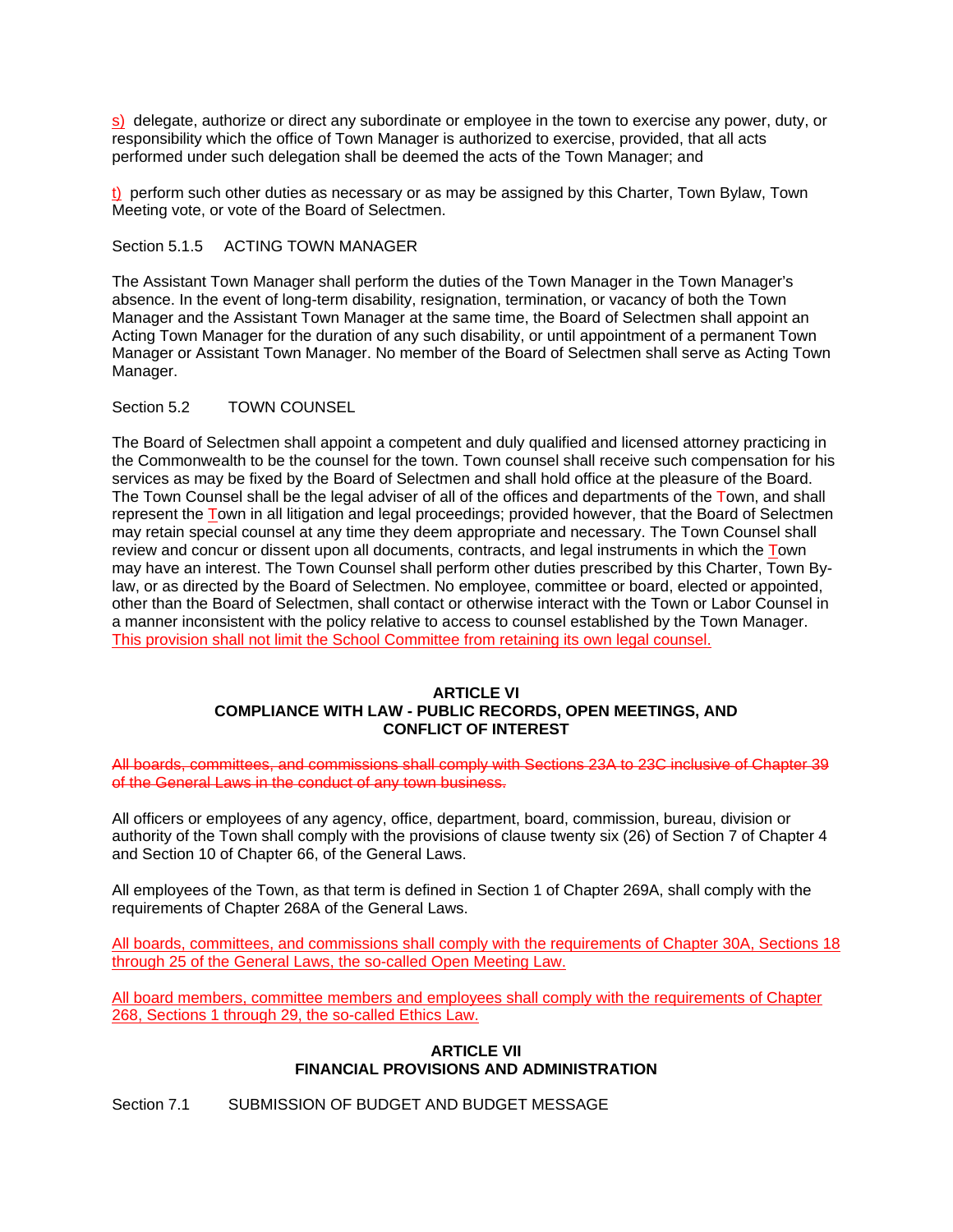s) delegate, authorize or direct any subordinate or employee in the town to exercise any power, duty, or responsibility which the office of Town Manager is authorized to exercise, provided, that all acts performed under such delegation shall be deemed the acts of the Town Manager; and

t) perform such other duties as necessary or as may be assigned by this Charter, Town Bylaw, Town Meeting vote, or vote of the Board of Selectmen.

Section 5.1.5 ACTING TOWN MANAGER

The Assistant Town Manager shall perform the duties of the Town Manager in the Town Manager's absence. In the event of long-term disability, resignation, termination, or vacancy of both the Town Manager and the Assistant Town Manager at the same time, the Board of Selectmen shall appoint an Acting Town Manager for the duration of any such disability, or until appointment of a permanent Town Manager or Assistant Town Manager. No member of the Board of Selectmen shall serve as Acting Town Manager.

Section 5.2 TOWN COUNSEL

The Board of Selectmen shall appoint a competent and duly qualified and licensed attorney practicing in the Commonwealth to be the counsel for the town. Town counsel shall receive such compensation for his services as may be fixed by the Board of Selectmen and shall hold office at the pleasure of the Board. The Town Counsel shall be the legal adviser of all of the offices and departments of the Town, and shall represent the Town in all litigation and legal proceedings; provided however, that the Board of Selectmen may retain special counsel at any time they deem appropriate and necessary. The Town Counsel shall review and concur or dissent upon all documents, contracts, and legal instruments in which the Town may have an interest. The Town Counsel shall perform other duties prescribed by this Charter, Town By-law, or as directed by the Board of Selectmen. No employee, committee or board, elected or appointed, other than the Board of Selectmen, shall contact or otherwise interact with the Town or Labor Counsel in a manner inconsistent with the policy relative to access to counsel established by the Town Manager. This provision shall not limit the School Committee from retaining its own legal counsel.

## ARTICLE VI
## COMPLIANCE WITH LAW - PUBLIC RECORDS, OPEN MEETINGS, AND CONFLICT OF INTEREST

~~All boards, committees, and commissions shall comply with Sections 23A to 23C inclusive of Chapter 39 of the General Laws in the conduct of any town business.~~

All officers or employees of any agency, office, department, board, commission, bureau, division or authority of the Town shall comply with the provisions of clause twenty six (26) of Section 7 of Chapter 4 and Section 10 of Chapter 66, of the General Laws.

All employees of the Town, as that term is defined in Section 1 of Chapter 269A, shall comply with the requirements of Chapter 268A of the General Laws.

All boards, committees, and commissions shall comply with the requirements of Chapter 30A, Sections 18 through 25 of the General Laws, the so-called Open Meeting Law.

All board members, committee members and employees shall comply with the requirements of Chapter 268, Sections 1 through 29, the so-called Ethics Law.

## ARTICLE VII
## FINANCIAL PROVISIONS AND ADMINISTRATION

Section 7.1 SUBMISSION OF BUDGET AND BUDGET MESSAGE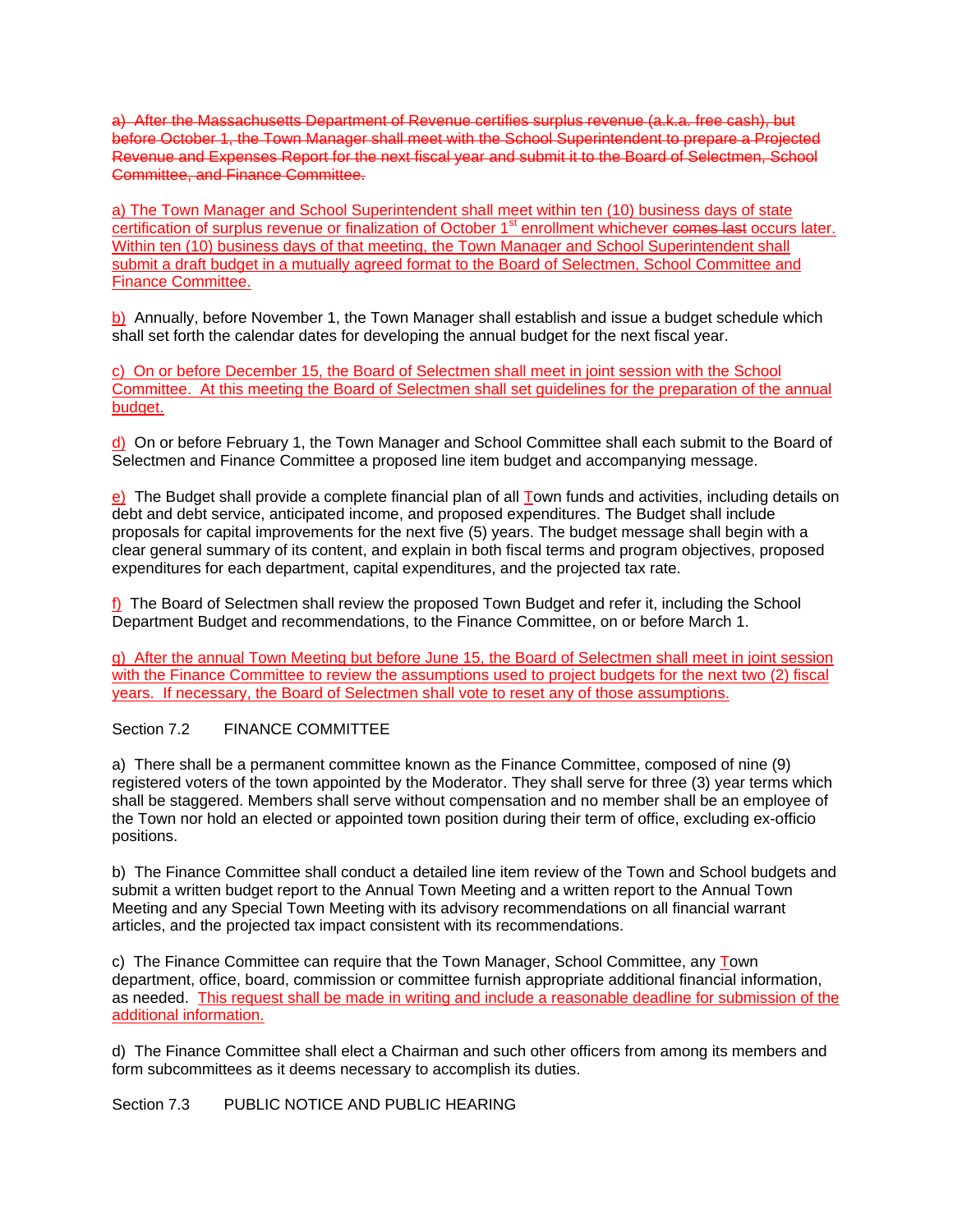~~a) After the Massachusetts Department of Revenue certifies surplus revenue (a.k.a. free cash), but before October 1, the Town Manager shall meet with the School Superintendent to prepare a Projected Revenue and Expenses Report for the next fiscal year and submit it to the Board of Selectmen, School Committee, and Finance Committee.~~

<u>a) The Town Manager and School Superintendent shall meet within ten (10) business days of state certification of surplus revenue or finalization of October 1st enrollment whichever ~~comes last~~ occurs later. Within ten (10) business days of that meeting, the Town Manager and School Superintendent shall submit a draft budget in a mutually agreed format to the Board of Selectmen, School Committee and Finance Committee.</u>

<u>b)</u> Annually, before November 1, the Town Manager shall establish and issue a budget schedule which shall set forth the calendar dates for developing the annual budget for the next fiscal year.

<u>c) On or before December 15, the Board of Selectmen shall meet in joint session with the School Committee. At this meeting the Board of Selectmen shall set guidelines for the preparation of the annual budget.</u>

<u>d)</u> On or before February 1, the Town Manager and School Committee shall each submit to the Board of Selectmen and Finance Committee a proposed line item budget and accompanying message.

<u>e)</u> The Budget shall provide a complete financial plan of all <u>T</u>own funds and activities, including details on debt and debt service, anticipated income, and proposed expenditures. The Budget shall include proposals for capital improvements for the next five (5) years. The budget message shall begin with a clear general summary of its content, and explain in both fiscal terms and program objectives, proposed expenditures for each department, capital expenditures, and the projected tax rate.

<u>f)</u> The Board of Selectmen shall review the proposed Town Budget and refer it, including the School Department Budget and recommendations, to the Finance Committee, on or before March 1.

<u>g) After the annual Town Meeting but before June 15, the Board of Selectmen shall meet in joint session with the Finance Committee to review the assumptions used to project budgets for the next two (2) fiscal years. If necessary, the Board of Selectmen shall vote to reset any of those assumptions.</u>

Section 7.2 FINANCE COMMITTEE

a) There shall be a permanent committee known as the Finance Committee, composed of nine (9) registered voters of the town appointed by the Moderator. They shall serve for three (3) year terms which shall be staggered. Members shall serve without compensation and no member shall be an employee of the Town nor hold an elected or appointed town position during their term of office, excluding ex-officio positions.

b) The Finance Committee shall conduct a detailed line item review of the Town and School budgets and submit a written budget report to the Annual Town Meeting and a written report to the Annual Town Meeting and any Special Town Meeting with its advisory recommendations on all financial warrant articles, and the projected tax impact consistent with its recommendations.

c) The Finance Committee can require that the Town Manager, School Committee, any <u>T</u>own department, office, board, commission or committee furnish appropriate additional financial information, as needed. <u>This request shall be made in writing and include a reasonable deadline for submission of the additional information.</u>

d) The Finance Committee shall elect a Chairman and such other officers from among its members and form subcommittees as it deems necessary to accomplish its duties.

Section 7.3 PUBLIC NOTICE AND PUBLIC HEARING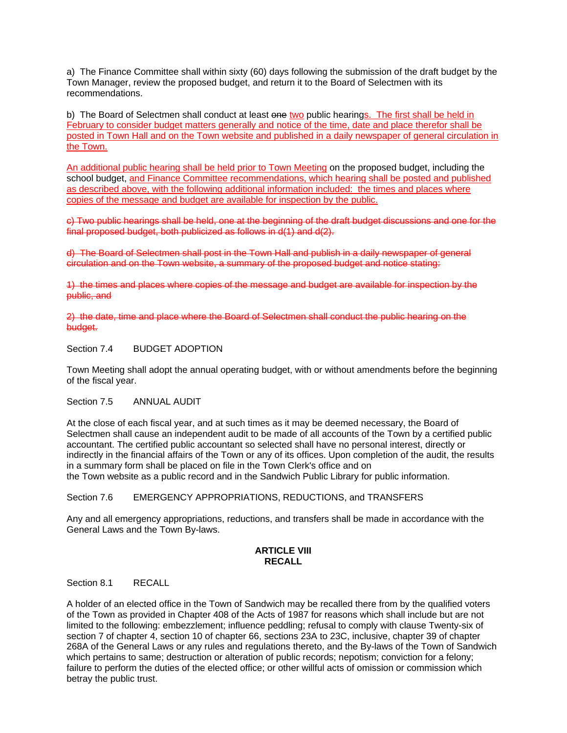a) The Finance Committee shall within sixty (60) days following the submission of the draft budget by the Town Manager, review the proposed budget, and return it to the Board of Selectmen with its recommendations.

b) The Board of Selectmen shall conduct at least ~~one~~ two public hearings. The first shall be held in February to consider budget matters generally and notice of the time, date and place therefor shall be posted in Town Hall and on the Town website and published in a daily newspaper of general circulation in the Town.

An additional public hearing shall be held prior to Town Meeting on the proposed budget, including the school budget, and Finance Committee recommendations, which hearing shall be posted and published as described above, with the following additional information included: the times and places where copies of the message and budget are available for inspection by the public.

~~c) Two public hearings shall be held, one at the beginning of the draft budget discussions and one for the final proposed budget, both publicized as follows in d(1) and d(2).~~

~~d) The Board of Selectmen shall post in the Town Hall and publish in a daily newspaper of general circulation and on the Town website, a summary of the proposed budget and notice stating:~~

~~1) the times and places where copies of the message and budget are available for inspection by the public, and~~

~~2) the date, time and place where the Board of Selectmen shall conduct the public hearing on the budget.~~

Section 7.4 BUDGET ADOPTION

Town Meeting shall adopt the annual operating budget, with or without amendments before the beginning of the fiscal year.

Section 7.5 ANNUAL AUDIT

At the close of each fiscal year, and at such times as it may be deemed necessary, the Board of Selectmen shall cause an independent audit to be made of all accounts of the Town by a certified public accountant. The certified public accountant so selected shall have no personal interest, directly or indirectly in the financial affairs of the Town or any of its offices. Upon completion of the audit, the results in a summary form shall be placed on file in the Town Clerk's office and on the Town website as a public record and in the Sandwich Public Library for public information.

Section 7.6 EMERGENCY APPROPRIATIONS, REDUCTIONS, and TRANSFERS

Any and all emergency appropriations, reductions, and transfers shall be made in accordance with the General Laws and the Town By-laws.

## ARTICLE VIII
## RECALL

Section 8.1 RECALL

A holder of an elected office in the Town of Sandwich may be recalled there from by the qualified voters of the Town as provided in Chapter 408 of the Acts of 1987 for reasons which shall include but are not limited to the following: embezzlement; influence peddling; refusal to comply with clause Twenty-six of section 7 of chapter 4, section 10 of chapter 66, sections 23A to 23C, inclusive, chapter 39 of chapter 268A of the General Laws or any rules and regulations thereto, and the By-laws of the Town of Sandwich which pertains to same; destruction or alteration of public records; nepotism; conviction for a felony; failure to perform the duties of the elected office; or other willful acts of omission or commission which betray the public trust.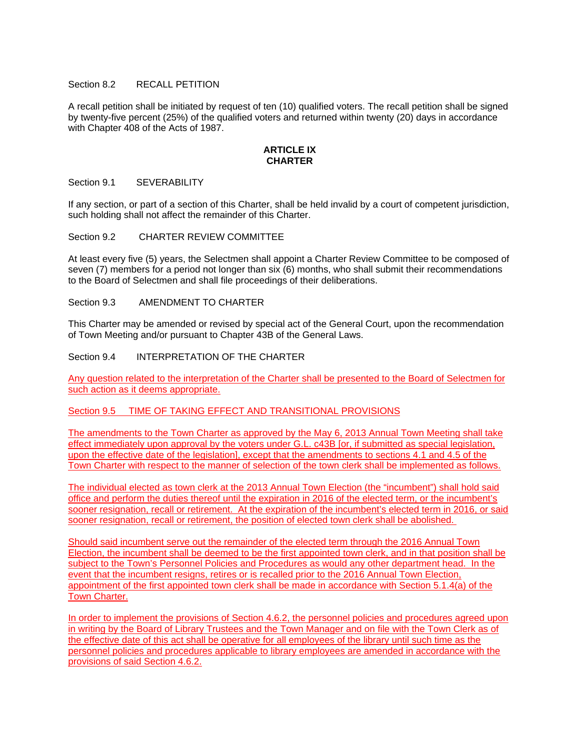Section 8.2 RECALL PETITION

A recall petition shall be initiated by request of ten (10) qualified voters. The recall petition shall be signed by twenty-five percent (25%) of the qualified voters and returned within twenty (20) days in accordance with Chapter 408 of the Acts of 1987.

## ARTICLE IX
## CHARTER

Section 9.1 SEVERABILITY

If any section, or part of a section of this Charter, shall be held invalid by a court of competent jurisdiction, such holding shall not affect the remainder of this Charter.

Section 9.2 CHARTER REVIEW COMMITTEE

At least every five (5) years, the Selectmen shall appoint a Charter Review Committee to be composed of seven (7) members for a period not longer than six (6) months, who shall submit their recommendations to the Board of Selectmen and shall file proceedings of their deliberations.

Section 9.3 AMENDMENT TO CHARTER

This Charter may be amended or revised by special act of the General Court, upon the recommendation of Town Meeting and/or pursuant to Chapter 43B of the General Laws.

Section 9.4 INTERPRETATION OF THE CHARTER

Any question related to the interpretation of the Charter shall be presented to the Board of Selectmen for such action as it deems appropriate.

Section 9.5 TIME OF TAKING EFFECT AND TRANSITIONAL PROVISIONS

The amendments to the Town Charter as approved by the May 6, 2013 Annual Town Meeting shall take effect immediately upon approval by the voters under G.L. c43B [or, if submitted as special legislation, upon the effective date of the legislation], except that the amendments to sections 4.1 and 4.5 of the Town Charter with respect to the manner of selection of the town clerk shall be implemented as follows.

The individual elected as town clerk at the 2013 Annual Town Election (the "incumbent") shall hold said office and perform the duties thereof until the expiration in 2016 of the elected term, or the incumbent's sooner resignation, recall or retirement. At the expiration of the incumbent's elected term in 2016, or said sooner resignation, recall or retirement, the position of elected town clerk shall be abolished.

Should said incumbent serve out the remainder of the elected term through the 2016 Annual Town Election, the incumbent shall be deemed to be the first appointed town clerk, and in that position shall be subject to the Town's Personnel Policies and Procedures as would any other department head. In the event that the incumbent resigns, retires or is recalled prior to the 2016 Annual Town Election, appointment of the first appointed town clerk shall be made in accordance with Section 5.1.4(a) of the Town Charter.

In order to implement the provisions of Section 4.6.2, the personnel policies and procedures agreed upon in writing by the Board of Library Trustees and the Town Manager and on file with the Town Clerk as of the effective date of this act shall be operative for all employees of the library until such time as the personnel policies and procedures applicable to library employees are amended in accordance with the provisions of said Section 4.6.2.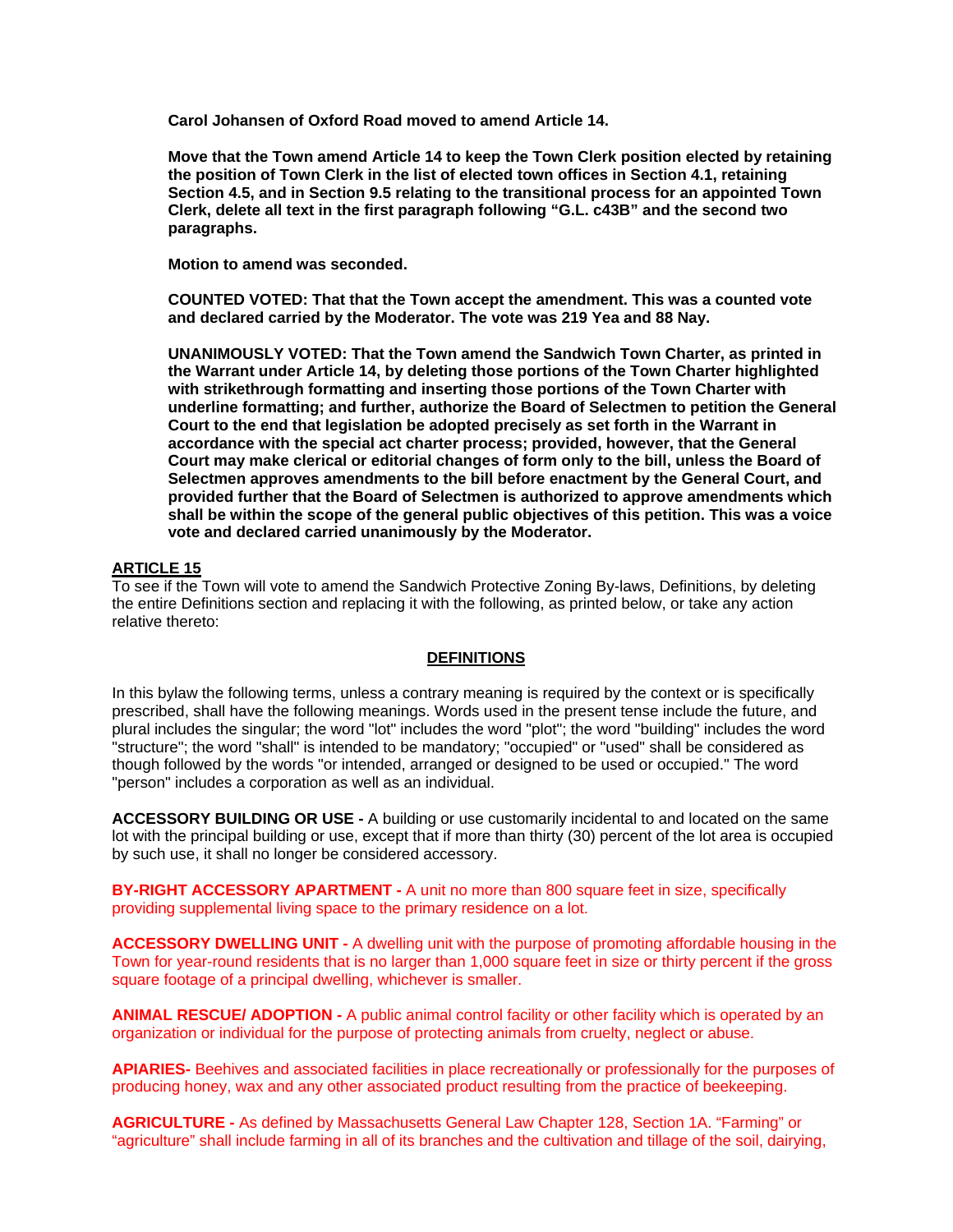**Carol Johansen of Oxford Road moved to amend Article 14.**

**Move that the Town amend Article 14 to keep the Town Clerk position elected by retaining the position of Town Clerk in the list of elected town offices in Section 4.1, retaining Section 4.5, and in Section 9.5 relating to the transitional process for an appointed Town Clerk, delete all text in the first paragraph following "G.L. c43B" and the second two paragraphs.**

**Motion to amend was seconded.**

**COUNTED VOTED: That that the Town accept the amendment. This was a counted vote and declared carried by the Moderator. The vote was 219 Yea and 88 Nay.**

**UNANIMOUSLY VOTED: That the Town amend the Sandwich Town Charter, as printed in the Warrant under Article 14, by deleting those portions of the Town Charter highlighted with strikethrough formatting and inserting those portions of the Town Charter with underline formatting; and further, authorize the Board of Selectmen to petition the General Court to the end that legislation be adopted precisely as set forth in the Warrant in accordance with the special act charter process; provided, however, that the General Court may make clerical or editorial changes of form only to the bill, unless the Board of Selectmen approves amendments to the bill before enactment by the General Court, and provided further that the Board of Selectmen is authorized to approve amendments which shall be within the scope of the general public objectives of this petition. This was a voice vote and declared carried unanimously by the Moderator.**

## ARTICLE 15

To see if the Town will vote to amend the Sandwich Protective Zoning By-laws, Definitions, by deleting the entire Definitions section and replacing it with the following, as printed below, or take any action relative thereto:

### DEFINITIONS

In this bylaw the following terms, unless a contrary meaning is required by the context or is specifically prescribed, shall have the following meanings. Words used in the present tense include the future, and plural includes the singular; the word "lot" includes the word "plot"; the word "building" includes the word "structure"; the word "shall" is intended to be mandatory; "occupied" or "used" shall be considered as though followed by the words "or intended, arranged or designed to be used or occupied." The word "person" includes a corporation as well as an individual.

**ACCESSORY BUILDING OR USE -** A building or use customarily incidental to and located on the same lot with the principal building or use, except that if more than thirty (30) percent of the lot area is occupied by such use, it shall no longer be considered accessory.

**BY-RIGHT ACCESSORY APARTMENT -** A unit no more than 800 square feet in size, specifically providing supplemental living space to the primary residence on a lot.

**ACCESSORY DWELLING UNIT -** A dwelling unit with the purpose of promoting affordable housing in the Town for year-round residents that is no larger than 1,000 square feet in size or thirty percent if the gross square footage of a principal dwelling, whichever is smaller.

**ANIMAL RESCUE/ ADOPTION -** A public animal control facility or other facility which is operated by an organization or individual for the purpose of protecting animals from cruelty, neglect or abuse.

**APIARIES-** Beehives and associated facilities in place recreationally or professionally for the purposes of producing honey, wax and any other associated product resulting from the practice of beekeeping.

**AGRICULTURE -** As defined by Massachusetts General Law Chapter 128, Section 1A. "Farming" or "agriculture" shall include farming in all of its branches and the cultivation and tillage of the soil, dairying,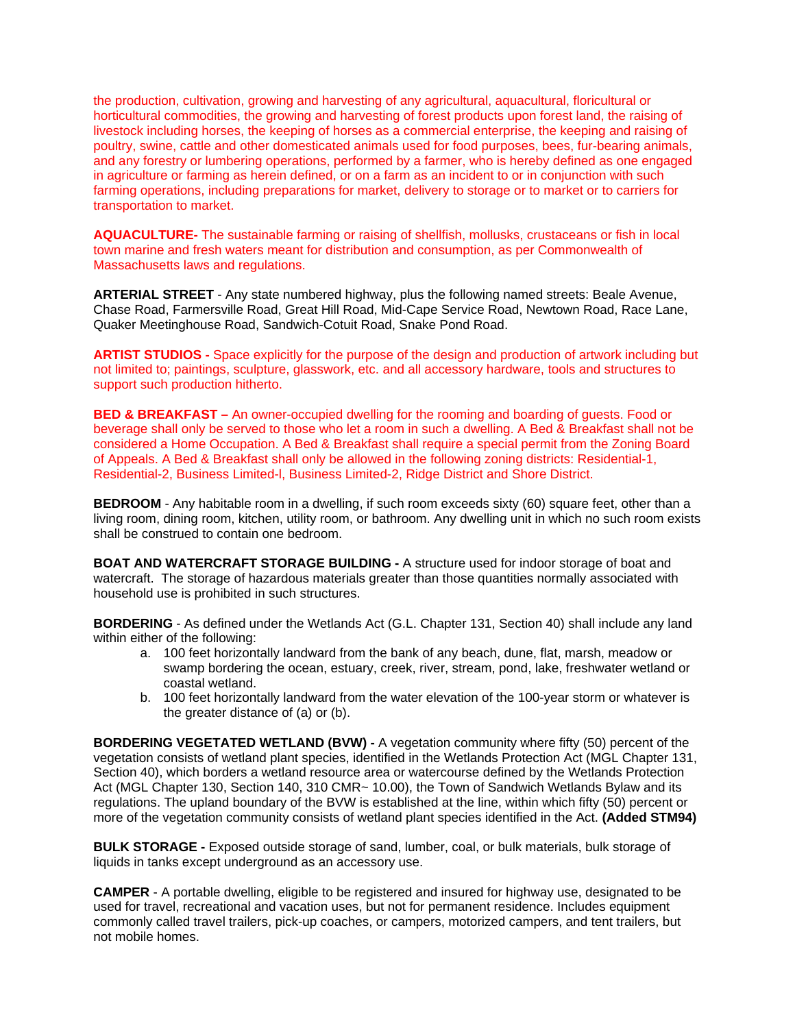the production, cultivation, growing and harvesting of any agricultural, aquacultural, floricultural or horticultural commodities, the growing and harvesting of forest products upon forest land, the raising of livestock including horses, the keeping of horses as a commercial enterprise, the keeping and raising of poultry, swine, cattle and other domesticated animals used for food purposes, bees, fur-bearing animals, and any forestry or lumbering operations, performed by a farmer, who is hereby defined as one engaged in agriculture or farming as herein defined, or on a farm as an incident to or in conjunction with such farming operations, including preparations for market, delivery to storage or to market or to carriers for transportation to market.

**AQUACULTURE-** The sustainable farming or raising of shellfish, mollusks, crustaceans or fish in local town marine and fresh waters meant for distribution and consumption, as per Commonwealth of Massachusetts laws and regulations.

**ARTERIAL STREET** - Any state numbered highway, plus the following named streets: Beale Avenue, Chase Road, Farmersville Road, Great Hill Road, Mid-Cape Service Road, Newtown Road, Race Lane, Quaker Meetinghouse Road, Sandwich-Cotuit Road, Snake Pond Road.

**ARTIST STUDIOS -** Space explicitly for the purpose of the design and production of artwork including but not limited to; paintings, sculpture, glasswork, etc. and all accessory hardware, tools and structures to support such production hitherto.

**BED & BREAKFAST –** An owner-occupied dwelling for the rooming and boarding of guests. Food or beverage shall only be served to those who let a room in such a dwelling. A Bed & Breakfast shall not be considered a Home Occupation. A Bed & Breakfast shall require a special permit from the Zoning Board of Appeals. A Bed & Breakfast shall only be allowed in the following zoning districts: Residential-1, Residential-2, Business Limited-l, Business Limited-2, Ridge District and Shore District.

**BEDROOM** - Any habitable room in a dwelling, if such room exceeds sixty (60) square feet, other than a living room, dining room, kitchen, utility room, or bathroom. Any dwelling unit in which no such room exists shall be construed to contain one bedroom.

**BOAT AND WATERCRAFT STORAGE BUILDING -** A structure used for indoor storage of boat and watercraft. The storage of hazardous materials greater than those quantities normally associated with household use is prohibited in such structures.

**BORDERING** - As defined under the Wetlands Act (G.L. Chapter 131, Section 40) shall include any land within either of the following:

a. 100 feet horizontally landward from the bank of any beach, dune, flat, marsh, meadow or swamp bordering the ocean, estuary, creek, river, stream, pond, lake, freshwater wetland or coastal wetland.
b. 100 feet horizontally landward from the water elevation of the 100-year storm or whatever is the greater distance of (a) or (b).

**BORDERING VEGETATED WETLAND (BVW) -** A vegetation community where fifty (50) percent of the vegetation consists of wetland plant species, identified in the Wetlands Protection Act (MGL Chapter 131, Section 40), which borders a wetland resource area or watercourse defined by the Wetlands Protection Act (MGL Chapter 130, Section 140, 310 CMR~ 10.00), the Town of Sandwich Wetlands Bylaw and its regulations. The upland boundary of the BVW is established at the line, within which fifty (50) percent or more of the vegetation community consists of wetland plant species identified in the Act. **(Added STM94)**

**BULK STORAGE -** Exposed outside storage of sand, lumber, coal, or bulk materials, bulk storage of liquids in tanks except underground as an accessory use.

**CAMPER** - A portable dwelling, eligible to be registered and insured for highway use, designated to be used for travel, recreational and vacation uses, but not for permanent residence. Includes equipment commonly called travel trailers, pick-up coaches, or campers, motorized campers, and tent trailers, but not mobile homes.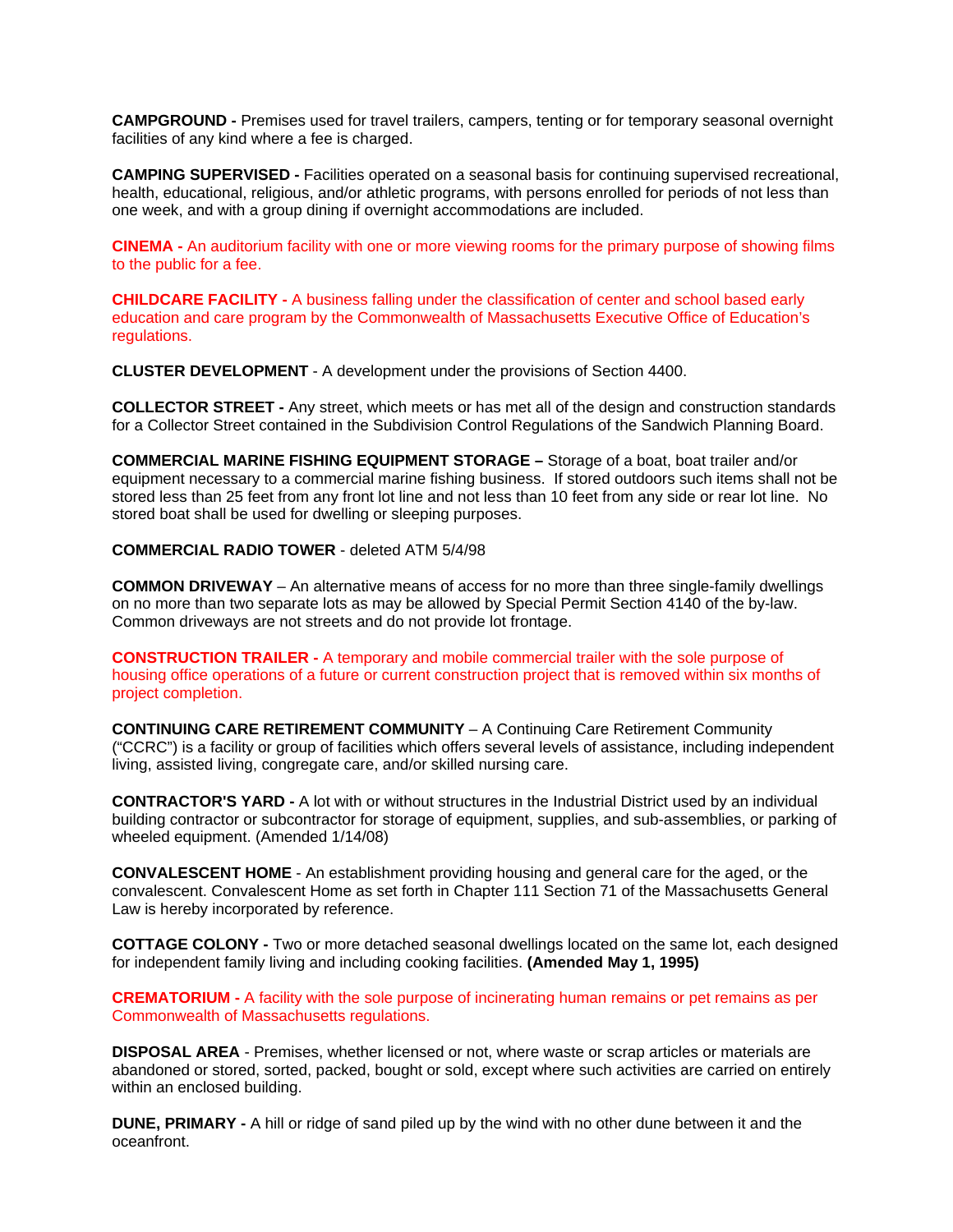**CAMPGROUND -** Premises used for travel trailers, campers, tenting or for temporary seasonal overnight facilities of any kind where a fee is charged.

**CAMPING SUPERVISED -** Facilities operated on a seasonal basis for continuing supervised recreational, health, educational, religious, and/or athletic programs, with persons enrolled for periods of not less than one week, and with a group dining if overnight accommodations are included.

**CINEMA -** An auditorium facility with one or more viewing rooms for the primary purpose of showing films to the public for a fee.

**CHILDCARE FACILITY -** A business falling under the classification of center and school based early education and care program by the Commonwealth of Massachusetts Executive Office of Education's regulations.

**CLUSTER DEVELOPMENT** - A development under the provisions of Section 4400.

**COLLECTOR STREET -** Any street, which meets or has met all of the design and construction standards for a Collector Street contained in the Subdivision Control Regulations of the Sandwich Planning Board.

**COMMERCIAL MARINE FISHING EQUIPMENT STORAGE –** Storage of a boat, boat trailer and/or equipment necessary to a commercial marine fishing business. If stored outdoors such items shall not be stored less than 25 feet from any front lot line and not less than 10 feet from any side or rear lot line. No stored boat shall be used for dwelling or sleeping purposes.

**COMMERCIAL RADIO TOWER** - deleted ATM 5/4/98

**COMMON DRIVEWAY** – An alternative means of access for no more than three single-family dwellings on no more than two separate lots as may be allowed by Special Permit Section 4140 of the by-law. Common driveways are not streets and do not provide lot frontage.

**CONSTRUCTION TRAILER -** A temporary and mobile commercial trailer with the sole purpose of housing office operations of a future or current construction project that is removed within six months of project completion.

**CONTINUING CARE RETIREMENT COMMUNITY** – A Continuing Care Retirement Community ("CCRC") is a facility or group of facilities which offers several levels of assistance, including independent living, assisted living, congregate care, and/or skilled nursing care.

**CONTRACTOR'S YARD -** A lot with or without structures in the Industrial District used by an individual building contractor or subcontractor for storage of equipment, supplies, and sub-assemblies, or parking of wheeled equipment. (Amended 1/14/08)

**CONVALESCENT HOME** - An establishment providing housing and general care for the aged, or the convalescent. Convalescent Home as set forth in Chapter 111 Section 71 of the Massachusetts General Law is hereby incorporated by reference.

**COTTAGE COLONY -** Two or more detached seasonal dwellings located on the same lot, each designed for independent family living and including cooking facilities. **(Amended May 1, 1995)**

**CREMATORIUM -** A facility with the sole purpose of incinerating human remains or pet remains as per Commonwealth of Massachusetts regulations.

**DISPOSAL AREA** - Premises, whether licensed or not, where waste or scrap articles or materials are abandoned or stored, sorted, packed, bought or sold, except where such activities are carried on entirely within an enclosed building.

**DUNE, PRIMARY -** A hill or ridge of sand piled up by the wind with no other dune between it and the oceanfront.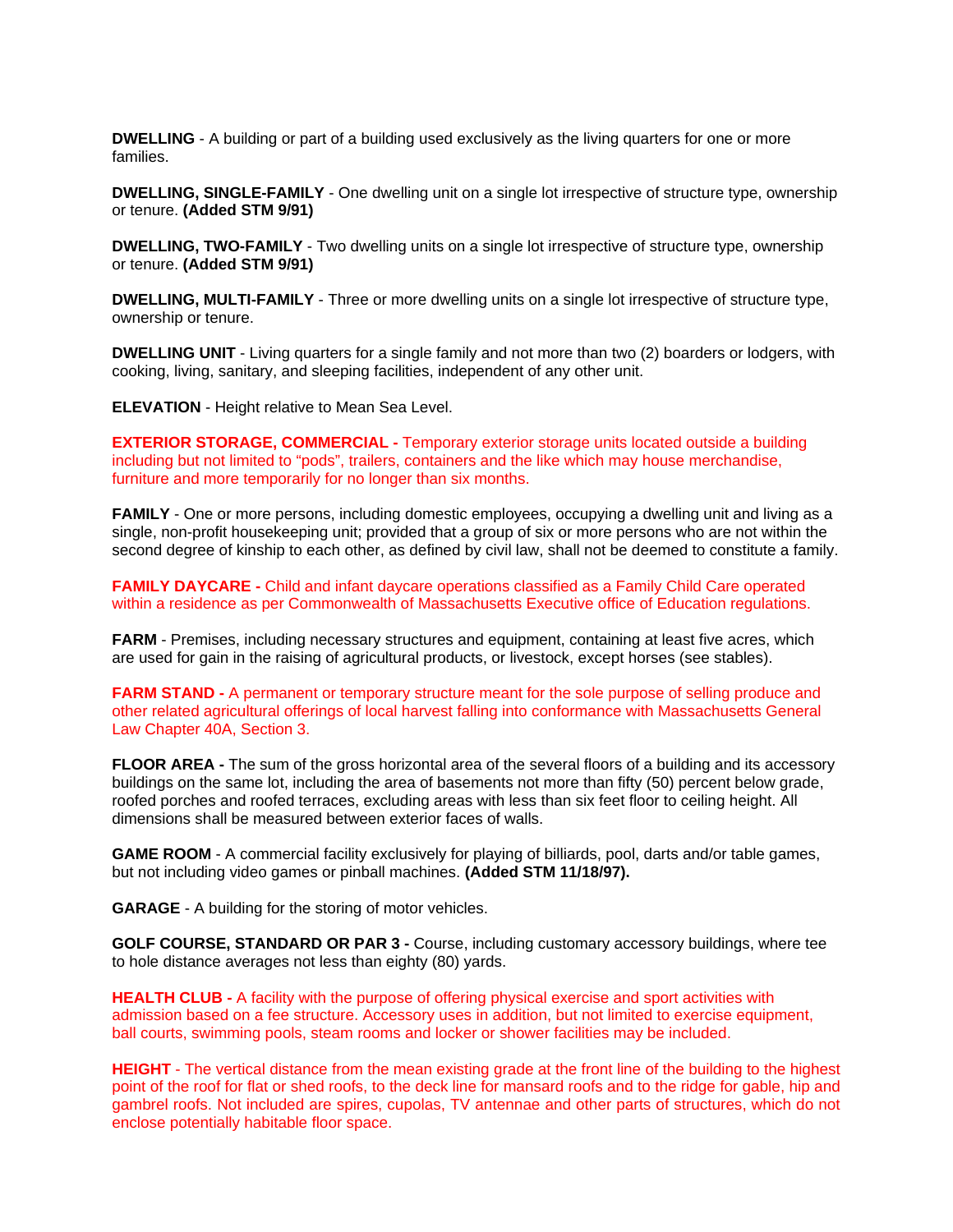**DWELLING** - A building or part of a building used exclusively as the living quarters for one or more families.

**DWELLING, SINGLE-FAMILY** - One dwelling unit on a single lot irrespective of structure type, ownership or tenure. **(Added STM 9/91)**

**DWELLING, TWO-FAMILY** - Two dwelling units on a single lot irrespective of structure type, ownership or tenure. **(Added STM 9/91)**

**DWELLING, MULTI-FAMILY** - Three or more dwelling units on a single lot irrespective of structure type, ownership or tenure.

**DWELLING UNIT** - Living quarters for a single family and not more than two (2) boarders or lodgers, with cooking, living, sanitary, and sleeping facilities, independent of any other unit.

**ELEVATION** - Height relative to Mean Sea Level.

**EXTERIOR STORAGE, COMMERCIAL -** Temporary exterior storage units located outside a building including but not limited to "pods", trailers, containers and the like which may house merchandise, furniture and more temporarily for no longer than six months.

**FAMILY** - One or more persons, including domestic employees, occupying a dwelling unit and living as a single, non-profit housekeeping unit; provided that a group of six or more persons who are not within the second degree of kinship to each other, as defined by civil law, shall not be deemed to constitute a family.

**FAMILY DAYCARE -** Child and infant daycare operations classified as a Family Child Care operated within a residence as per Commonwealth of Massachusetts Executive office of Education regulations.

**FARM** - Premises, including necessary structures and equipment, containing at least five acres, which are used for gain in the raising of agricultural products, or livestock, except horses (see stables).

**FARM STAND -** A permanent or temporary structure meant for the sole purpose of selling produce and other related agricultural offerings of local harvest falling into conformance with Massachusetts General Law Chapter 40A, Section 3.

**FLOOR AREA -** The sum of the gross horizontal area of the several floors of a building and its accessory buildings on the same lot, including the area of basements not more than fifty (50) percent below grade, roofed porches and roofed terraces, excluding areas with less than six feet floor to ceiling height. All dimensions shall be measured between exterior faces of walls.

**GAME ROOM** - A commercial facility exclusively for playing of billiards, pool, darts and/or table games, but not including video games or pinball machines. **(Added STM 11/18/97).**

**GARAGE** - A building for the storing of motor vehicles.

**GOLF COURSE, STANDARD OR PAR 3 -** Course, including customary accessory buildings, where tee to hole distance averages not less than eighty (80) yards.

**HEALTH CLUB -** A facility with the purpose of offering physical exercise and sport activities with admission based on a fee structure. Accessory uses in addition, but not limited to exercise equipment, ball courts, swimming pools, steam rooms and locker or shower facilities may be included.

**HEIGHT** - The vertical distance from the mean existing grade at the front line of the building to the highest point of the roof for flat or shed roofs, to the deck line for mansard roofs and to the ridge for gable, hip and gambrel roofs. Not included are spires, cupolas, TV antennae and other parts of structures, which do not enclose potentially habitable floor space.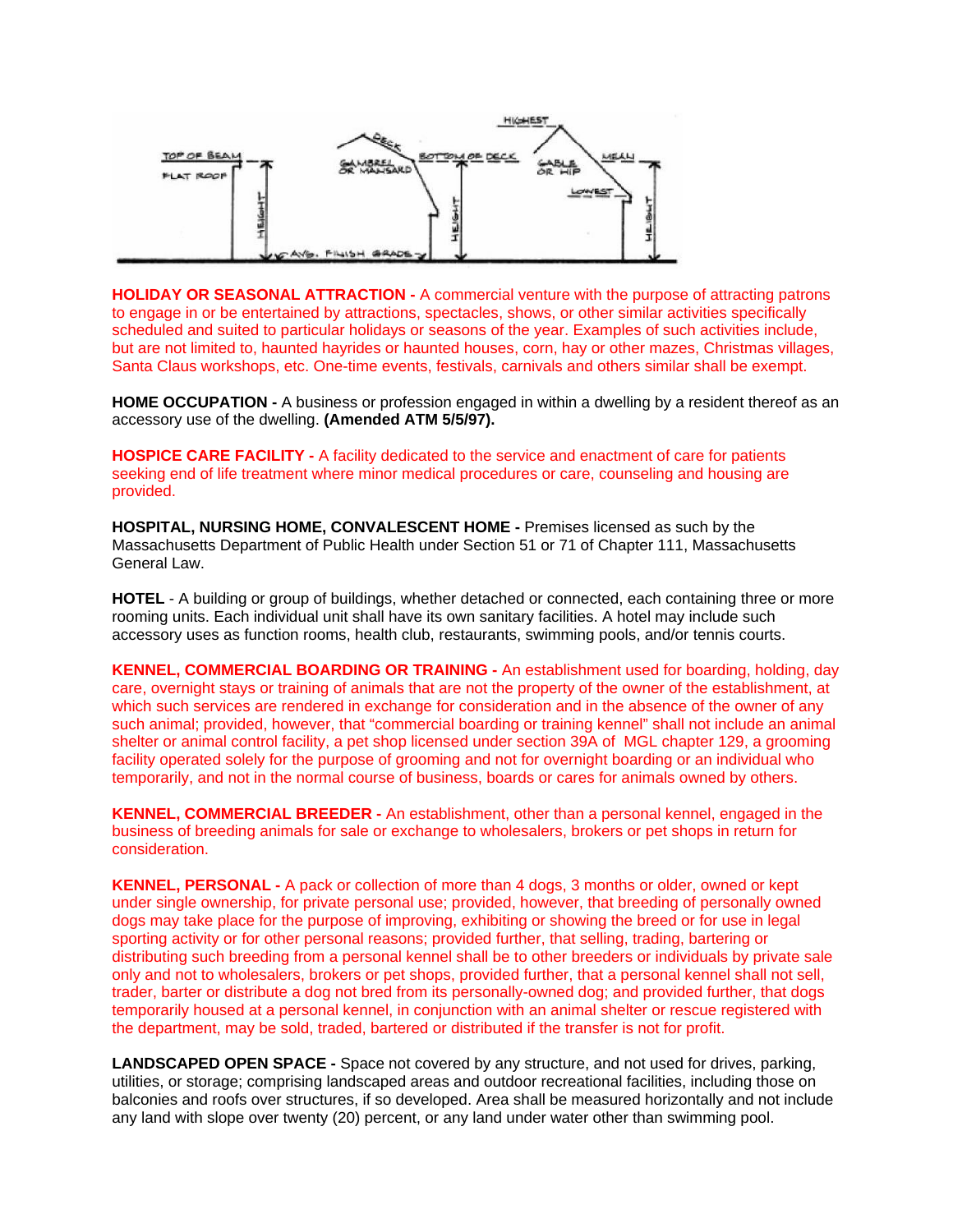**HOLIDAY OR SEASONAL ATTRACTION -** A commercial venture with the purpose of attracting patrons to engage in or be entertained by attractions, spectacles, shows, or other similar activities specifically scheduled and suited to particular holidays or seasons of the year. Examples of such activities include, but are not limited to, haunted hayrides or haunted houses, corn, hay or other mazes, Christmas villages, Santa Claus workshops, etc. One-time events, festivals, carnivals and others similar shall be exempt.

**HOME OCCUPATION -** A business or profession engaged in within a dwelling by a resident thereof as an accessory use of the dwelling. **(Amended ATM 5/5/97).**

**HOSPICE CARE FACILITY -** A facility dedicated to the service and enactment of care for patients seeking end of life treatment where minor medical procedures or care, counseling and housing are provided.

**HOSPITAL, NURSING HOME, CONVALESCENT HOME -** Premises licensed as such by the Massachusetts Department of Public Health under Section 51 or 71 of Chapter 111, Massachusetts General Law.

**HOTEL** - A building or group of buildings, whether detached or connected, each containing three or more rooming units. Each individual unit shall have its own sanitary facilities. A hotel may include such accessory uses as function rooms, health club, restaurants, swimming pools, and/or tennis courts.

**KENNEL, COMMERCIAL BOARDING OR TRAINING -** An establishment used for boarding, holding, day care, overnight stays or training of animals that are not the property of the owner of the establishment, at which such services are rendered in exchange for consideration and in the absence of the owner of any such animal; provided, however, that "commercial boarding or training kennel" shall not include an animal shelter or animal control facility, a pet shop licensed under section 39A of MGL chapter 129, a grooming facility operated solely for the purpose of grooming and not for overnight boarding or an individual who temporarily, and not in the normal course of business, boards or cares for animals owned by others.

**KENNEL, COMMERCIAL BREEDER -** An establishment, other than a personal kennel, engaged in the business of breeding animals for sale or exchange to wholesalers, brokers or pet shops in return for consideration.

**KENNEL, PERSONAL -** A pack or collection of more than 4 dogs, 3 months or older, owned or kept under single ownership, for private personal use; provided, however, that breeding of personally owned dogs may take place for the purpose of improving, exhibiting or showing the breed or for use in legal sporting activity or for other personal reasons; provided further, that selling, trading, bartering or distributing such breeding from a personal kennel shall be to other breeders or individuals by private sale only and not to wholesalers, brokers or pet shops, provided further, that a personal kennel shall not sell, trader, barter or distribute a dog not bred from its personally-owned dog; and provided further, that dogs temporarily housed at a personal kennel, in conjunction with an animal shelter or rescue registered with the department, may be sold, traded, bartered or distributed if the transfer is not for profit.

**LANDSCAPED OPEN SPACE -** Space not covered by any structure, and not used for drives, parking, utilities, or storage; comprising landscaped areas and outdoor recreational facilities, including those on balconies and roofs over structures, if so developed. Area shall be measured horizontally and not include any land with slope over twenty (20) percent, or any land under water other than swimming pool.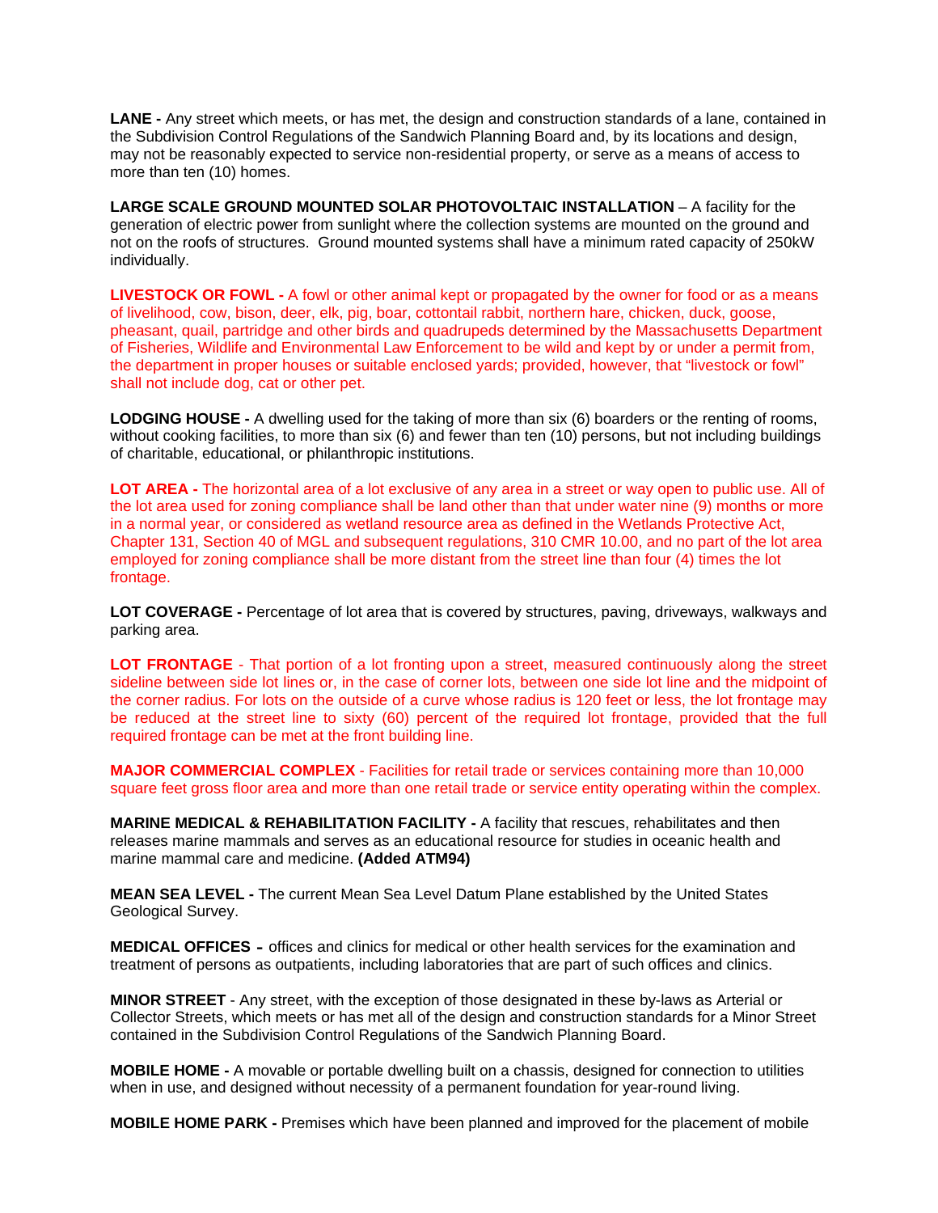**LANE -** Any street which meets, or has met, the design and construction standards of a lane, contained in the Subdivision Control Regulations of the Sandwich Planning Board and, by its locations and design, may not be reasonably expected to service non-residential property, or serve as a means of access to more than ten (10) homes.

**LARGE SCALE GROUND MOUNTED SOLAR PHOTOVOLTAIC INSTALLATION** – A facility for the generation of electric power from sunlight where the collection systems are mounted on the ground and not on the roofs of structures. Ground mounted systems shall have a minimum rated capacity of 250kW individually.

**LIVESTOCK OR FOWL -** A fowl or other animal kept or propagated by the owner for food or as a means of livelihood, cow, bison, deer, elk, pig, boar, cottontail rabbit, northern hare, chicken, duck, goose, pheasant, quail, partridge and other birds and quadrupeds determined by the Massachusetts Department of Fisheries, Wildlife and Environmental Law Enforcement to be wild and kept by or under a permit from, the department in proper houses or suitable enclosed yards; provided, however, that "livestock or fowl" shall not include dog, cat or other pet.

**LODGING HOUSE -** A dwelling used for the taking of more than six (6) boarders or the renting of rooms, without cooking facilities, to more than six (6) and fewer than ten (10) persons, but not including buildings of charitable, educational, or philanthropic institutions.

**LOT AREA -** The horizontal area of a lot exclusive of any area in a street or way open to public use. All of the lot area used for zoning compliance shall be land other than that under water nine (9) months or more in a normal year, or considered as wetland resource area as defined in the Wetlands Protective Act, Chapter 131, Section 40 of MGL and subsequent regulations, 310 CMR 10.00, and no part of the lot area employed for zoning compliance shall be more distant from the street line than four (4) times the lot frontage.

**LOT COVERAGE -** Percentage of lot area that is covered by structures, paving, driveways, walkways and parking area.

**LOT FRONTAGE** - That portion of a lot fronting upon a street, measured continuously along the street sideline between side lot lines or, in the case of corner lots, between one side lot line and the midpoint of the corner radius. For lots on the outside of a curve whose radius is 120 feet or less, the lot frontage may be reduced at the street line to sixty (60) percent of the required lot frontage, provided that the full required frontage can be met at the front building line.

**MAJOR COMMERCIAL COMPLEX** - Facilities for retail trade or services containing more than 10,000 square feet gross floor area and more than one retail trade or service entity operating within the complex.

**MARINE MEDICAL & REHABILITATION FACILITY -** A facility that rescues, rehabilitates and then releases marine mammals and serves as an educational resource for studies in oceanic health and marine mammal care and medicine. **(Added ATM94)**

**MEAN SEA LEVEL -** The current Mean Sea Level Datum Plane established by the United States Geological Survey.

**MEDICAL OFFICES -** offices and clinics for medical or other health services for the examination and treatment of persons as outpatients, including laboratories that are part of such offices and clinics.

**MINOR STREET** - Any street, with the exception of those designated in these by-laws as Arterial or Collector Streets, which meets or has met all of the design and construction standards for a Minor Street contained in the Subdivision Control Regulations of the Sandwich Planning Board.

**MOBILE HOME -** A movable or portable dwelling built on a chassis, designed for connection to utilities when in use, and designed without necessity of a permanent foundation for year-round living.

**MOBILE HOME PARK -** Premises which have been planned and improved for the placement of mobile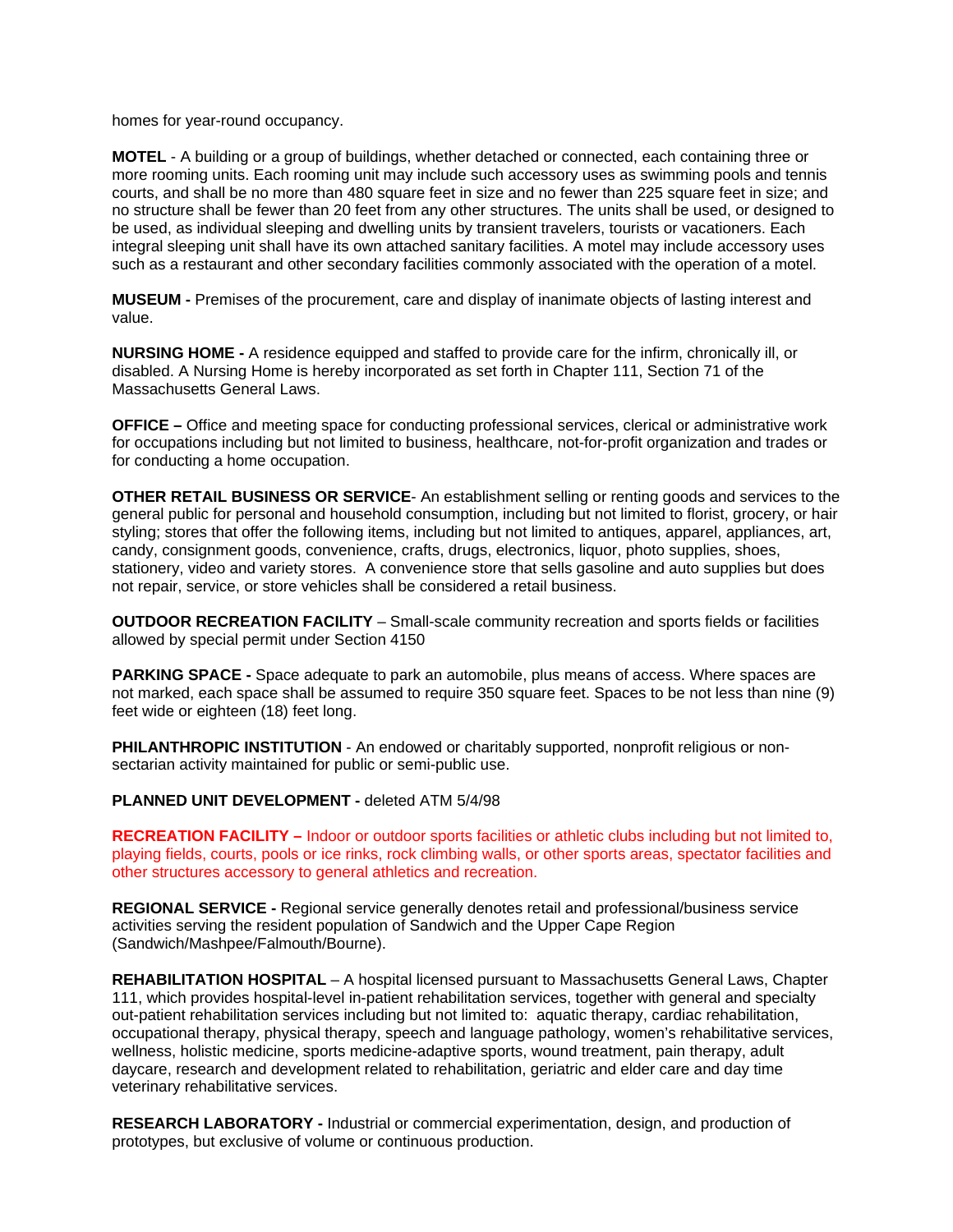homes for year-round occupancy.

**MOTEL** - A building or a group of buildings, whether detached or connected, each containing three or more rooming units. Each rooming unit may include such accessory uses as swimming pools and tennis courts, and shall be no more than 480 square feet in size and no fewer than 225 square feet in size; and no structure shall be fewer than 20 feet from any other structures. The units shall be used, or designed to be used, as individual sleeping and dwelling units by transient travelers, tourists or vacationers. Each integral sleeping unit shall have its own attached sanitary facilities. A motel may include accessory uses such as a restaurant and other secondary facilities commonly associated with the operation of a motel.

**MUSEUM -** Premises of the procurement, care and display of inanimate objects of lasting interest and value.

**NURSING HOME -** A residence equipped and staffed to provide care for the infirm, chronically ill, or disabled. A Nursing Home is hereby incorporated as set forth in Chapter 111, Section 71 of the Massachusetts General Laws.

**OFFICE –** Office and meeting space for conducting professional services, clerical or administrative work for occupations including but not limited to business, healthcare, not-for-profit organization and trades or for conducting a home occupation.

**OTHER RETAIL BUSINESS OR SERVICE**- An establishment selling or renting goods and services to the general public for personal and household consumption, including but not limited to florist, grocery, or hair styling; stores that offer the following items, including but not limited to antiques, apparel, appliances, art, candy, consignment goods, convenience, crafts, drugs, electronics, liquor, photo supplies, shoes, stationery, video and variety stores. A convenience store that sells gasoline and auto supplies but does not repair, service, or store vehicles shall be considered a retail business.

**OUTDOOR RECREATION FACILITY** – Small-scale community recreation and sports fields or facilities allowed by special permit under Section 4150

**PARKING SPACE -** Space adequate to park an automobile, plus means of access. Where spaces are not marked, each space shall be assumed to require 350 square feet. Spaces to be not less than nine (9) feet wide or eighteen (18) feet long.

**PHILANTHROPIC INSTITUTION** - An endowed or charitably supported, nonprofit religious or non-sectarian activity maintained for public or semi-public use.

**PLANNED UNIT DEVELOPMENT -** deleted ATM 5/4/98

**RECREATION FACILITY –** Indoor or outdoor sports facilities or athletic clubs including but not limited to, playing fields, courts, pools or ice rinks, rock climbing walls, or other sports areas, spectator facilities and other structures accessory to general athletics and recreation.

**REGIONAL SERVICE -** Regional service generally denotes retail and professional/business service activities serving the resident population of Sandwich and the Upper Cape Region (Sandwich/Mashpee/Falmouth/Bourne).

**REHABILITATION HOSPITAL** – A hospital licensed pursuant to Massachusetts General Laws, Chapter 111, which provides hospital-level in-patient rehabilitation services, together with general and specialty out-patient rehabilitation services including but not limited to: aquatic therapy, cardiac rehabilitation, occupational therapy, physical therapy, speech and language pathology, women's rehabilitative services, wellness, holistic medicine, sports medicine-adaptive sports, wound treatment, pain therapy, adult daycare, research and development related to rehabilitation, geriatric and elder care and day time veterinary rehabilitative services.

**RESEARCH LABORATORY -** Industrial or commercial experimentation, design, and production of prototypes, but exclusive of volume or continuous production.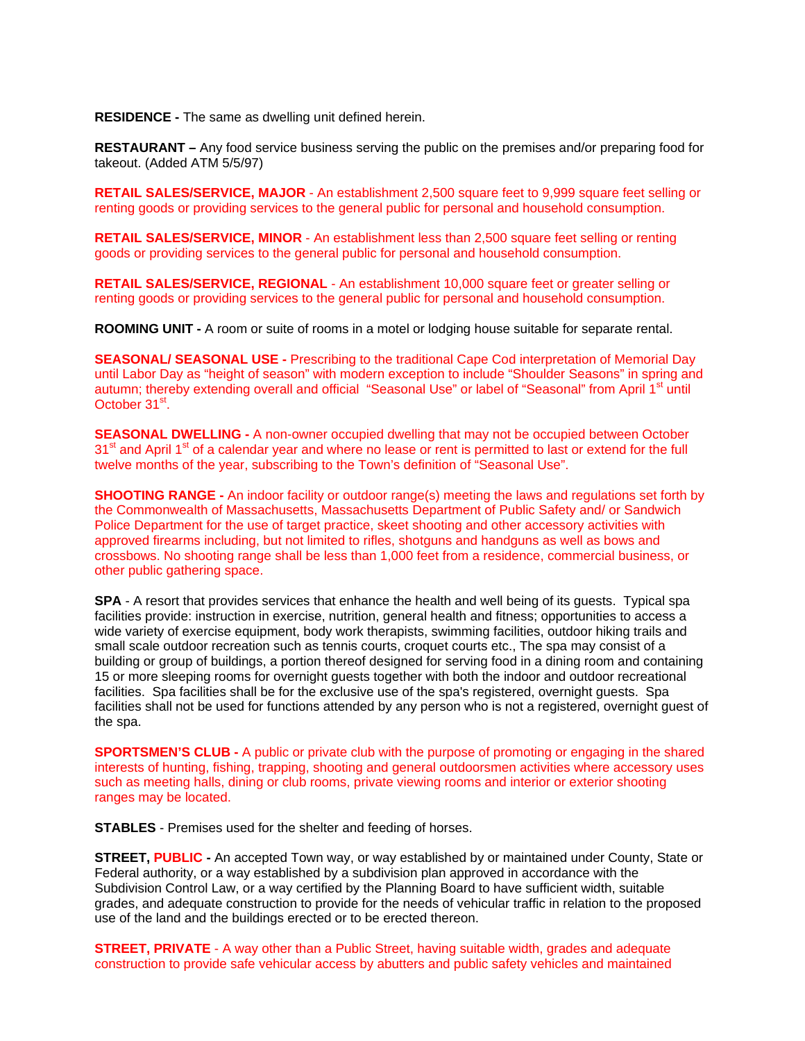**RESIDENCE -** The same as dwelling unit defined herein.

**RESTAURANT –** Any food service business serving the public on the premises and/or preparing food for takeout. (Added ATM 5/5/97)

**RETAIL SALES/SERVICE, MAJOR** - An establishment 2,500 square feet to 9,999 square feet selling or renting goods or providing services to the general public for personal and household consumption.

**RETAIL SALES/SERVICE, MINOR** - An establishment less than 2,500 square feet selling or renting goods or providing services to the general public for personal and household consumption.

**RETAIL SALES/SERVICE, REGIONAL** - An establishment 10,000 square feet or greater selling or renting goods or providing services to the general public for personal and household consumption.

**ROOMING UNIT -** A room or suite of rooms in a motel or lodging house suitable for separate rental.

**SEASONAL/ SEASONAL USE -** Prescribing to the traditional Cape Cod interpretation of Memorial Day until Labor Day as "height of season" with modern exception to include "Shoulder Seasons" in spring and autumn; thereby extending overall and official "Seasonal Use" or label of "Seasonal" from April 1st until October 31st.

**SEASONAL DWELLING -** A non-owner occupied dwelling that may not be occupied between October 31st and April 1st of a calendar year and where no lease or rent is permitted to last or extend for the full twelve months of the year, subscribing to the Town's definition of "Seasonal Use".

**SHOOTING RANGE -** An indoor facility or outdoor range(s) meeting the laws and regulations set forth by the Commonwealth of Massachusetts, Massachusetts Department of Public Safety and/ or Sandwich Police Department for the use of target practice, skeet shooting and other accessory activities with approved firearms including, but not limited to rifles, shotguns and handguns as well as bows and crossbows. No shooting range shall be less than 1,000 feet from a residence, commercial business, or other public gathering space.

**SPA** - A resort that provides services that enhance the health and well being of its guests. Typical spa facilities provide: instruction in exercise, nutrition, general health and fitness; opportunities to access a wide variety of exercise equipment, body work therapists, swimming facilities, outdoor hiking trails and small scale outdoor recreation such as tennis courts, croquet courts etc., The spa may consist of a building or group of buildings, a portion thereof designed for serving food in a dining room and containing 15 or more sleeping rooms for overnight guests together with both the indoor and outdoor recreational facilities. Spa facilities shall be for the exclusive use of the spa's registered, overnight guests. Spa facilities shall not be used for functions attended by any person who is not a registered, overnight guest of the spa.

**SPORTSMEN'S CLUB -** A public or private club with the purpose of promoting or engaging in the shared interests of hunting, fishing, trapping, shooting and general outdoorsmen activities where accessory uses such as meeting halls, dining or club rooms, private viewing rooms and interior or exterior shooting ranges may be located.

**STABLES** - Premises used for the shelter and feeding of horses.

**STREET, PUBLIC -** An accepted Town way, or way established by or maintained under County, State or Federal authority, or a way established by a subdivision plan approved in accordance with the Subdivision Control Law, or a way certified by the Planning Board to have sufficient width, suitable grades, and adequate construction to provide for the needs of vehicular traffic in relation to the proposed use of the land and the buildings erected or to be erected thereon.

**STREET, PRIVATE** - A way other than a Public Street, having suitable width, grades and adequate construction to provide safe vehicular access by abutters and public safety vehicles and maintained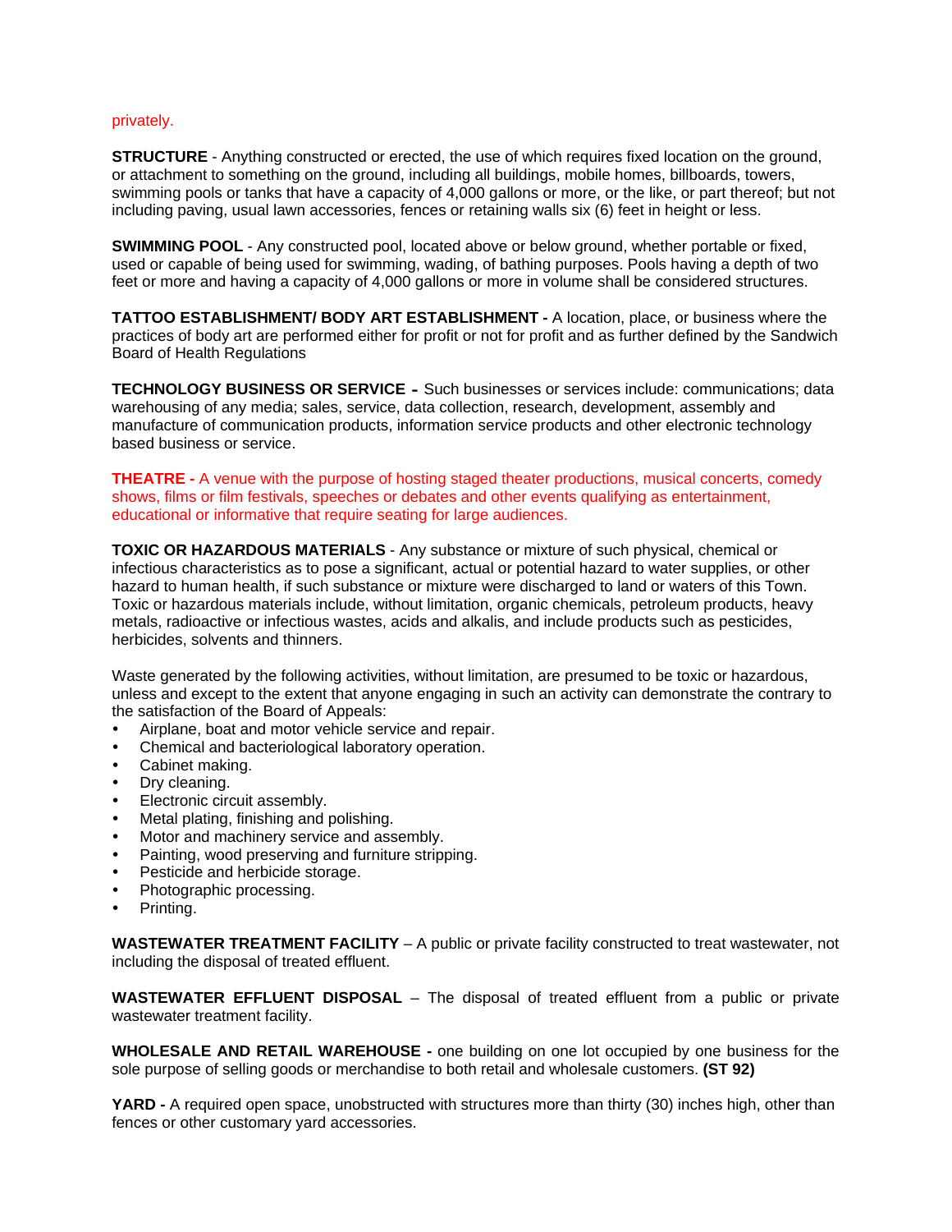privately.

**STRUCTURE** - Anything constructed or erected, the use of which requires fixed location on the ground, or attachment to something on the ground, including all buildings, mobile homes, billboards, towers, swimming pools or tanks that have a capacity of 4,000 gallons or more, or the like, or part thereof; but not including paving, usual lawn accessories, fences or retaining walls six (6) feet in height or less.

**SWIMMING POOL** - Any constructed pool, located above or below ground, whether portable or fixed, used or capable of being used for swimming, wading, of bathing purposes. Pools having a depth of two feet or more and having a capacity of 4,000 gallons or more in volume shall be considered structures.

**TATTOO ESTABLISHMENT/ BODY ART ESTABLISHMENT -** A location, place, or business where the practices of body art are performed either for profit or not for profit and as further defined by the Sandwich Board of Health Regulations

**TECHNOLOGY BUSINESS OR SERVICE -** Such businesses or services include: communications; data warehousing of any media; sales, service, data collection, research, development, assembly and manufacture of communication products, information service products and other electronic technology based business or service.

**THEATRE -** A venue with the purpose of hosting staged theater productions, musical concerts, comedy shows, films or film festivals, speeches or debates and other events qualifying as entertainment, educational or informative that require seating for large audiences.

**TOXIC OR HAZARDOUS MATERIALS** - Any substance or mixture of such physical, chemical or infectious characteristics as to pose a significant, actual or potential hazard to water supplies, or other hazard to human health, if such substance or mixture were discharged to land or waters of this Town. Toxic or hazardous materials include, without limitation, organic chemicals, petroleum products, heavy metals, radioactive or infectious wastes, acids and alkalis, and include products such as pesticides, herbicides, solvents and thinners.

Waste generated by the following activities, without limitation, are presumed to be toxic or hazardous, unless and except to the extent that anyone engaging in such an activity can demonstrate the contrary to the satisfaction of the Board of Appeals:

- Airplane, boat and motor vehicle service and repair.
- Chemical and bacteriological laboratory operation.
- Cabinet making.
- Dry cleaning.
- Electronic circuit assembly.
- Metal plating, finishing and polishing.
- Motor and machinery service and assembly.
- Painting, wood preserving and furniture stripping.
- Pesticide and herbicide storage.
- Photographic processing.
- Printing.

**WASTEWATER TREATMENT FACILITY** – A public or private facility constructed to treat wastewater, not including the disposal of treated effluent.

**WASTEWATER EFFLUENT DISPOSAL** – The disposal of treated effluent from a public or private wastewater treatment facility.

**WHOLESALE AND RETAIL WAREHOUSE -** one building on one lot occupied by one business for the sole purpose of selling goods or merchandise to both retail and wholesale customers. **(ST 92)**

**YARD -** A required open space, unobstructed with structures more than thirty (30) inches high, other than fences or other customary yard accessories.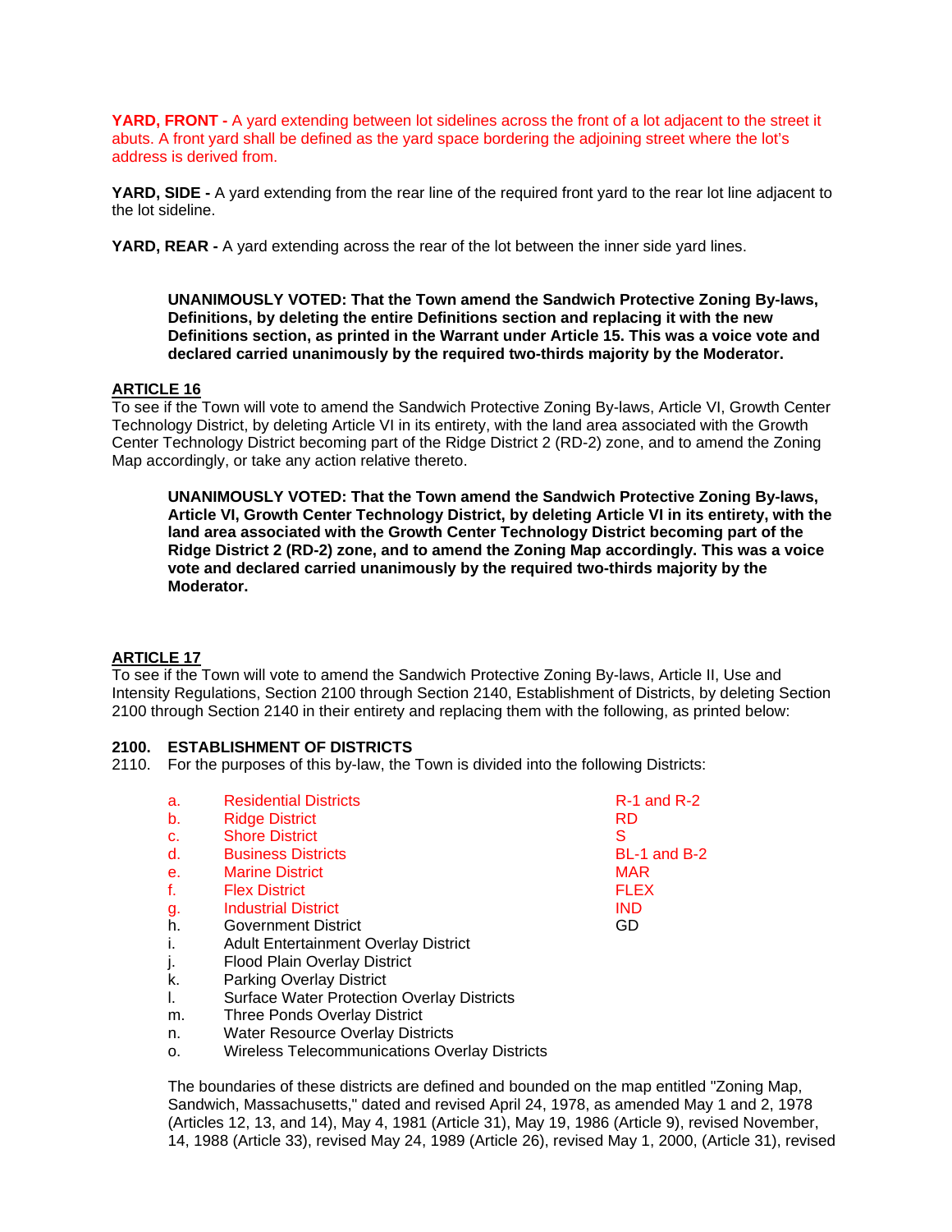**YARD, FRONT -** A yard extending between lot sidelines across the front of a lot adjacent to the street it abuts. A front yard shall be defined as the yard space bordering the adjoining street where the lot's address is derived from.

**YARD, SIDE -** A yard extending from the rear line of the required front yard to the rear lot line adjacent to the lot sideline.

**YARD, REAR -** A yard extending across the rear of the lot between the inner side yard lines.

> **UNANIMOUSLY VOTED: That the Town amend the Sandwich Protective Zoning By-laws, Definitions, by deleting the entire Definitions section and replacing it with the new Definitions section, as printed in the Warrant under Article 15. This was a voice vote and declared carried unanimously by the required two-thirds majority by the Moderator.**

## ARTICLE 16

To see if the Town will vote to amend the Sandwich Protective Zoning By-laws, Article VI, Growth Center Technology District, by deleting Article VI in its entirety, with the land area associated with the Growth Center Technology District becoming part of the Ridge District 2 (RD-2) zone, and to amend the Zoning Map accordingly, or take any action relative thereto.

> **UNANIMOUSLY VOTED: That the Town amend the Sandwich Protective Zoning By-laws, Article VI, Growth Center Technology District, by deleting Article VI in its entirety, with the land area associated with the Growth Center Technology District becoming part of the Ridge District 2 (RD-2) zone, and to amend the Zoning Map accordingly. This was a voice vote and declared carried unanimously by the required two-thirds majority by the Moderator.**

## ARTICLE 17

To see if the Town will vote to amend the Sandwich Protective Zoning By-laws, Article II, Use and Intensity Regulations, Section 2100 through Section 2140, Establishment of Districts, by deleting Section 2100 through Section 2140 in their entirety and replacing them with the following, as printed below:

**2100. ESTABLISHMENT OF DISTRICTS**

2110. For the purposes of this by-law, the Town is divided into the following Districts:

| | | |
|---|---|---|
| a. | Residential Districts | R-1 and R-2 |
| b. | Ridge District | RD |
| c. | Shore District | S |
| d. | Business Districts | BL-1 and B-2 |
| e. | Marine District | MAR |
| f. | Flex District | FLEX |
| g. | Industrial District | IND |
| h. | Government District | GD |
| i. | Adult Entertainment Overlay District | |
| j. | Flood Plain Overlay District | |
| k. | Parking Overlay District | |
| l. | Surface Water Protection Overlay Districts | |
| m. | Three Ponds Overlay District | |
| n. | Water Resource Overlay Districts | |
| o. | Wireless Telecommunications Overlay Districts | |

The boundaries of these districts are defined and bounded on the map entitled "Zoning Map, Sandwich, Massachusetts," dated and revised April 24, 1978, as amended May 1 and 2, 1978 (Articles 12, 13, and 14), May 4, 1981 (Article 31), May 19, 1986 (Article 9), revised November, 14, 1988 (Article 33), revised May 24, 1989 (Article 26), revised May 1, 2000, (Article 31), revised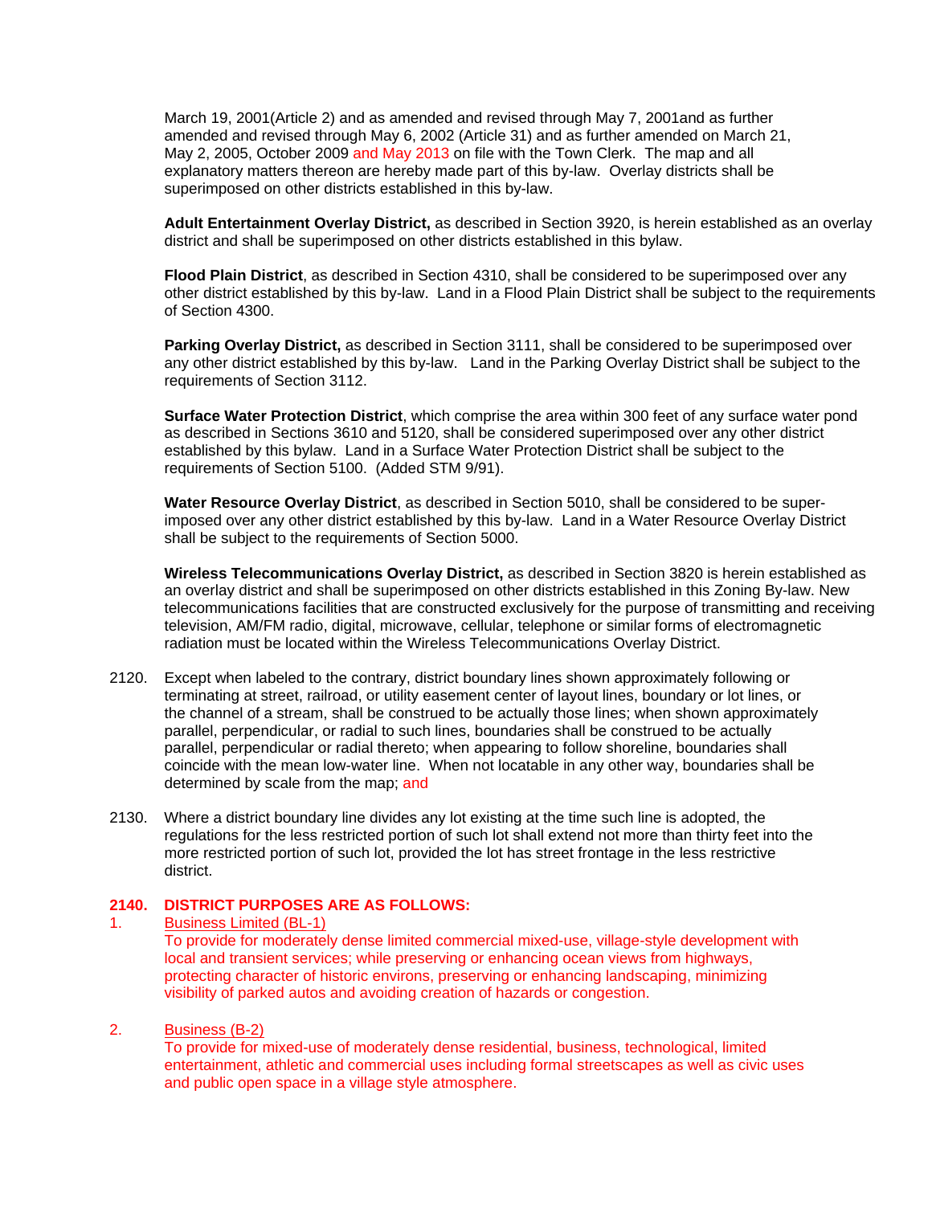March 19, 2001(Article 2) and as amended and revised through May 7, 2001and as further amended and revised through May 6, 2002 (Article 31) and as further amended on March 21, May 2, 2005, October 2009 and May 2013 on file with the Town Clerk. The map and all explanatory matters thereon are hereby made part of this by-law. Overlay districts shall be superimposed on other districts established in this by-law.

**Adult Entertainment Overlay District,** as described in Section 3920, is herein established as an overlay district and shall be superimposed on other districts established in this bylaw.

**Flood Plain District**, as described in Section 4310, shall be considered to be superimposed over any other district established by this by-law. Land in a Flood Plain District shall be subject to the requirements of Section 4300.

**Parking Overlay District,** as described in Section 3111, shall be considered to be superimposed over any other district established by this by-law. Land in the Parking Overlay District shall be subject to the requirements of Section 3112.

**Surface Water Protection District**, which comprise the area within 300 feet of any surface water pond as described in Sections 3610 and 5120, shall be considered superimposed over any other district established by this bylaw. Land in a Surface Water Protection District shall be subject to the requirements of Section 5100. (Added STM 9/91).

**Water Resource Overlay District**, as described in Section 5010, shall be considered to be super-imposed over any other district established by this by-law. Land in a Water Resource Overlay District shall be subject to the requirements of Section 5000.

**Wireless Telecommunications Overlay District,** as described in Section 3820 is herein established as an overlay district and shall be superimposed on other districts established in this Zoning By-law. New telecommunications facilities that are constructed exclusively for the purpose of transmitting and receiving television, AM/FM radio, digital, microwave, cellular, telephone or similar forms of electromagnetic radiation must be located within the Wireless Telecommunications Overlay District.

2120. Except when labeled to the contrary, district boundary lines shown approximately following or terminating at street, railroad, or utility easement center of layout lines, boundary or lot lines, or the channel of a stream, shall be construed to be actually those lines; when shown approximately parallel, perpendicular, or radial to such lines, boundaries shall be construed to be actually parallel, perpendicular or radial thereto; when appearing to follow shoreline, boundaries shall coincide with the mean low-water line. When not locatable in any other way, boundaries shall be determined by scale from the map; and

2130. Where a district boundary line divides any lot existing at the time such line is adopted, the regulations for the less restricted portion of such lot shall extend not more than thirty feet into the more restricted portion of such lot, provided the lot has street frontage in the less restrictive district.

**2140. DISTRICT PURPOSES ARE AS FOLLOWS:**

1. Business Limited (BL-1)
   To provide for moderately dense limited commercial mixed-use, village-style development with local and transient services; while preserving or enhancing ocean views from highways, protecting character of historic environs, preserving or enhancing landscaping, minimizing visibility of parked autos and avoiding creation of hazards or congestion.

2. Business (B-2)
   To provide for mixed-use of moderately dense residential, business, technological, limited entertainment, athletic and commercial uses including formal streetscapes as well as civic uses and public open space in a village style atmosphere.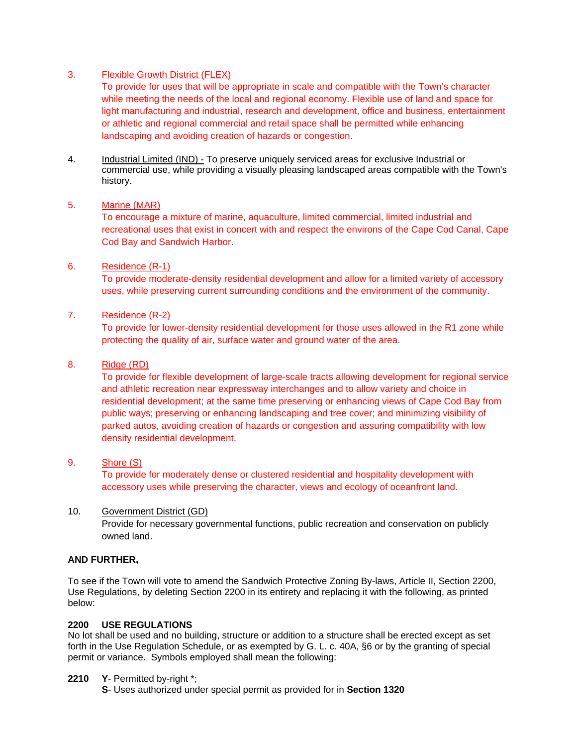3. <u>Flexible Growth District (FLEX)</u>
   To provide for uses that will be appropriate in scale and compatible with the Town's character while meeting the needs of the local and regional economy. Flexible use of land and space for light manufacturing and industrial, research and development, office and business, entertainment or athletic and regional commercial and retail space shall be permitted while enhancing landscaping and avoiding creation of hazards or congestion.

4. <u>Industrial Limited (IND) -</u> To preserve uniquely serviced areas for exclusive Industrial or commercial use, while providing a visually pleasing landscaped areas compatible with the Town's history.

5. <u>Marine (MAR)</u>
   To encourage a mixture of marine, aquaculture, limited commercial, limited industrial and recreational uses that exist in concert with and respect the environs of the Cape Cod Canal, Cape Cod Bay and Sandwich Harbor.

6. <u>Residence (R-1)</u>
   To provide moderate-density residential development and allow for a limited variety of accessory uses, while preserving current surrounding conditions and the environment of the community.

7. <u>Residence (R-2)</u>
   To provide for lower-density residential development for those uses allowed in the R1 zone while protecting the quality of air, surface water and ground water of the area.

8. <u>Ridge (RD)</u>
   To provide for flexible development of large-scale tracts allowing development for regional service and athletic recreation near expressway interchanges and to allow variety and choice in residential development; at the same time preserving or enhancing views of Cape Cod Bay from public ways; preserving or enhancing landscaping and tree cover; and minimizing visibility of parked autos, avoiding creation of hazards or congestion and assuring compatibility with low density residential development.

9. <u>Shore (S)</u>
   To provide for moderately dense or clustered residential and hospitality development with accessory uses while preserving the character, views and ecology of oceanfront land.

10. <u>Government District (GD)</u>
    Provide for necessary governmental functions, public recreation and conservation on publicly owned land.

**AND FURTHER,**

To see if the Town will vote to amend the Sandwich Protective Zoning By-laws, Article II, Section 2200, Use Regulations, by deleting Section 2200 in its entirety and replacing it with the following, as printed below:

**2200 USE REGULATIONS**
No lot shall be used and no building, structure or addition to a structure shall be erected except as set forth in the Use Regulation Schedule, or as exempted by G. L. c. 40A, §6 or by the granting of special permit or variance. Symbols employed shall mean the following:

**2210** **Y**- Permitted by-right *;
**S**- Uses authorized under special permit as provided for in **Section 1320**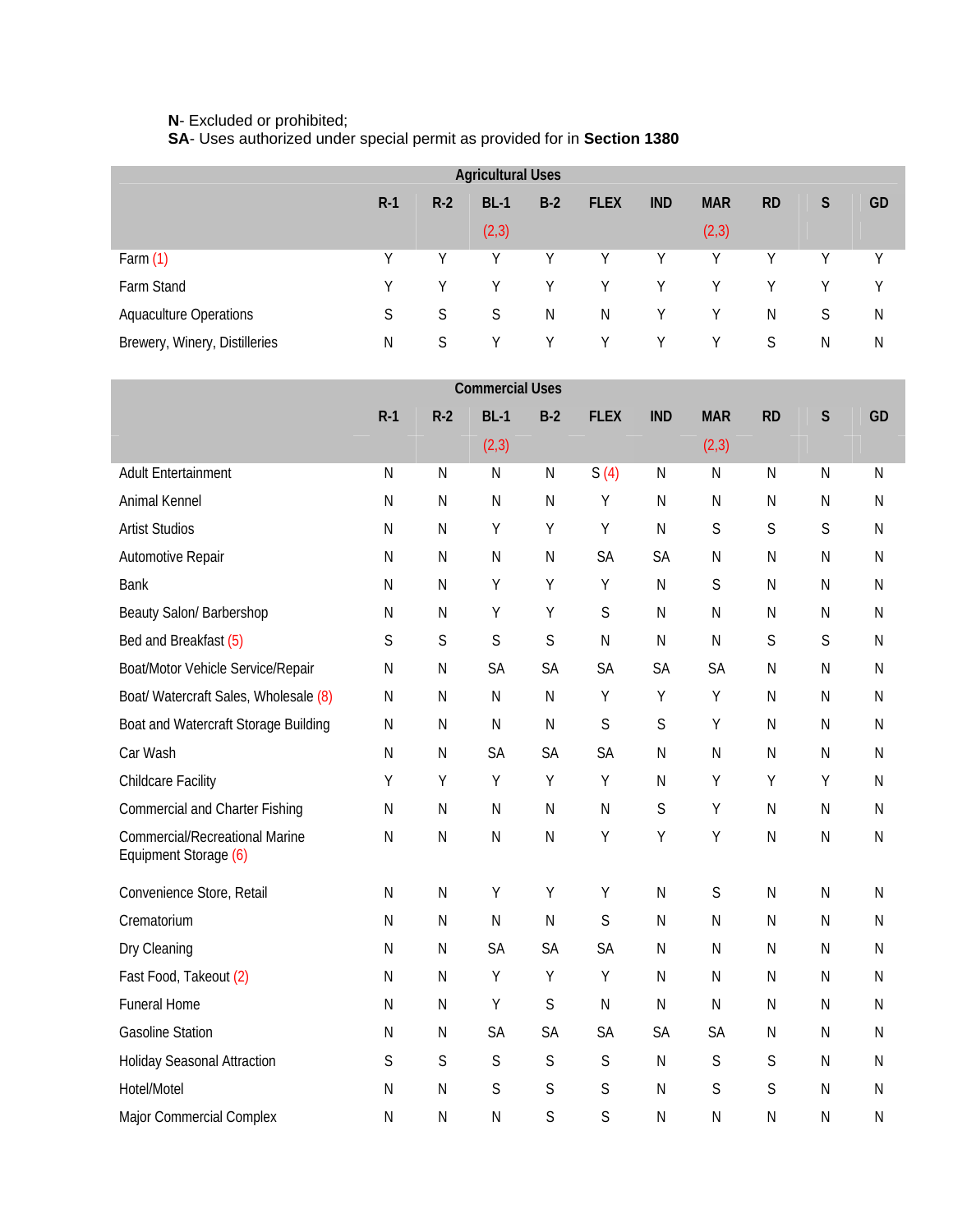**N**- Excluded or prohibited;
**SA**- Uses authorized under special permit as provided for in **Section 1380**

| Agricultural Uses | R-1 | R-2 | BL-1 (2,3) | B-2 | FLEX | IND | MAR (2,3) | RD | S | GD |
|---|---|---|---|---|---|---|---|---|---|---|
| Farm (1) | Y | Y | Y | Y | Y | Y | Y | Y | Y | Y |
| Farm Stand | Y | Y | Y | Y | Y | Y | Y | Y | Y | Y |
| Aquaculture Operations | S | S | S | N | N | Y | Y | N | S | N |
| Brewery, Winery, Distilleries | N | S | Y | Y | Y | Y | Y | S | N | N |

| Commercial Uses | R-1 | R-2 | BL-1 (2,3) | B-2 | FLEX | IND | MAR (2,3) | RD | S | GD |
|---|---|---|---|---|---|---|---|---|---|---|
| Adult Entertainment | N | N | N | N | S (4) | N | N | N | N | N |
| Animal Kennel | N | N | N | N | Y | N | N | N | N | N |
| Artist Studios | N | N | Y | Y | Y | N | S | S | S | N |
| Automotive Repair | N | N | N | N | SA | SA | N | N | N | N |
| Bank | N | N | Y | Y | Y | N | S | N | N | N |
| Beauty Salon/ Barbershop | N | N | Y | Y | S | N | N | N | N | N |
| Bed and Breakfast (5) | S | S | S | S | N | N | N | S | S | N |
| Boat/Motor Vehicle Service/Repair | N | N | SA | SA | SA | SA | SA | N | N | N |
| Boat/ Watercraft Sales, Wholesale (8) | N | N | N | N | Y | Y | Y | N | N | N |
| Boat and Watercraft Storage Building | N | N | N | N | S | S | Y | N | N | N |
| Car Wash | N | N | SA | SA | SA | N | N | N | N | N |
| Childcare Facility | Y | Y | Y | Y | Y | N | Y | Y | Y | N |
| Commercial and Charter Fishing | N | N | N | N | N | S | Y | N | N | N |
| Commercial/Recreational Marine Equipment Storage (6) | N | N | N | N | Y | Y | Y | N | N | N |
| Convenience Store, Retail | N | N | Y | Y | Y | N | S | N | N | N |
| Crematorium | N | N | N | N | S | N | N | N | N | N |
| Dry Cleaning | N | N | SA | SA | SA | N | N | N | N | N |
| Fast Food, Takeout (2) | N | N | Y | Y | Y | N | N | N | N | N |
| Funeral Home | N | N | Y | S | N | N | N | N | N | N |
| Gasoline Station | N | N | SA | SA | SA | SA | SA | N | N | N |
| Holiday Seasonal Attraction | S | S | S | S | S | N | S | S | N | N |
| Hotel/Motel | N | N | S | S | S | N | S | S | N | N |
| Major Commercial Complex | N | N | N | S | S | N | N | N | N | N |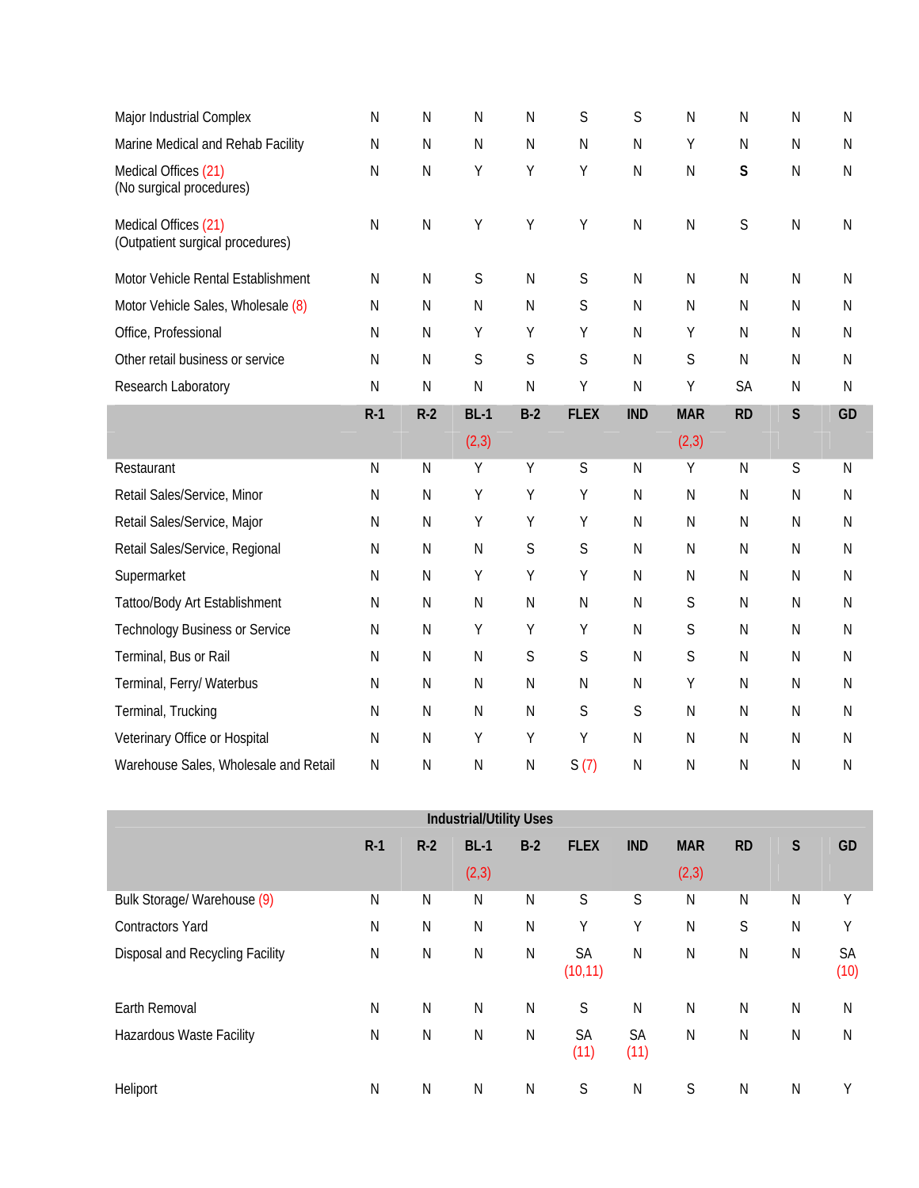| | R-1 | R-2 | BL-1 (2,3) | B-2 | FLEX | IND | MAR (2,3) | RD | S | GD |
|---|---|---|---|---|---|---|---|---|---|---|
| Major Industrial Complex | N | N | N | N | S | S | N | N | N | N |
| Marine Medical and Rehab Facility | N | N | N | N | N | N | Y | N | N | N |
| Medical Offices (21) (No surgical procedures) | N | N | Y | Y | Y | N | N | **S** | N | N |
| Medical Offices (21) (Outpatient surgical procedures) | N | N | Y | Y | Y | N | N | S | N | N |
| Motor Vehicle Rental Establishment | N | N | S | N | S | N | N | N | N | N |
| Motor Vehicle Sales, Wholesale (8) | N | N | N | N | S | N | N | N | N | N |
| Office, Professional | N | N | Y | Y | Y | N | Y | N | N | N |
| Other retail business or service | N | N | S | S | S | N | S | N | N | N |
| Research Laboratory | N | N | N | N | Y | N | Y | SA | N | N |
| Restaurant | N | N | Y | Y | S | N | Y | N | S | N |
| Retail Sales/Service, Minor | N | N | Y | Y | Y | N | N | N | N | N |
| Retail Sales/Service, Major | N | N | Y | Y | Y | N | N | N | N | N |
| Retail Sales/Service, Regional | N | N | N | S | S | N | N | N | N | N |
| Supermarket | N | N | Y | Y | Y | N | N | N | N | N |
| Tattoo/Body Art Establishment | N | N | N | N | N | N | S | N | N | N |
| Technology Business or Service | N | N | Y | Y | Y | N | S | N | N | N |
| Terminal, Bus or Rail | N | N | N | S | S | N | S | N | N | N |
| Terminal, Ferry/ Waterbus | N | N | N | N | N | N | Y | N | N | N |
| Terminal, Trucking | N | N | N | N | S | S | N | N | N | N |
| Veterinary Office or Hospital | N | N | Y | Y | Y | N | N | N | N | N |
| Warehouse Sales, Wholesale and Retail | N | N | N | N | S (7) | N | N | N | N | N |

**Industrial/Utility Uses**

| | R-1 | R-2 | BL-1 (2,3) | B-2 | FLEX | IND | MAR (2,3) | RD | S | GD |
|---|---|---|---|---|---|---|---|---|---|---|
| Bulk Storage/ Warehouse (9) | N | N | N | N | S | S | N | N | N | Y |
| Contractors Yard | N | N | N | N | Y | Y | N | S | N | Y |
| Disposal and Recycling Facility | N | N | N | N | SA (10,11) | N | N | N | N | SA (10) |
| Earth Removal | N | N | N | N | S | N | N | N | N | N |
| Hazardous Waste Facility | N | N | N | N | SA (11) | SA (11) | N | N | N | N |
| Heliport | N | N | N | N | S | N | S | N | N | Y |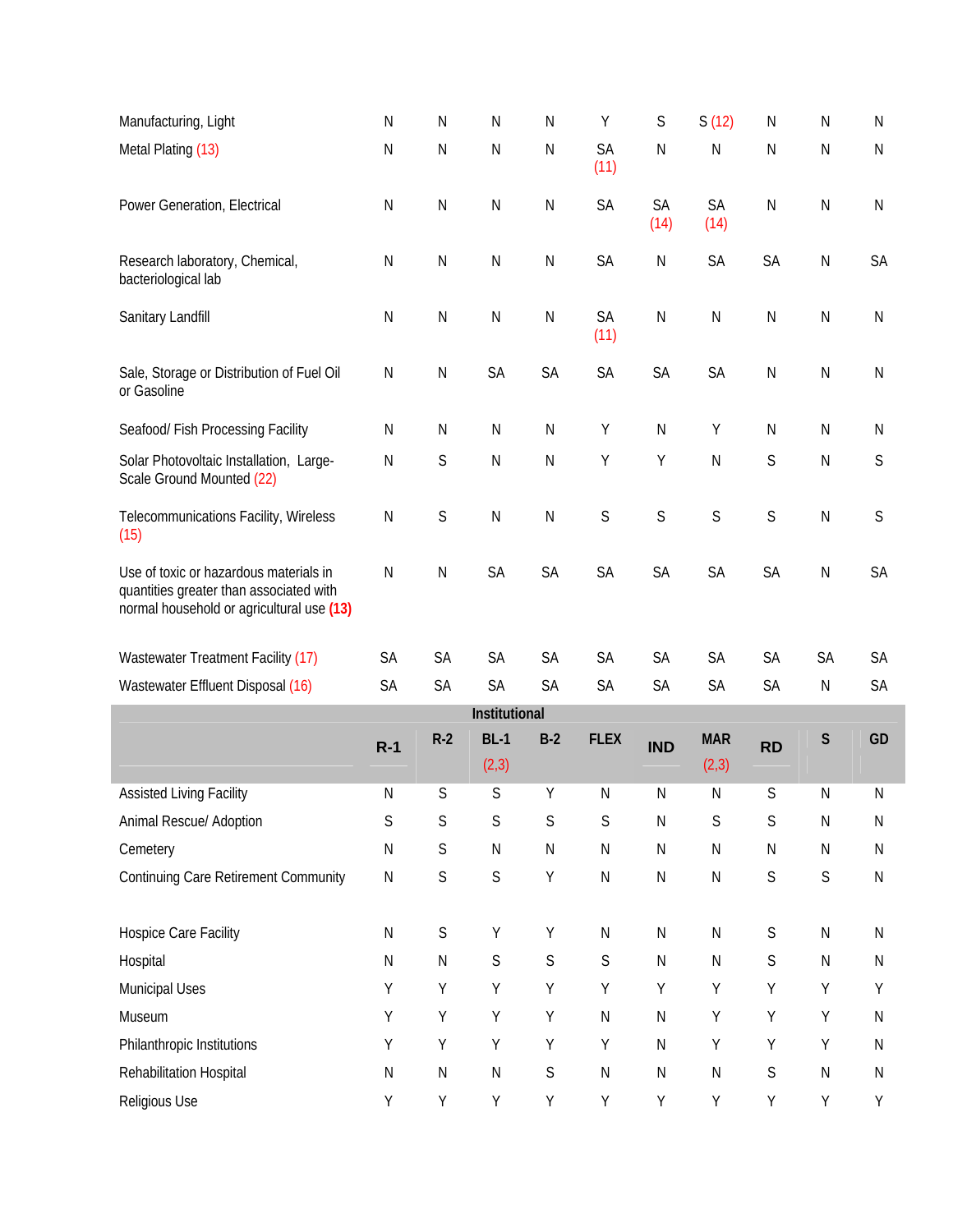| | R-1 | R-2 | BL-1 (2,3) | B-2 | FLEX | IND | MAR (2,3) | RD | S | GD |
|---|---|---|---|---|---|---|---|---|---|---|
| Manufacturing, Light | N | N | N | N | Y | S | S (12) | N | N | N |
| Metal Plating (13) | N | N | N | N | SA (11) | N | N | N | N | N |
| Power Generation, Electrical | N | N | N | N | SA | SA (14) | SA (14) | N | N | N |
| Research laboratory, Chemical, bacteriological lab | N | N | N | N | SA | N | SA | SA | N | SA |
| Sanitary Landfill | N | N | N | N | SA (11) | N | N | N | N | N |
| Sale, Storage or Distribution of Fuel Oil or Gasoline | N | N | SA | SA | SA | SA | SA | N | N | N |
| Seafood/ Fish Processing Facility | N | N | N | N | Y | N | Y | N | N | N |
| Solar Photovoltaic Installation, Large-Scale Ground Mounted (22) | N | S | N | N | Y | Y | N | S | N | S |
| Telecommunications Facility, Wireless (15) | N | S | N | N | S | S | S | S | N | S |
| Use of toxic or hazardous materials in quantities greater than associated with normal household or agricultural use **(13)** | N | N | SA | SA | SA | SA | SA | SA | N | SA |
| Wastewater Treatment Facility (17) | SA | SA | SA | SA | SA | SA | SA | SA | SA | SA |
| Wastewater Effluent Disposal (16) | SA | SA | SA | SA | SA | SA | SA | SA | N | SA |
| **Institutional** | | | | | | | | | | |
| | **R-1** | **R-2** | **BL-1 (2,3)** | **B-2** | **FLEX** | **IND** | **MAR (2,3)** | **RD** | **S** | **GD** |
| Assisted Living Facility | N | S | S | Y | N | N | N | S | N | N |
| Animal Rescue/ Adoption | S | S | S | S | S | N | S | S | N | N |
| Cemetery | N | S | N | N | N | N | N | N | N | N |
| Continuing Care Retirement Community | N | S | S | Y | N | N | N | S | S | N |
| Hospice Care Facility | N | S | Y | Y | N | N | N | S | N | N |
| Hospital | N | N | S | S | S | N | N | S | N | N |
| Municipal Uses | Y | Y | Y | Y | Y | Y | Y | Y | Y | Y |
| Museum | Y | Y | Y | Y | N | N | Y | Y | Y | N |
| Philanthropic Institutions | Y | Y | Y | Y | Y | N | Y | Y | Y | N |
| Rehabilitation Hospital | N | N | N | S | N | N | N | S | N | N |
| Religious Use | Y | Y | Y | Y | Y | Y | Y | Y | Y | Y |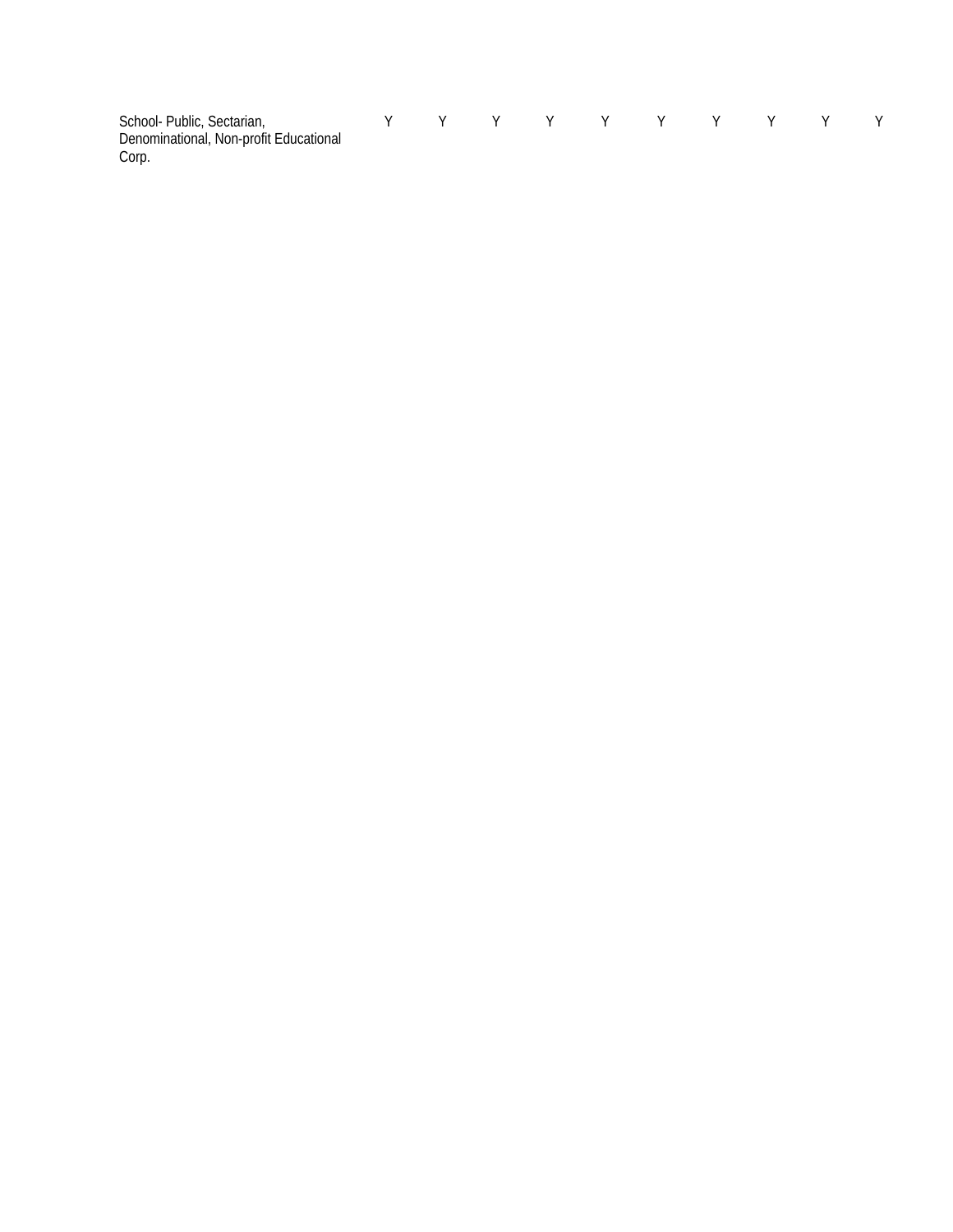| | | | | | | | | | | |
|---|---|---|---|---|---|---|---|---|---|---|
| School- Public, Sectarian, Denominational, Non-profit Educational Corp. | Y | Y | Y | Y | Y | Y | Y | Y | Y | Y |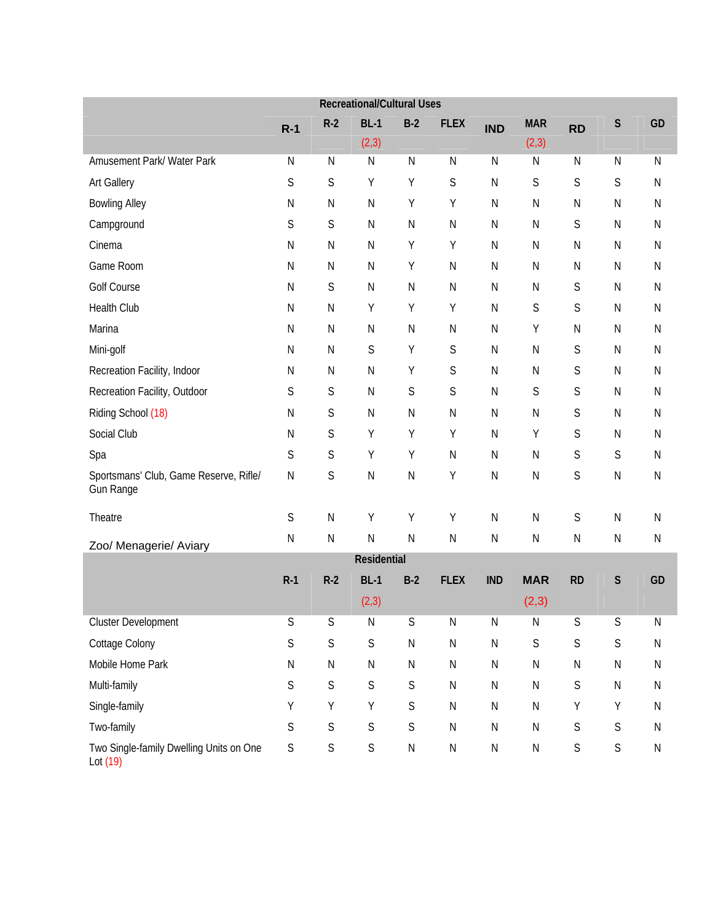| Recreational/Cultural Uses | | | | | | | | | | |
|---|---|---|---|---|---|---|---|---|---|---|
| | R-1 | R-2 | BL-1 (2,3) | B-2 | FLEX | IND | MAR (2,3) | RD | S | GD |
| Amusement Park/ Water Park | N | N | N | N | N | N | N | N | N | N |
| Art Gallery | S | S | Y | Y | S | N | S | S | S | N |
| Bowling Alley | N | N | N | Y | Y | N | N | N | N | N |
| Campground | S | S | N | N | N | N | N | S | N | N |
| Cinema | N | N | N | Y | Y | N | N | N | N | N |
| Game Room | N | N | N | Y | N | N | N | N | N | N |
| Golf Course | N | S | N | N | N | N | N | S | N | N |
| Health Club | N | N | Y | Y | Y | N | S | S | N | N |
| Marina | N | N | N | N | N | N | Y | N | N | N |
| Mini-golf | N | N | S | Y | S | N | N | S | N | N |
| Recreation Facility, Indoor | N | N | N | Y | S | N | N | S | N | N |
| Recreation Facility, Outdoor | S | S | N | S | S | N | S | S | N | N |
| Riding School (18) | N | S | N | N | N | N | N | S | N | N |
| Social Club | N | S | Y | Y | Y | N | Y | S | N | N |
| Spa | S | S | Y | Y | N | N | N | S | S | N |
| Sportsmans' Club, Game Reserve, Rifle/ Gun Range | N | S | N | N | Y | N | N | S | N | N |
| Theatre | S | N | Y | Y | Y | N | N | S | N | N |
| Zoo/ Menagerie/ Aviary | N | N | N | N | N | N | N | N | N | N |

| Residential | | | | | | | | | | |
|---|---|---|---|---|---|---|---|---|---|---|
| | R-1 | R-2 | BL-1 (2,3) | B-2 | FLEX | IND | MAR (2,3) | RD | S | GD |
| Cluster Development | S | S | N | S | N | N | N | S | S | N |
| Cottage Colony | S | S | S | N | N | N | S | S | S | N |
| Mobile Home Park | N | N | N | N | N | N | N | N | N | N |
| Multi-family | S | S | S | S | N | N | N | S | N | N |
| Single-family | Y | Y | Y | S | N | N | N | Y | Y | N |
| Two-family | S | S | S | S | N | N | N | S | S | N |
| Two Single-family Dwelling Units on One Lot (19) | S | S | S | N | N | N | N | S | S | N |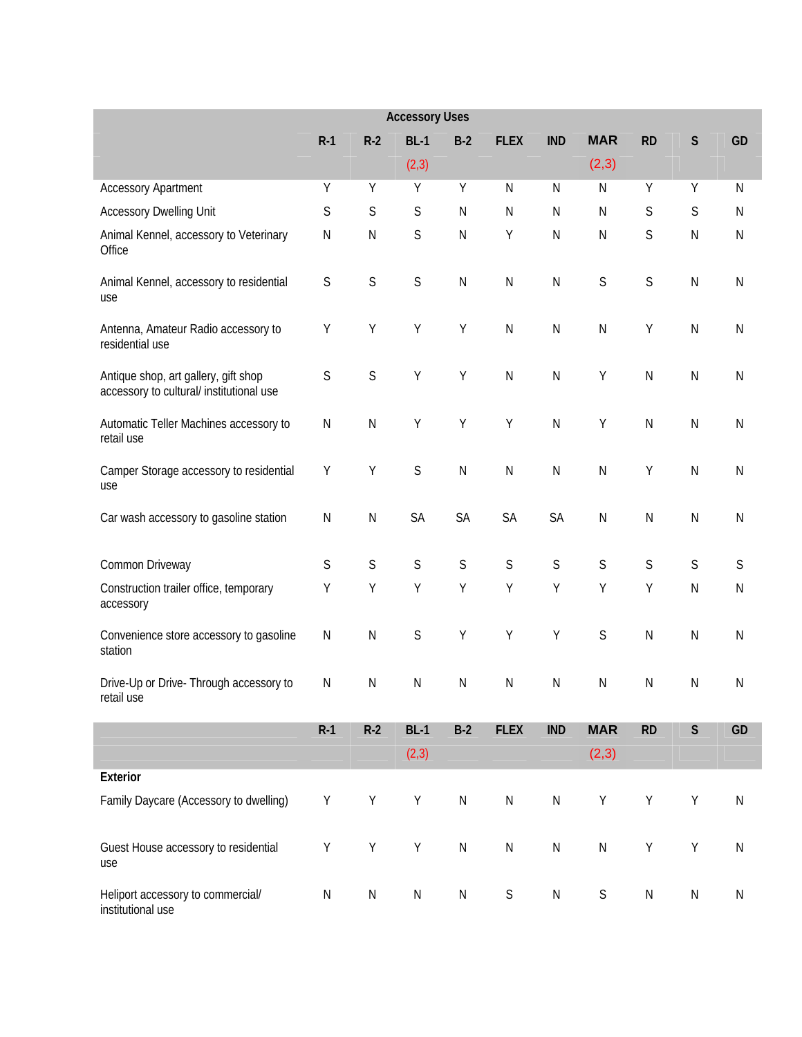| Accessory Uses | | | | | | | | | | |
|---|---|---|---|---|---|---|---|---|---|---|
| | R-1 | R-2 | BL-1 (2,3) | B-2 | FLEX | IND | MAR (2,3) | RD | S | GD |
| Accessory Apartment | Y | Y | Y | Y | N | N | N | Y | Y | N |
| Accessory Dwelling Unit | S | S | S | N | N | N | N | S | S | N |
| Animal Kennel, accessory to Veterinary Office | N | N | S | N | Y | N | N | S | N | N |
| Animal Kennel, accessory to residential use | S | S | S | N | N | N | S | S | N | N |
| Antenna, Amateur Radio accessory to residential use | Y | Y | Y | Y | N | N | N | Y | N | N |
| Antique shop, art gallery, gift shop accessory to cultural/ institutional use | S | S | Y | Y | N | N | Y | N | N | N |
| Automatic Teller Machines accessory to retail use | N | N | Y | Y | Y | N | Y | N | N | N |
| Camper Storage accessory to residential use | Y | Y | S | N | N | N | N | Y | N | N |
| Car wash accessory to gasoline station | N | N | SA | SA | SA | SA | N | N | N | N |
| Common Driveway | S | S | S | S | S | S | S | S | S | S |
| Construction trailer office, temporary accessory | Y | Y | Y | Y | Y | Y | Y | Y | N | N |
| Convenience store accessory to gasoline station | N | N | S | Y | Y | Y | S | N | N | N |
| Drive-Up or Drive- Through accessory to retail use | N | N | N | N | N | N | N | N | N | N |
| | R-1 | R-2 | BL-1 (2,3) | B-2 | FLEX | IND | MAR (2,3) | RD | S | GD |
| **Exterior** | | | | | | | | | | |
| Family Daycare (Accessory to dwelling) | Y | Y | Y | N | N | N | Y | Y | Y | N |
| Guest House accessory to residential use | Y | Y | Y | N | N | N | N | Y | Y | N |
| Heliport accessory to commercial/ institutional use | N | N | N | N | S | N | S | N | N | N |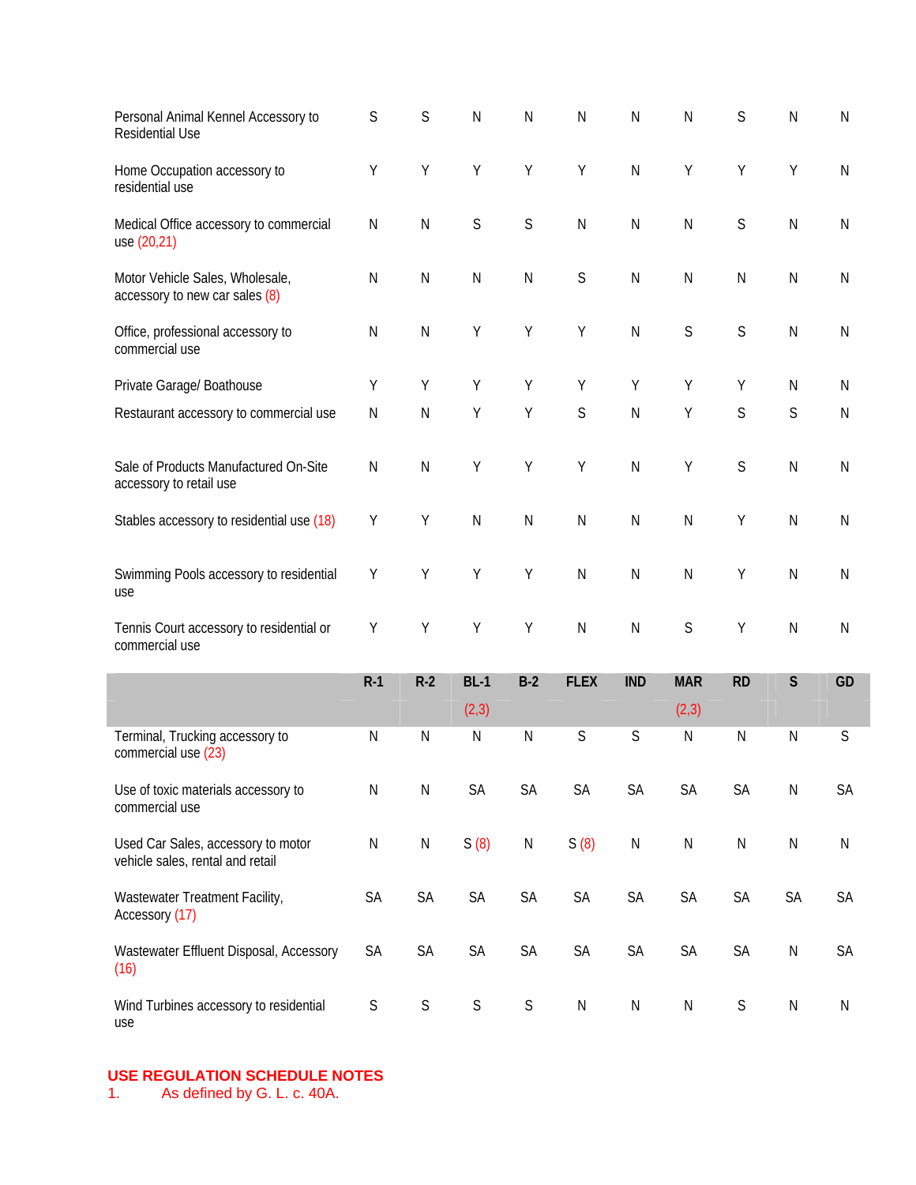| | R-1 | R-2 | BL-1 (2,3) | B-2 | FLEX | IND | MAR (2,3) | RD | S | GD |
|---|---|---|---|---|---|---|---|---|---|---|
| Personal Animal Kennel Accessory to Residential Use | S | S | N | N | N | N | N | S | N | N |
| Home Occupation accessory to residential use | Y | Y | Y | Y | Y | N | Y | Y | Y | N |
| Medical Office accessory to commercial use (20,21) | N | N | S | S | N | N | N | S | N | N |
| Motor Vehicle Sales, Wholesale, accessory to new car sales (8) | N | N | N | N | S | N | N | N | N | N |
| Office, professional accessory to commercial use | N | N | Y | Y | Y | N | S | S | N | N |
| Private Garage/ Boathouse | Y | Y | Y | Y | Y | Y | Y | Y | N | N |
| Restaurant accessory to commercial use | N | N | Y | Y | S | N | Y | S | S | N |
| Sale of Products Manufactured On-Site accessory to retail use | N | N | Y | Y | Y | N | Y | S | N | N |
| Stables accessory to residential use (18) | Y | Y | N | N | N | N | N | Y | N | N |
| Swimming Pools accessory to residential use | Y | Y | Y | Y | N | N | N | Y | N | N |
| Tennis Court accessory to residential or commercial use | Y | Y | Y | Y | N | N | S | Y | N | N |
| Terminal, Trucking accessory to commercial use (23) | N | N | N | N | S | S | N | N | N | S |
| Use of toxic materials accessory to commercial use | N | N | SA | SA | SA | SA | SA | SA | N | SA |
| Used Car Sales, accessory to motor vehicle sales, rental and retail | N | N | S (8) | N | S (8) | N | N | N | N | N |
| Wastewater Treatment Facility, Accessory (17) | SA | SA | SA | SA | SA | SA | SA | SA | SA | SA |
| Wastewater Effluent Disposal, Accessory (16) | SA | SA | SA | SA | SA | SA | SA | SA | N | SA |
| Wind Turbines accessory to residential use | S | S | S | S | N | N | N | S | N | N |

## USE REGULATION SCHEDULE NOTES

1. As defined by G. L. c. 40A.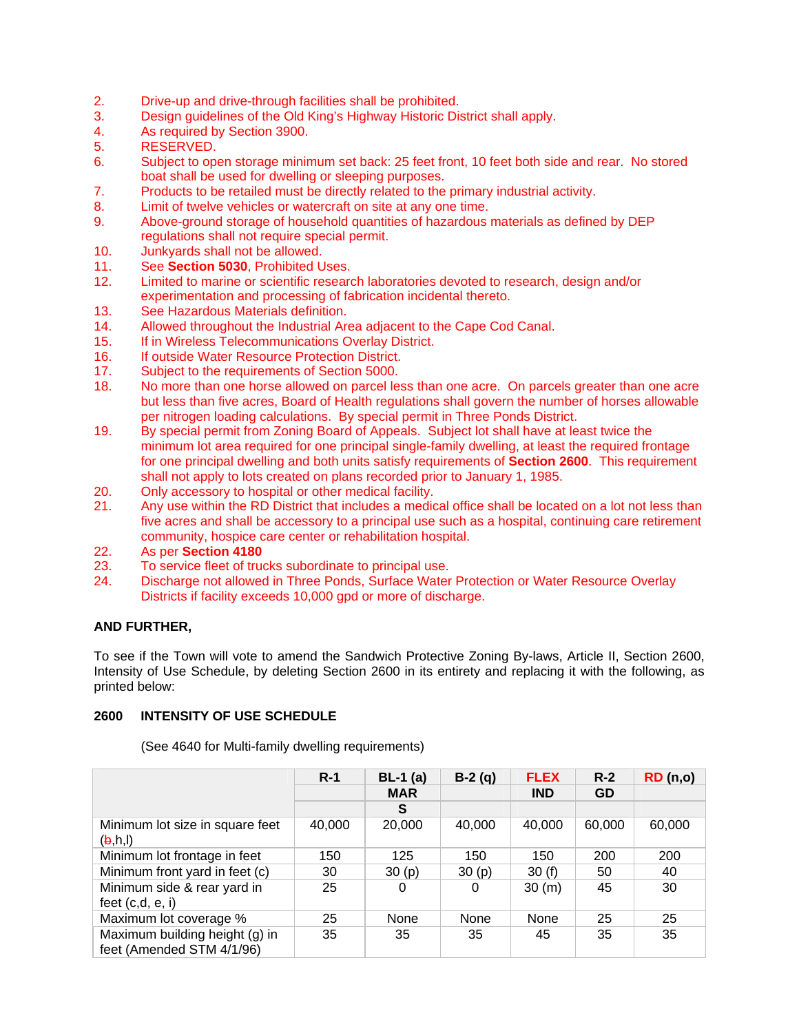2. Drive-up and drive-through facilities shall be prohibited.
3. Design guidelines of the Old King's Highway Historic District shall apply.
4. As required by Section 3900.
5. RESERVED.
6. Subject to open storage minimum set back: 25 feet front, 10 feet both side and rear. No stored boat shall be used for dwelling or sleeping purposes.
7. Products to be retailed must be directly related to the primary industrial activity.
8. Limit of twelve vehicles or watercraft on site at any one time.
9. Above-ground storage of household quantities of hazardous materials as defined by DEP regulations shall not require special permit.
10. Junkyards shall not be allowed.
11. See **Section 5030**, Prohibited Uses.
12. Limited to marine or scientific research laboratories devoted to research, design and/or experimentation and processing of fabrication incidental thereto.
13. See Hazardous Materials definition.
14. Allowed throughout the Industrial Area adjacent to the Cape Cod Canal.
15. If in Wireless Telecommunications Overlay District.
16. If outside Water Resource Protection District.
17. Subject to the requirements of Section 5000.
18. No more than one horse allowed on parcel less than one acre. On parcels greater than one acre but less than five acres, Board of Health regulations shall govern the number of horses allowable per nitrogen loading calculations. By special permit in Three Ponds District.
19. By special permit from Zoning Board of Appeals. Subject lot shall have at least twice the minimum lot area required for one principal single-family dwelling, at least the required frontage for one principal dwelling and both units satisfy requirements of **Section 2600**. This requirement shall not apply to lots created on plans recorded prior to January 1, 1985.
20. Only accessory to hospital or other medical facility.
21. Any use within the RD District that includes a medical office shall be located on a lot not less than five acres and shall be accessory to a principal use such as a hospital, continuing care retirement community, hospice care center or rehabilitation hospital.
22. As per **Section 4180**
23. To service fleet of trucks subordinate to principal use.
24. Discharge not allowed in Three Ponds, Surface Water Protection or Water Resource Overlay Districts if facility exceeds 10,000 gpd or more of discharge.

**AND FURTHER,**

To see if the Town will vote to amend the Sandwich Protective Zoning By-laws, Article II, Section 2600, Intensity of Use Schedule, by deleting Section 2600 in its entirety and replacing it with the following, as printed below:

**2600 INTENSITY OF USE SCHEDULE**

(See 4640 for Multi-family dwelling requirements)

| | R-1 | BL-1 (a) MARS | B-2 (q) | FLEX IND | R-2 GD | RD (n,o) |
|---|---|---|---|---|---|---|
| Minimum lot size in square feet (~~b~~,h,l) | 40,000 | 20,000 | 40,000 | 40,000 | 60,000 | 60,000 |
| Minimum lot frontage in feet | 150 | 125 | 150 | 150 | 200 | 200 |
| Minimum front yard in feet (c) | 30 | 30 (p) | 30 (p) | 30 (f) | 50 | 40 |
| Minimum side & rear yard in feet (c,d, e, i) | 25 | 0 | 0 | 30 (m) | 45 | 30 |
| Maximum lot coverage % | 25 | None | None | None | 25 | 25 |
| Maximum building height (g) in feet (Amended STM 4/1/96) | 35 | 35 | 35 | 45 | 35 | 35 |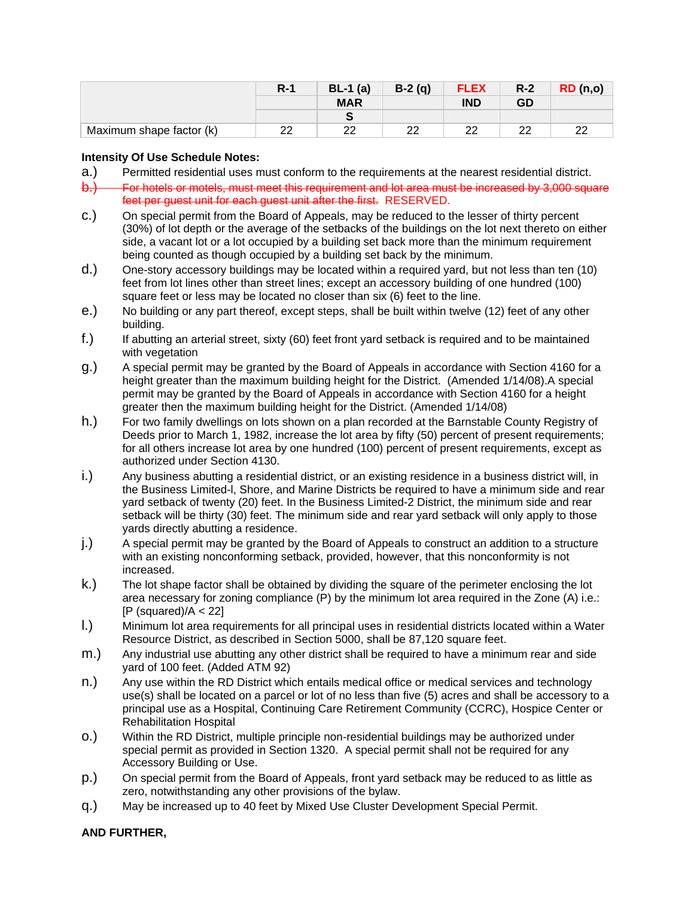| | R-1 | BL-1 (a) | B-2 (q) | FLEX | R-2 | RD (n,o) |
|---|---|---|---|---|---|---|
| | | MAR S | | IND | GD | |
| Maximum shape factor (k) | 22 | 22 | 22 | 22 | 22 | 22 |

**Intensity Of Use Schedule Notes:**

a.) Permitted residential uses must conform to the requirements at the nearest residential district.

b.) ~~For hotels or motels, must meet this requirement and lot area must be increased by 3,000 square feet per guest unit for each guest unit after the first.~~ RESERVED.

c.) On special permit from the Board of Appeals, may be reduced to the lesser of thirty percent (30%) of lot depth or the average of the setbacks of the buildings on the lot next thereto on either side, a vacant lot or a lot occupied by a building set back more than the minimum requirement being counted as though occupied by a building set back by the minimum.

d.) One-story accessory buildings may be located within a required yard, but not less than ten (10) feet from lot lines other than street lines; except an accessory building of one hundred (100) square feet or less may be located no closer than six (6) feet to the line.

e.) No building or any part thereof, except steps, shall be built within twelve (12) feet of any other building.

f.) If abutting an arterial street, sixty (60) feet front yard setback is required and to be maintained with vegetation

g.) A special permit may be granted by the Board of Appeals in accordance with Section 4160 for a height greater than the maximum building height for the District. (Amended 1/14/08).A special permit may be granted by the Board of Appeals in accordance with Section 4160 for a height greater then the maximum building height for the District. (Amended 1/14/08)

h.) For two family dwellings on lots shown on a plan recorded at the Barnstable County Registry of Deeds prior to March 1, 1982, increase the lot area by fifty (50) percent of present requirements; for all others increase lot area by one hundred (100) percent of present requirements, except as authorized under Section 4130.

i.) Any business abutting a residential district, or an existing residence in a business district will, in the Business Limited-l, Shore, and Marine Districts be required to have a minimum side and rear yard setback of twenty (20) feet. In the Business Limited-2 District, the minimum side and rear setback will be thirty (30) feet. The minimum side and rear yard setback will only apply to those yards directly abutting a residence.

j.) A special permit may be granted by the Board of Appeals to construct an addition to a structure with an existing nonconforming setback, provided, however, that this nonconformity is not increased.

k.) The lot shape factor shall be obtained by dividing the square of the perimeter enclosing the lot area necessary for zoning compliance (P) by the minimum lot area required in the Zone (A) i.e.: [P (squared)/A < 22]

l.) Minimum lot area requirements for all principal uses in residential districts located within a Water Resource District, as described in Section 5000, shall be 87,120 square feet.

m.) Any industrial use abutting any other district shall be required to have a minimum rear and side yard of 100 feet. (Added ATM 92)

n.) Any use within the RD District which entails medical office or medical services and technology use(s) shall be located on a parcel or lot of no less than five (5) acres and shall be accessory to a principal use as a Hospital, Continuing Care Retirement Community (CCRC), Hospice Center or Rehabilitation Hospital

o.) Within the RD District, multiple principle non-residential buildings may be authorized under special permit as provided in Section 1320. A special permit shall not be required for any Accessory Building or Use.

p.) On special permit from the Board of Appeals, front yard setback may be reduced to as little as zero, notwithstanding any other provisions of the bylaw.

q.) May be increased up to 40 feet by Mixed Use Cluster Development Special Permit.

**AND FURTHER,**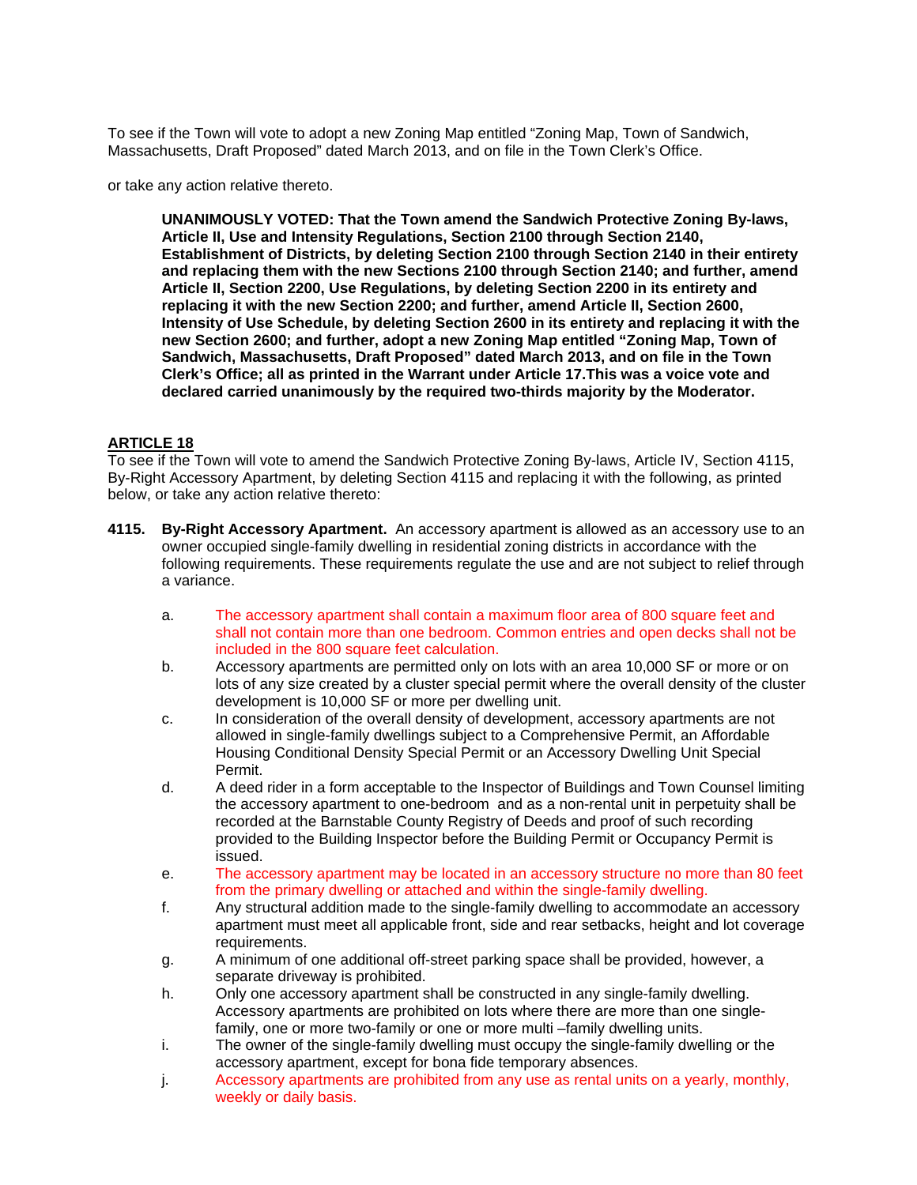To see if the Town will vote to adopt a new Zoning Map entitled "Zoning Map, Town of Sandwich, Massachusetts, Draft Proposed" dated March 2013, and on file in the Town Clerk's Office.

or take any action relative thereto.

> **UNANIMOUSLY VOTED: That the Town amend the Sandwich Protective Zoning By-laws, Article II, Use and Intensity Regulations, Section 2100 through Section 2140, Establishment of Districts, by deleting Section 2100 through Section 2140 in their entirety and replacing them with the new Sections 2100 through Section 2140; and further, amend Article II, Section 2200, Use Regulations, by deleting Section 2200 in its entirety and replacing it with the new Section 2200; and further, amend Article II, Section 2600, Intensity of Use Schedule, by deleting Section 2600 in its entirety and replacing it with the new Section 2600; and further, adopt a new Zoning Map entitled "Zoning Map, Town of Sandwich, Massachusetts, Draft Proposed" dated March 2013, and on file in the Town Clerk's Office; all as printed in the Warrant under Article 17.This was a voice vote and declared carried unanimously by the required two-thirds majority by the Moderator.**

## ARTICLE 18

To see if the Town will vote to amend the Sandwich Protective Zoning By-laws, Article IV, Section 4115, By-Right Accessory Apartment, by deleting Section 4115 and replacing it with the following, as printed below, or take any action relative thereto:

**4115. By-Right Accessory Apartment.** An accessory apartment is allowed as an accessory use to an owner occupied single-family dwelling in residential zoning districts in accordance with the following requirements. These requirements regulate the use and are not subject to relief through a variance.

a. The accessory apartment shall contain a maximum floor area of 800 square feet and shall not contain more than one bedroom. Common entries and open decks shall not be included in the 800 square feet calculation.

b. Accessory apartments are permitted only on lots with an area 10,000 SF or more or on lots of any size created by a cluster special permit where the overall density of the cluster development is 10,000 SF or more per dwelling unit.

c. In consideration of the overall density of development, accessory apartments are not allowed in single-family dwellings subject to a Comprehensive Permit, an Affordable Housing Conditional Density Special Permit or an Accessory Dwelling Unit Special Permit.

d. A deed rider in a form acceptable to the Inspector of Buildings and Town Counsel limiting the accessory apartment to one-bedroom and as a non-rental unit in perpetuity shall be recorded at the Barnstable County Registry of Deeds and proof of such recording provided to the Building Inspector before the Building Permit or Occupancy Permit is issued.

e. The accessory apartment may be located in an accessory structure no more than 80 feet from the primary dwelling or attached and within the single-family dwelling.

f. Any structural addition made to the single-family dwelling to accommodate an accessory apartment must meet all applicable front, side and rear setbacks, height and lot coverage requirements.

g. A minimum of one additional off-street parking space shall be provided, however, a separate driveway is prohibited.

h. Only one accessory apartment shall be constructed in any single-family dwelling. Accessory apartments are prohibited on lots where there are more than one single-family, one or more two-family or one or more multi –family dwelling units.

i. The owner of the single-family dwelling must occupy the single-family dwelling or the accessory apartment, except for bona fide temporary absences.

j. Accessory apartments are prohibited from any use as rental units on a yearly, monthly, weekly or daily basis.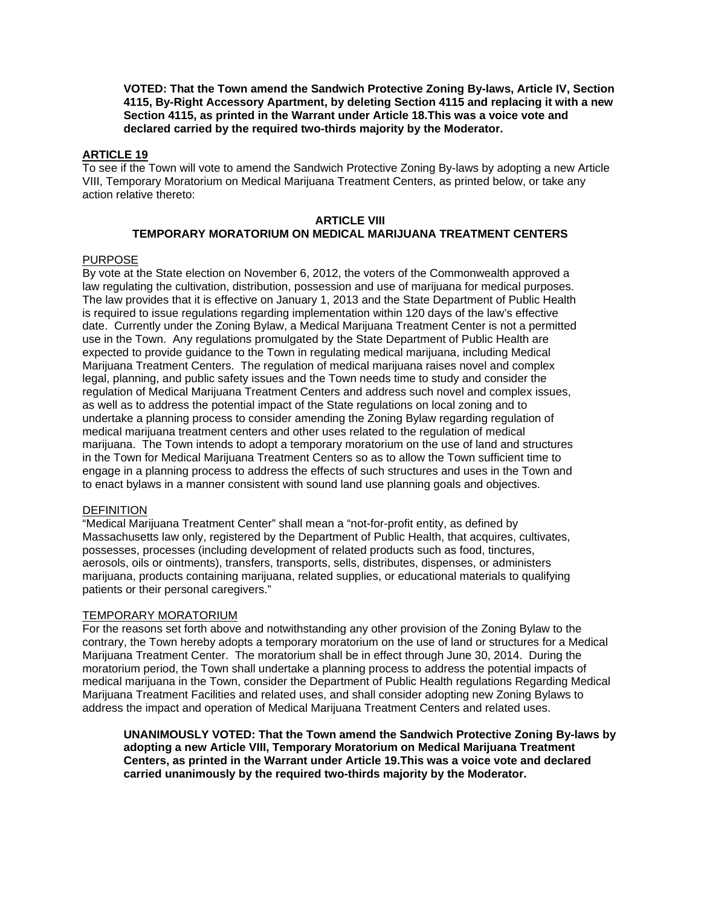**VOTED: That the Town amend the Sandwich Protective Zoning By-laws, Article IV, Section 4115, By-Right Accessory Apartment, by deleting Section 4115 and replacing it with a new Section 4115, as printed in the Warrant under Article 18.This was a voice vote and declared carried by the required two-thirds majority by the Moderator.**

## ARTICLE 19

To see if the Town will vote to amend the Sandwich Protective Zoning By-laws by adopting a new Article VIII, Temporary Moratorium on Medical Marijuana Treatment Centers, as printed below, or take any action relative thereto:

### ARTICLE VIII
### TEMPORARY MORATORIUM ON MEDICAL MARIJUANA TREATMENT CENTERS

PURPOSE

By vote at the State election on November 6, 2012, the voters of the Commonwealth approved a law regulating the cultivation, distribution, possession and use of marijuana for medical purposes. The law provides that it is effective on January 1, 2013 and the State Department of Public Health is required to issue regulations regarding implementation within 120 days of the law's effective date. Currently under the Zoning Bylaw, a Medical Marijuana Treatment Center is not a permitted use in the Town. Any regulations promulgated by the State Department of Public Health are expected to provide guidance to the Town in regulating medical marijuana, including Medical Marijuana Treatment Centers. The regulation of medical marijuana raises novel and complex legal, planning, and public safety issues and the Town needs time to study and consider the regulation of Medical Marijuana Treatment Centers and address such novel and complex issues, as well as to address the potential impact of the State regulations on local zoning and to undertake a planning process to consider amending the Zoning Bylaw regarding regulation of medical marijuana treatment centers and other uses related to the regulation of medical marijuana. The Town intends to adopt a temporary moratorium on the use of land and structures in the Town for Medical Marijuana Treatment Centers so as to allow the Town sufficient time to engage in a planning process to address the effects of such structures and uses in the Town and to enact bylaws in a manner consistent with sound land use planning goals and objectives.

DEFINITION

"Medical Marijuana Treatment Center" shall mean a "not-for-profit entity, as defined by Massachusetts law only, registered by the Department of Public Health, that acquires, cultivates, possesses, processes (including development of related products such as food, tinctures, aerosols, oils or ointments), transfers, transports, sells, distributes, dispenses, or administers marijuana, products containing marijuana, related supplies, or educational materials to qualifying patients or their personal caregivers."

TEMPORARY MORATORIUM

For the reasons set forth above and notwithstanding any other provision of the Zoning Bylaw to the contrary, the Town hereby adopts a temporary moratorium on the use of land or structures for a Medical Marijuana Treatment Center. The moratorium shall be in effect through June 30, 2014. During the moratorium period, the Town shall undertake a planning process to address the potential impacts of medical marijuana in the Town, consider the Department of Public Health regulations Regarding Medical Marijuana Treatment Facilities and related uses, and shall consider adopting new Zoning Bylaws to address the impact and operation of Medical Marijuana Treatment Centers and related uses.

**UNANIMOUSLY VOTED: That the Town amend the Sandwich Protective Zoning By-laws by adopting a new Article VIII, Temporary Moratorium on Medical Marijuana Treatment Centers, as printed in the Warrant under Article 19.This was a voice vote and declared carried unanimously by the required two-thirds majority by the Moderator.**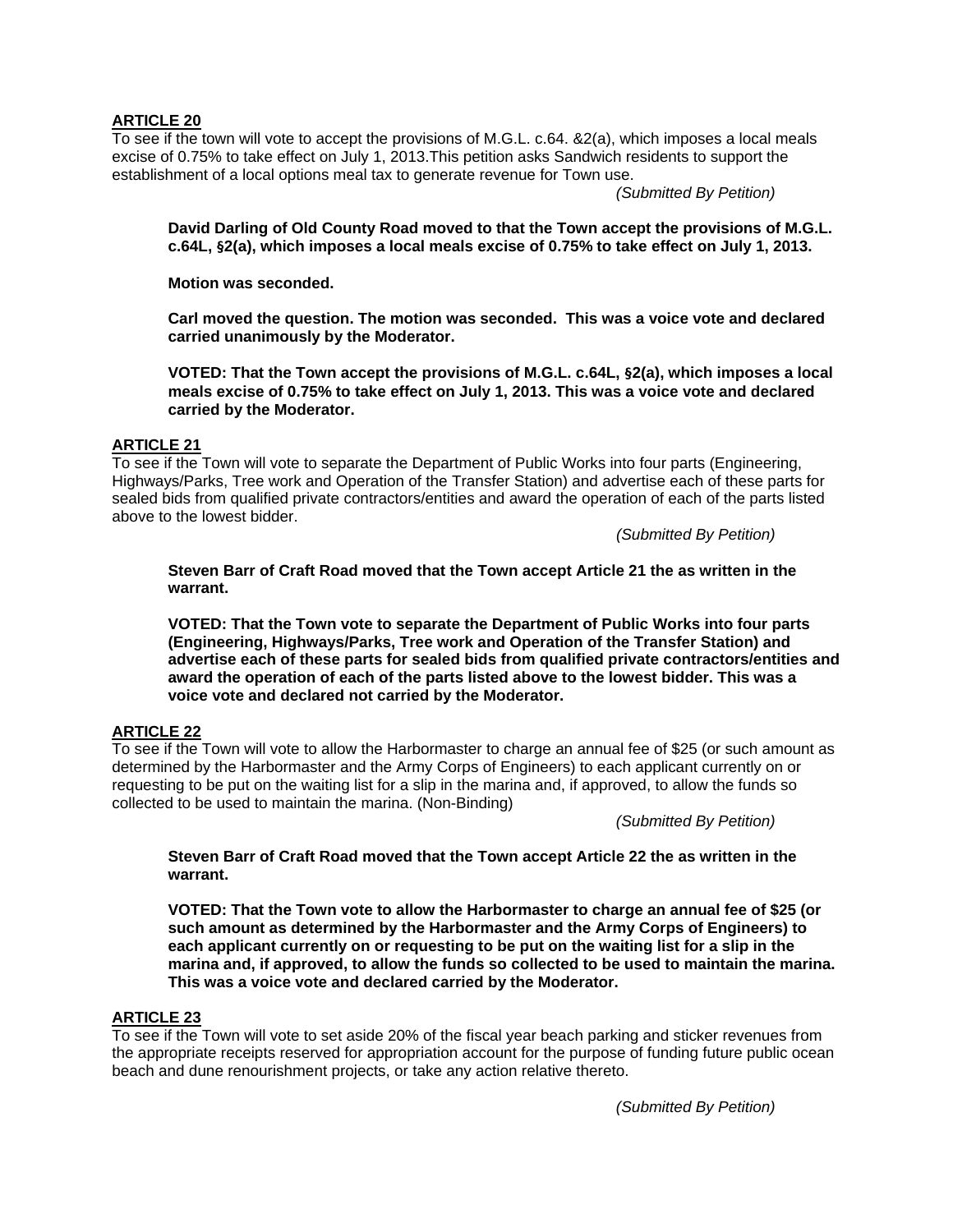**ARTICLE 20**

To see if the town will vote to accept the provisions of M.G.L. c.64. &2(a), which imposes a local meals excise of 0.75% to take effect on July 1, 2013.This petition asks Sandwich residents to support the establishment of a local options meal tax to generate revenue for Town use.

*(Submitted By Petition)*

> **David Darling of Old County Road moved to that the Town accept the provisions of M.G.L. c.64L, §2(a), which imposes a local meals excise of 0.75% to take effect on July 1, 2013.**
>
> **Motion was seconded.**
>
> **Carl moved the question. The motion was seconded. This was a voice vote and declared carried unanimously by the Moderator.**
>
> **VOTED: That the Town accept the provisions of M.G.L. c.64L, §2(a), which imposes a local meals excise of 0.75% to take effect on July 1, 2013. This was a voice vote and declared carried by the Moderator.**

**ARTICLE 21**

To see if the Town will vote to separate the Department of Public Works into four parts (Engineering, Highways/Parks, Tree work and Operation of the Transfer Station) and advertise each of these parts for sealed bids from qualified private contractors/entities and award the operation of each of the parts listed above to the lowest bidder.

*(Submitted By Petition)*

> **Steven Barr of Craft Road moved that the Town accept Article 21 the as written in the warrant.**
>
> **VOTED: That the Town vote to separate the Department of Public Works into four parts (Engineering, Highways/Parks, Tree work and Operation of the Transfer Station) and advertise each of these parts for sealed bids from qualified private contractors/entities and award the operation of each of the parts listed above to the lowest bidder. This was a voice vote and declared not carried by the Moderator.**

**ARTICLE 22**

To see if the Town will vote to allow the Harbormaster to charge an annual fee of $25 (or such amount as determined by the Harbormaster and the Army Corps of Engineers) to each applicant currently on or requesting to be put on the waiting list for a slip in the marina and, if approved, to allow the funds so collected to be used to maintain the marina. (Non-Binding)

*(Submitted By Petition)*

> **Steven Barr of Craft Road moved that the Town accept Article 22 the as written in the warrant.**
>
> **VOTED: That the Town vote to allow the Harbormaster to charge an annual fee of $25 (or such amount as determined by the Harbormaster and the Army Corps of Engineers) to each applicant currently on or requesting to be put on the waiting list for a slip in the marina and, if approved, to allow the funds so collected to be used to maintain the marina. This was a voice vote and declared carried by the Moderator.**

**ARTICLE 23**

To see if the Town will vote to set aside 20% of the fiscal year beach parking and sticker revenues from the appropriate receipts reserved for appropriation account for the purpose of funding future public ocean beach and dune renourishment projects, or take any action relative thereto.

*(Submitted By Petition)*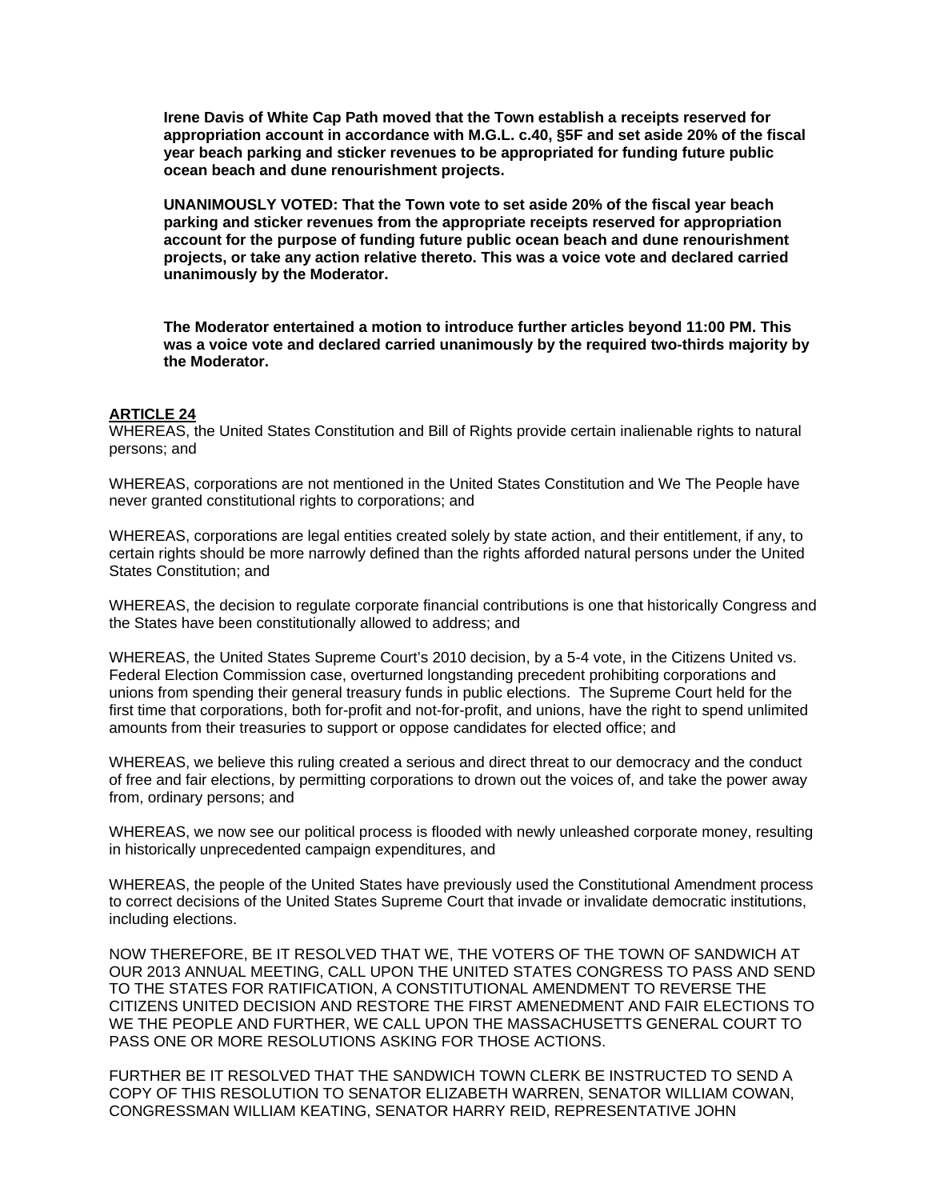**Irene Davis of White Cap Path moved that the Town establish a receipts reserved for appropriation account in accordance with M.G.L. c.40, §5F and set aside 20% of the fiscal year beach parking and sticker revenues to be appropriated for funding future public ocean beach and dune renourishment projects.**

**UNANIMOUSLY VOTED: That the Town vote to set aside 20% of the fiscal year beach parking and sticker revenues from the appropriate receipts reserved for appropriation account for the purpose of funding future public ocean beach and dune renourishment projects, or take any action relative thereto. This was a voice vote and declared carried unanimously by the Moderator.**

**The Moderator entertained a motion to introduce further articles beyond 11:00 PM. This was a voice vote and declared carried unanimously by the required two-thirds majority by the Moderator.**

## ARTICLE 24

WHEREAS, the United States Constitution and Bill of Rights provide certain inalienable rights to natural persons; and

WHEREAS, corporations are not mentioned in the United States Constitution and We The People have never granted constitutional rights to corporations; and

WHEREAS, corporations are legal entities created solely by state action, and their entitlement, if any, to certain rights should be more narrowly defined than the rights afforded natural persons under the United States Constitution; and

WHEREAS, the decision to regulate corporate financial contributions is one that historically Congress and the States have been constitutionally allowed to address; and

WHEREAS, the United States Supreme Court's 2010 decision, by a 5-4 vote, in the Citizens United vs. Federal Election Commission case, overturned longstanding precedent prohibiting corporations and unions from spending their general treasury funds in public elections. The Supreme Court held for the first time that corporations, both for-profit and not-for-profit, and unions, have the right to spend unlimited amounts from their treasuries to support or oppose candidates for elected office; and

WHEREAS, we believe this ruling created a serious and direct threat to our democracy and the conduct of free and fair elections, by permitting corporations to drown out the voices of, and take the power away from, ordinary persons; and

WHEREAS, we now see our political process is flooded with newly unleashed corporate money, resulting in historically unprecedented campaign expenditures, and

WHEREAS, the people of the United States have previously used the Constitutional Amendment process to correct decisions of the United States Supreme Court that invade or invalidate democratic institutions, including elections.

NOW THEREFORE, BE IT RESOLVED THAT WE, THE VOTERS OF THE TOWN OF SANDWICH AT OUR 2013 ANNUAL MEETING, CALL UPON THE UNITED STATES CONGRESS TO PASS AND SEND TO THE STATES FOR RATIFICATION, A CONSTITUTIONAL AMENDMENT TO REVERSE THE CITIZENS UNITED DECISION AND RESTORE THE FIRST AMENEDMENT AND FAIR ELECTIONS TO WE THE PEOPLE AND FURTHER, WE CALL UPON THE MASSACHUSETTS GENERAL COURT TO PASS ONE OR MORE RESOLUTIONS ASKING FOR THOSE ACTIONS.

FURTHER BE IT RESOLVED THAT THE SANDWICH TOWN CLERK BE INSTRUCTED TO SEND A COPY OF THIS RESOLUTION TO SENATOR ELIZABETH WARREN, SENATOR WILLIAM COWAN, CONGRESSMAN WILLIAM KEATING, SENATOR HARRY REID, REPRESENTATIVE JOHN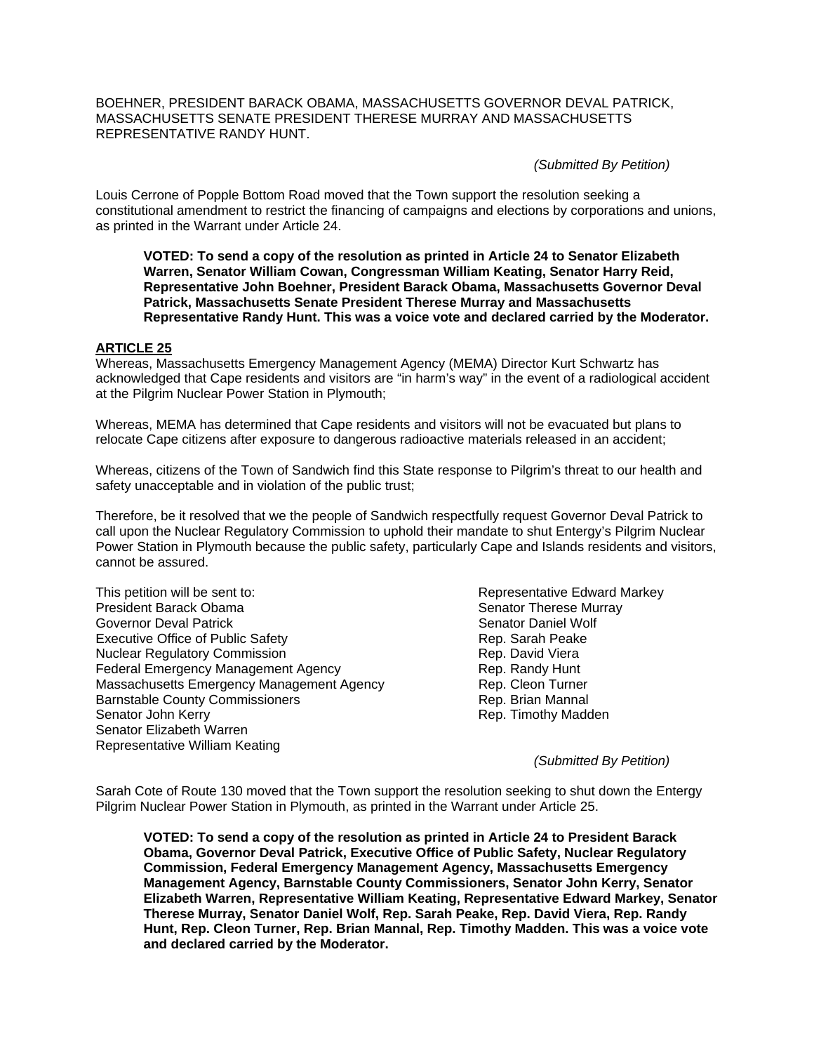BOEHNER, PRESIDENT BARACK OBAMA, MASSACHUSETTS GOVERNOR DEVAL PATRICK, MASSACHUSETTS SENATE PRESIDENT THERESE MURRAY AND MASSACHUSETTS REPRESENTATIVE RANDY HUNT.

*(Submitted By Petition)*

Louis Cerrone of Popple Bottom Road moved that the Town support the resolution seeking a constitutional amendment to restrict the financing of campaigns and elections by corporations and unions, as printed in the Warrant under Article 24.

> **VOTED: To send a copy of the resolution as printed in Article 24 to Senator Elizabeth Warren, Senator William Cowan, Congressman William Keating, Senator Harry Reid, Representative John Boehner, President Barack Obama, Massachusetts Governor Deval Patrick, Massachusetts Senate President Therese Murray and Massachusetts Representative Randy Hunt. This was a voice vote and declared carried by the Moderator.**

## ARTICLE 25

Whereas, Massachusetts Emergency Management Agency (MEMA) Director Kurt Schwartz has acknowledged that Cape residents and visitors are "in harm's way" in the event of a radiological accident at the Pilgrim Nuclear Power Station in Plymouth;

Whereas, MEMA has determined that Cape residents and visitors will not be evacuated but plans to relocate Cape citizens after exposure to dangerous radioactive materials released in an accident;

Whereas, citizens of the Town of Sandwich find this State response to Pilgrim's threat to our health and safety unacceptable and in violation of the public trust;

Therefore, be it resolved that we the people of Sandwich respectfully request Governor Deval Patrick to call upon the Nuclear Regulatory Commission to uphold their mandate to shut Entergy's Pilgrim Nuclear Power Station in Plymouth because the public safety, particularly Cape and Islands residents and visitors, cannot be assured.

This petition will be sent to:
President Barack Obama
Governor Deval Patrick
Executive Office of Public Safety
Nuclear Regulatory Commission
Federal Emergency Management Agency
Massachusetts Emergency Management Agency
Barnstable County Commissioners
Senator John Kerry
Senator Elizabeth Warren
Representative William Keating
Representative Edward Markey
Senator Therese Murray
Senator Daniel Wolf
Rep. Sarah Peake
Rep. David Viera
Rep. Randy Hunt
Rep. Cleon Turner
Rep. Brian Mannal
Rep. Timothy Madden

*(Submitted By Petition)*

Sarah Cote of Route 130 moved that the Town support the resolution seeking to shut down the Entergy Pilgrim Nuclear Power Station in Plymouth, as printed in the Warrant under Article 25.

> **VOTED: To send a copy of the resolution as printed in Article 24 to President Barack Obama, Governor Deval Patrick, Executive Office of Public Safety, Nuclear Regulatory Commission, Federal Emergency Management Agency, Massachusetts Emergency Management Agency, Barnstable County Commissioners, Senator John Kerry, Senator Elizabeth Warren, Representative William Keating, Representative Edward Markey, Senator Therese Murray, Senator Daniel Wolf, Rep. Sarah Peake, Rep. David Viera, Rep. Randy Hunt, Rep. Cleon Turner, Rep. Brian Mannal, Rep. Timothy Madden. This was a voice vote and declared carried by the Moderator.**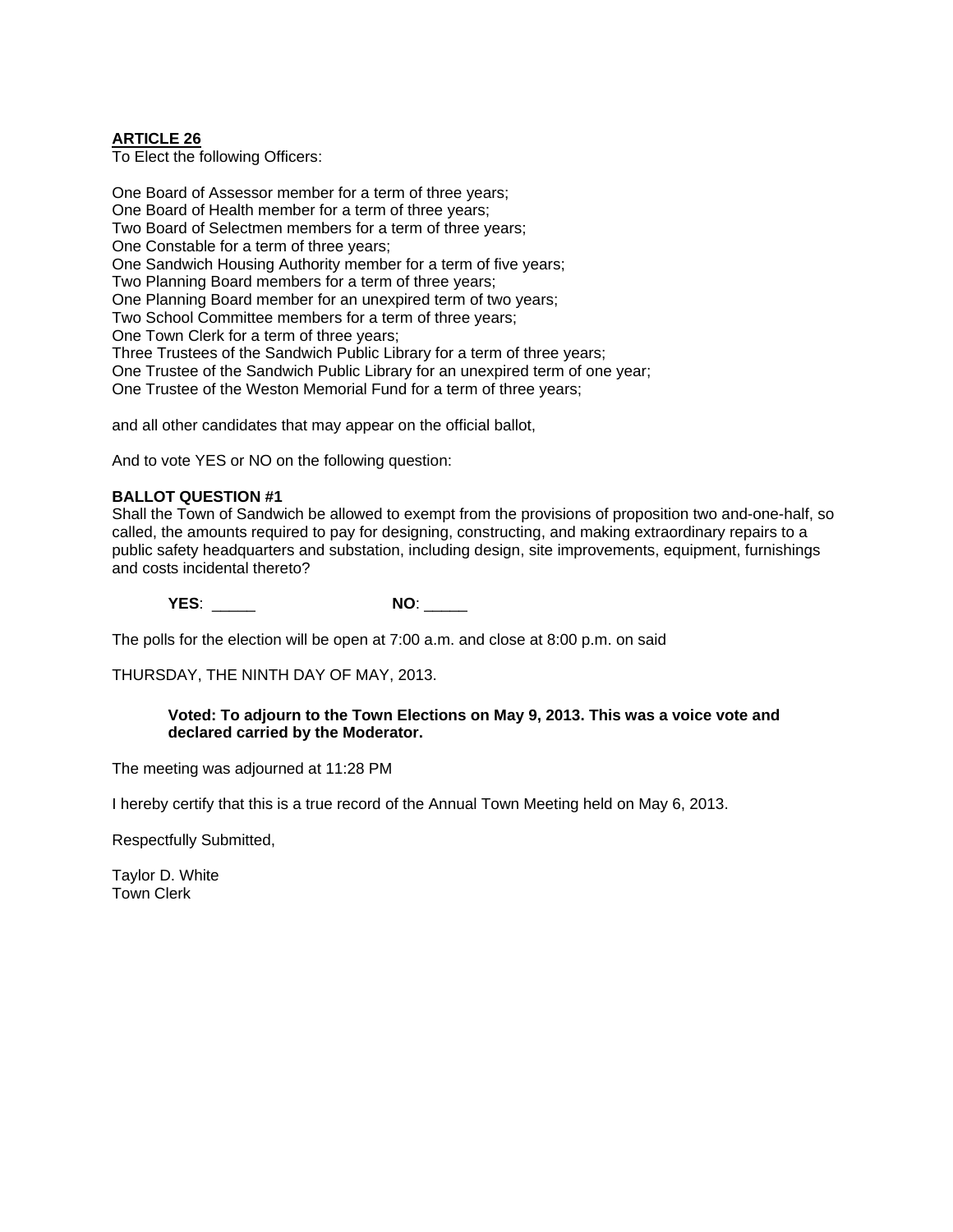**ARTICLE 26**

To Elect the following Officers:

One Board of Assessor member for a term of three years;
One Board of Health member for a term of three years;
Two Board of Selectmen members for a term of three years;
One Constable for a term of three years;
One Sandwich Housing Authority member for a term of five years;
Two Planning Board members for a term of three years;
One Planning Board member for an unexpired term of two years;
Two School Committee members for a term of three years;
One Town Clerk for a term of three years;
Three Trustees of the Sandwich Public Library for a term of three years;
One Trustee of the Sandwich Public Library for an unexpired term of one year;
One Trustee of the Weston Memorial Fund for a term of three years;

and all other candidates that may appear on the official ballot,

And to vote YES or NO on the following question:

**BALLOT QUESTION #1**

Shall the Town of Sandwich be allowed to exempt from the provisions of proposition two and-one-half, so called, the amounts required to pay for designing, constructing, and making extraordinary repairs to a public safety headquarters and substation, including design, site improvements, equipment, furnishings and costs incidental thereto?

**YES**: _____ **NO**: _____

The polls for the election will be open at 7:00 a.m. and close at 8:00 p.m. on said

THURSDAY, THE NINTH DAY OF MAY, 2013.

> **Voted: To adjourn to the Town Elections on May 9, 2013. This was a voice vote and declared carried by the Moderator.**

The meeting was adjourned at 11:28 PM

I hereby certify that this is a true record of the Annual Town Meeting held on May 6, 2013.

Respectfully Submitted,

Taylor D. White
Town Clerk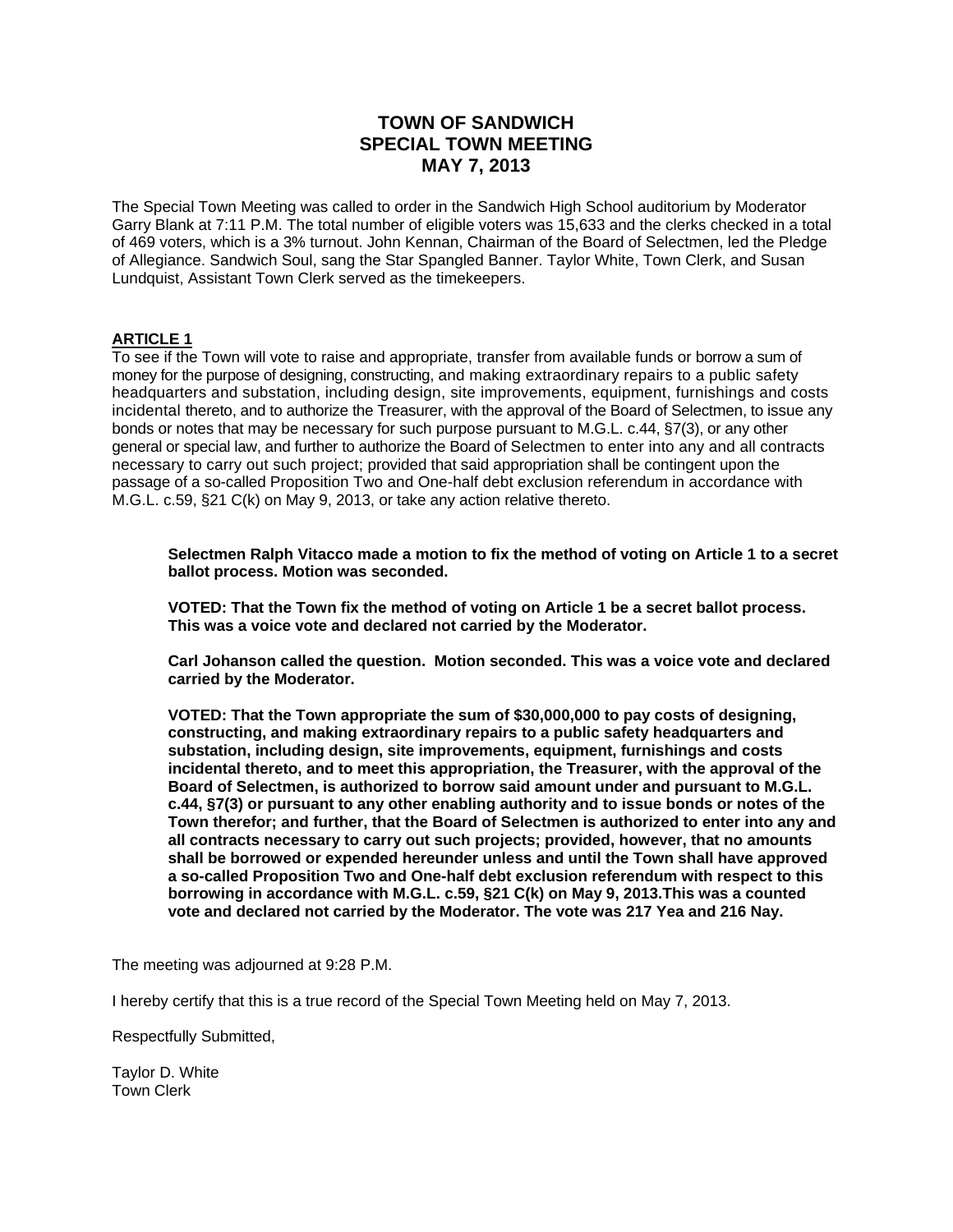# TOWN OF SANDWICH
# SPECIAL TOWN MEETING
# MAY 7, 2013

The Special Town Meeting was called to order in the Sandwich High School auditorium by Moderator Garry Blank at 7:11 P.M. The total number of eligible voters was 15,633 and the clerks checked in a total of 469 voters, which is a 3% turnout. John Kennan, Chairman of the Board of Selectmen, led the Pledge of Allegiance. Sandwich Soul, sang the Star Spangled Banner. Taylor White, Town Clerk, and Susan Lundquist, Assistant Town Clerk served as the timekeepers.

**ARTICLE 1**

To see if the Town will vote to raise and appropriate, transfer from available funds or borrow a sum of money for the purpose of designing, constructing, and making extraordinary repairs to a public safety headquarters and substation, including design, site improvements, equipment, furnishings and costs incidental thereto, and to authorize the Treasurer, with the approval of the Board of Selectmen, to issue any bonds or notes that may be necessary for such purpose pursuant to M.G.L. c.44, §7(3), or any other general or special law, and further to authorize the Board of Selectmen to enter into any and all contracts necessary to carry out such project; provided that said appropriation shall be contingent upon the passage of a so-called Proposition Two and One-half debt exclusion referendum in accordance with M.G.L. c.59, §21 C(k) on May 9, 2013, or take any action relative thereto.

> **Selectmen Ralph Vitacco made a motion to fix the method of voting on Article 1 to a secret ballot process. Motion was seconded.**
>
> **VOTED: That the Town fix the method of voting on Article 1 be a secret ballot process. This was a voice vote and declared not carried by the Moderator.**
>
> **Carl Johanson called the question. Motion seconded. This was a voice vote and declared carried by the Moderator.**
>
> **VOTED: That the Town appropriate the sum of $30,000,000 to pay costs of designing, constructing, and making extraordinary repairs to a public safety headquarters and substation, including design, site improvements, equipment, furnishings and costs incidental thereto, and to meet this appropriation, the Treasurer, with the approval of the Board of Selectmen, is authorized to borrow said amount under and pursuant to M.G.L. c.44, §7(3) or pursuant to any other enabling authority and to issue bonds or notes of the Town therefor; and further, that the Board of Selectmen is authorized to enter into any and all contracts necessary to carry out such projects; provided, however, that no amounts shall be borrowed or expended hereunder unless and until the Town shall have approved a so-called Proposition Two and One-half debt exclusion referendum with respect to this borrowing in accordance with M.G.L. c.59, §21 C(k) on May 9, 2013.This was a counted vote and declared not carried by the Moderator. The vote was 217 Yea and 216 Nay.**

The meeting was adjourned at 9:28 P.M.

I hereby certify that this is a true record of the Special Town Meeting held on May 7, 2013.

Respectfully Submitted,

Taylor D. White
Town Clerk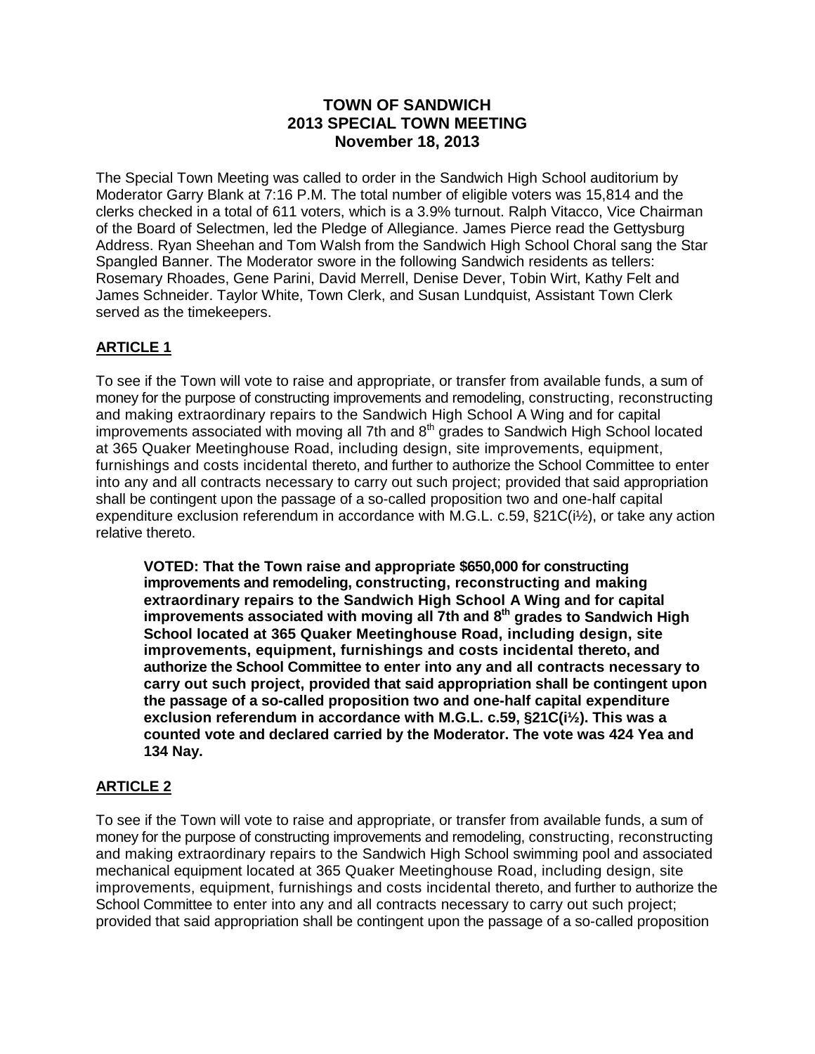**TOWN OF SANDWICH**
**2013 SPECIAL TOWN MEETING**
**November 18, 2013**

The Special Town Meeting was called to order in the Sandwich High School auditorium by Moderator Garry Blank at 7:16 P.M. The total number of eligible voters was 15,814 and the clerks checked in a total of 611 voters, which is a 3.9% turnout. Ralph Vitacco, Vice Chairman of the Board of Selectmen, led the Pledge of Allegiance. James Pierce read the Gettysburg Address. Ryan Sheehan and Tom Walsh from the Sandwich High School Choral sang the Star Spangled Banner. The Moderator swore in the following Sandwich residents as tellers: Rosemary Rhoades, Gene Parini, David Merrell, Denise Dever, Tobin Wirt, Kathy Felt and James Schneider. Taylor White, Town Clerk, and Susan Lundquist, Assistant Town Clerk served as the timekeepers.

## ARTICLE 1

To see if the Town will vote to raise and appropriate, or transfer from available funds, a sum of money for the purpose of constructing improvements and remodeling, constructing, reconstructing and making extraordinary repairs to the Sandwich High School A Wing and for capital improvements associated with moving all 7th and 8th grades to Sandwich High School located at 365 Quaker Meetinghouse Road, including design, site improvements, equipment, furnishings and costs incidental thereto, and further to authorize the School Committee to enter into any and all contracts necessary to carry out such project; provided that said appropriation shall be contingent upon the passage of a so-called proposition two and one-half capital expenditure exclusion referendum in accordance with M.G.L. c.59, §21C(i½), or take any action relative thereto.

> **VOTED: That the Town raise and appropriate $650,000 for constructing improvements and remodeling, constructing, reconstructing and making extraordinary repairs to the Sandwich High School A Wing and for capital improvements associated with moving all 7th and 8th grades to Sandwich High School located at 365 Quaker Meetinghouse Road, including design, site improvements, equipment, furnishings and costs incidental thereto, and authorize the School Committee to enter into any and all contracts necessary to carry out such project, provided that said appropriation shall be contingent upon the passage of a so-called proposition two and one-half capital expenditure exclusion referendum in accordance with M.G.L. c.59, §21C(i½). This was a counted vote and declared carried by the Moderator. The vote was 424 Yea and 134 Nay.**

## ARTICLE 2

To see if the Town will vote to raise and appropriate, or transfer from available funds, a sum of money for the purpose of constructing improvements and remodeling, constructing, reconstructing and making extraordinary repairs to the Sandwich High School swimming pool and associated mechanical equipment located at 365 Quaker Meetinghouse Road, including design, site improvements, equipment, furnishings and costs incidental thereto, and further to authorize the School Committee to enter into any and all contracts necessary to carry out such project; provided that said appropriation shall be contingent upon the passage of a so-called proposition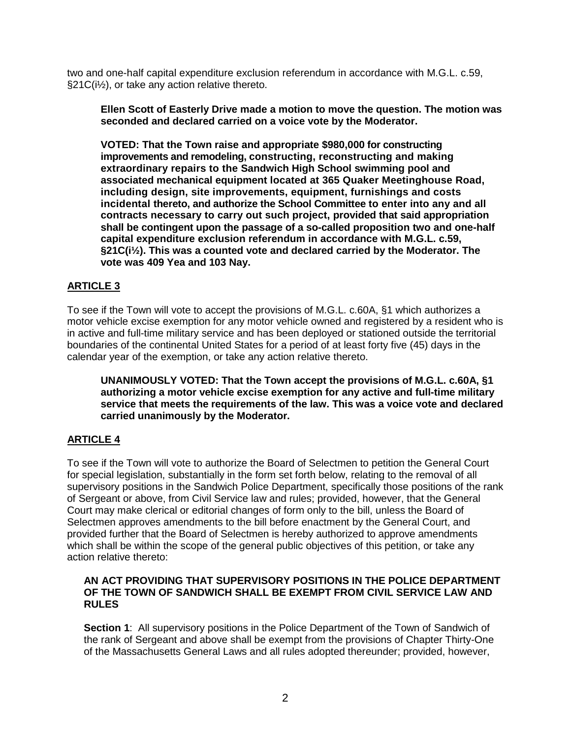two and one-half capital expenditure exclusion referendum in accordance with M.G.L. c.59, §21C(i½), or take any action relative thereto.

> **Ellen Scott of Easterly Drive made a motion to move the question. The motion was seconded and declared carried on a voice vote by the Moderator.**
>
> **VOTED: That the Town raise and appropriate $980,000 for constructing improvements and remodeling, constructing, reconstructing and making extraordinary repairs to the Sandwich High School swimming pool and associated mechanical equipment located at 365 Quaker Meetinghouse Road, including design, site improvements, equipment, furnishings and costs incidental thereto, and authorize the School Committee to enter into any and all contracts necessary to carry out such project, provided that said appropriation shall be contingent upon the passage of a so-called proposition two and one-half capital expenditure exclusion referendum in accordance with M.G.L. c.59, §21C(i½). This was a counted vote and declared carried by the Moderator. The vote was 409 Yea and 103 Nay.**

## ARTICLE 3

To see if the Town will vote to accept the provisions of M.G.L. c.60A, §1 which authorizes a motor vehicle excise exemption for any motor vehicle owned and registered by a resident who is in active and full-time military service and has been deployed or stationed outside the territorial boundaries of the continental United States for a period of at least forty five (45) days in the calendar year of the exemption, or take any action relative thereto.

> **UNANIMOUSLY VOTED: That the Town accept the provisions of M.G.L. c.60A, §1 authorizing a motor vehicle excise exemption for any active and full-time military service that meets the requirements of the law. This was a voice vote and declared carried unanimously by the Moderator.**

## ARTICLE 4

To see if the Town will vote to authorize the Board of Selectmen to petition the General Court for special legislation, substantially in the form set forth below, relating to the removal of all supervisory positions in the Sandwich Police Department, specifically those positions of the rank of Sergeant or above, from Civil Service law and rules; provided, however, that the General Court may make clerical or editorial changes of form only to the bill, unless the Board of Selectmen approves amendments to the bill before enactment by the General Court, and provided further that the Board of Selectmen is hereby authorized to approve amendments which shall be within the scope of the general public objectives of this petition, or take any action relative thereto:

> **AN ACT PROVIDING THAT SUPERVISORY POSITIONS IN THE POLICE DEPARTMENT OF THE TOWN OF SANDWICH SHALL BE EXEMPT FROM CIVIL SERVICE LAW AND RULES**
>
> **Section 1**: All supervisory positions in the Police Department of the Town of Sandwich of the rank of Sergeant and above shall be exempt from the provisions of Chapter Thirty-One of the Massachusetts General Laws and all rules adopted thereunder; provided, however,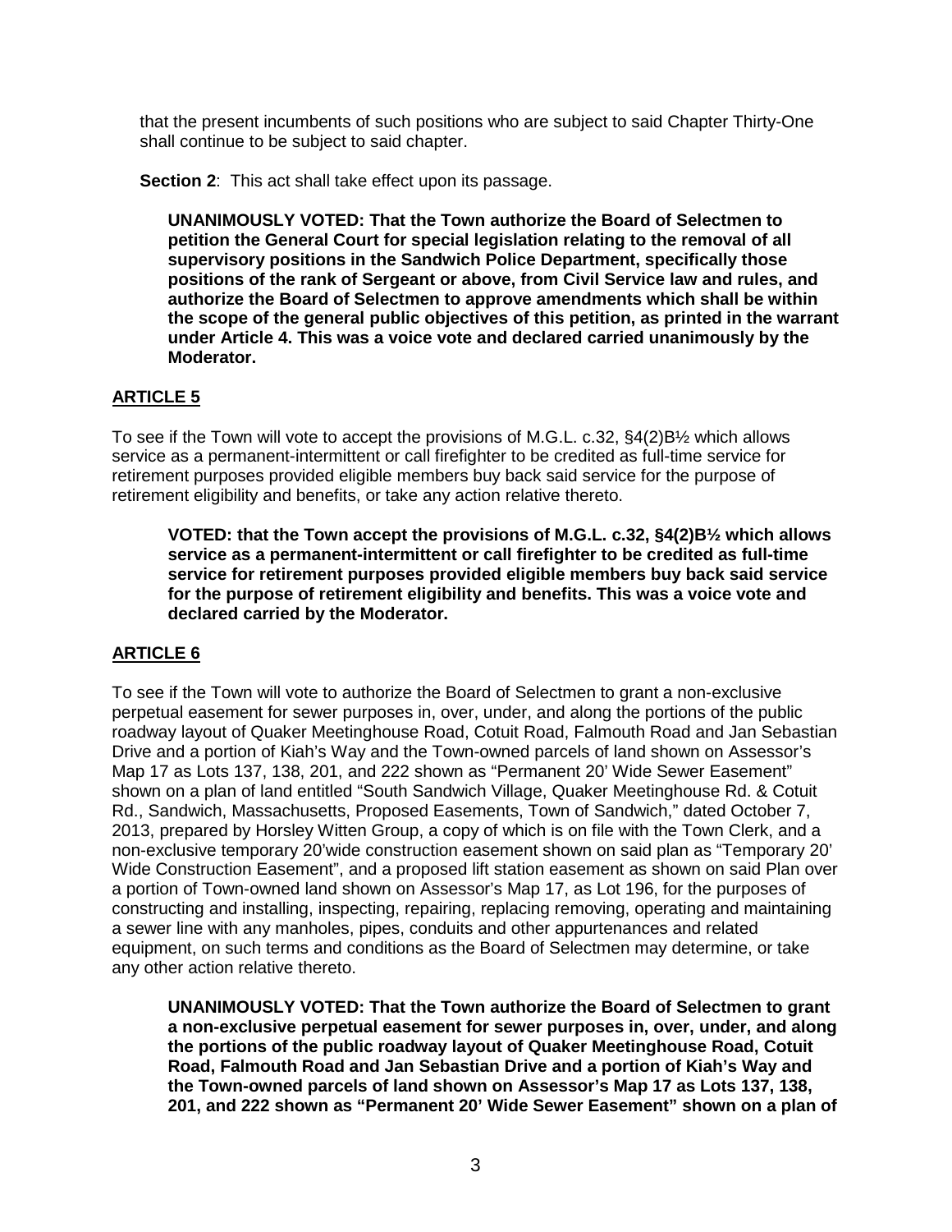that the present incumbents of such positions who are subject to said Chapter Thirty-One shall continue to be subject to said chapter.

**Section 2**: This act shall take effect upon its passage.

**UNANIMOUSLY VOTED: That the Town authorize the Board of Selectmen to petition the General Court for special legislation relating to the removal of all supervisory positions in the Sandwich Police Department, specifically those positions of the rank of Sergeant or above, from Civil Service law and rules, and authorize the Board of Selectmen to approve amendments which shall be within the scope of the general public objectives of this petition, as printed in the warrant under Article 4. This was a voice vote and declared carried unanimously by the Moderator.**

## ARTICLE 5

To see if the Town will vote to accept the provisions of M.G.L. c.32, §4(2)B½ which allows service as a permanent-intermittent or call firefighter to be credited as full-time service for retirement purposes provided eligible members buy back said service for the purpose of retirement eligibility and benefits, or take any action relative thereto.

**VOTED: that the Town accept the provisions of M.G.L. c.32, §4(2)B½ which allows service as a permanent-intermittent or call firefighter to be credited as full-time service for retirement purposes provided eligible members buy back said service for the purpose of retirement eligibility and benefits. This was a voice vote and declared carried by the Moderator.**

## ARTICLE 6

To see if the Town will vote to authorize the Board of Selectmen to grant a non-exclusive perpetual easement for sewer purposes in, over, under, and along the portions of the public roadway layout of Quaker Meetinghouse Road, Cotuit Road, Falmouth Road and Jan Sebastian Drive and a portion of Kiah's Way and the Town-owned parcels of land shown on Assessor's Map 17 as Lots 137, 138, 201, and 222 shown as "Permanent 20' Wide Sewer Easement" shown on a plan of land entitled "South Sandwich Village, Quaker Meetinghouse Rd. & Cotuit Rd., Sandwich, Massachusetts, Proposed Easements, Town of Sandwich," dated October 7, 2013, prepared by Horsley Witten Group, a copy of which is on file with the Town Clerk, and a non-exclusive temporary 20'wide construction easement shown on said plan as "Temporary 20' Wide Construction Easement", and a proposed lift station easement as shown on said Plan over a portion of Town-owned land shown on Assessor's Map 17, as Lot 196, for the purposes of constructing and installing, inspecting, repairing, replacing removing, operating and maintaining a sewer line with any manholes, pipes, conduits and other appurtenances and related equipment, on such terms and conditions as the Board of Selectmen may determine, or take any other action relative thereto.

**UNANIMOUSLY VOTED: That the Town authorize the Board of Selectmen to grant a non-exclusive perpetual easement for sewer purposes in, over, under, and along the portions of the public roadway layout of Quaker Meetinghouse Road, Cotuit Road, Falmouth Road and Jan Sebastian Drive and a portion of Kiah's Way and the Town-owned parcels of land shown on Assessor's Map 17 as Lots 137, 138, 201, and 222 shown as "Permanent 20' Wide Sewer Easement" shown on a plan of**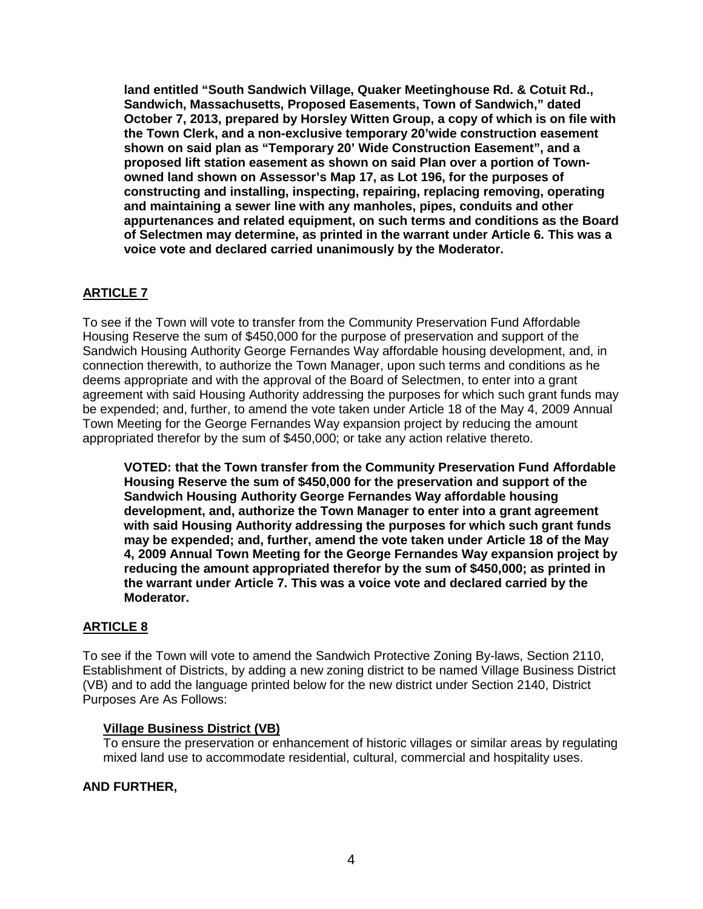**land entitled "South Sandwich Village, Quaker Meetinghouse Rd. & Cotuit Rd., Sandwich, Massachusetts, Proposed Easements, Town of Sandwich," dated October 7, 2013, prepared by Horsley Witten Group, a copy of which is on file with the Town Clerk, and a non-exclusive temporary 20'wide construction easement shown on said plan as "Temporary 20' Wide Construction Easement", and a proposed lift station easement as shown on said Plan over a portion of Town-owned land shown on Assessor's Map 17, as Lot 196, for the purposes of constructing and installing, inspecting, repairing, replacing removing, operating and maintaining a sewer line with any manholes, pipes, conduits and other appurtenances and related equipment, on such terms and conditions as the Board of Selectmen may determine, as printed in the warrant under Article 6. This was a voice vote and declared carried unanimously by the Moderator.**

## ARTICLE 7

To see if the Town will vote to transfer from the Community Preservation Fund Affordable Housing Reserve the sum of $450,000 for the purpose of preservation and support of the Sandwich Housing Authority George Fernandes Way affordable housing development, and, in connection therewith, to authorize the Town Manager, upon such terms and conditions as he deems appropriate and with the approval of the Board of Selectmen, to enter into a grant agreement with said Housing Authority addressing the purposes for which such grant funds may be expended; and, further, to amend the vote taken under Article 18 of the May 4, 2009 Annual Town Meeting for the George Fernandes Way expansion project by reducing the amount appropriated therefor by the sum of $450,000; or take any action relative thereto.

**VOTED: that the Town transfer from the Community Preservation Fund Affordable Housing Reserve the sum of $450,000 for the preservation and support of the Sandwich Housing Authority George Fernandes Way affordable housing development, and, authorize the Town Manager to enter into a grant agreement with said Housing Authority addressing the purposes for which such grant funds may be expended; and, further, amend the vote taken under Article 18 of the May 4, 2009 Annual Town Meeting for the George Fernandes Way expansion project by reducing the amount appropriated therefor by the sum of $450,000; as printed in the warrant under Article 7. This was a voice vote and declared carried by the Moderator.**

## ARTICLE 8

To see if the Town will vote to amend the Sandwich Protective Zoning By-laws, Section 2110, Establishment of Districts, by adding a new zoning district to be named Village Business District (VB) and to add the language printed below for the new district under Section 2140, District Purposes Are As Follows:

**Village Business District (VB)**
To ensure the preservation or enhancement of historic villages or similar areas by regulating mixed land use to accommodate residential, cultural, commercial and hospitality uses.

**AND FURTHER,**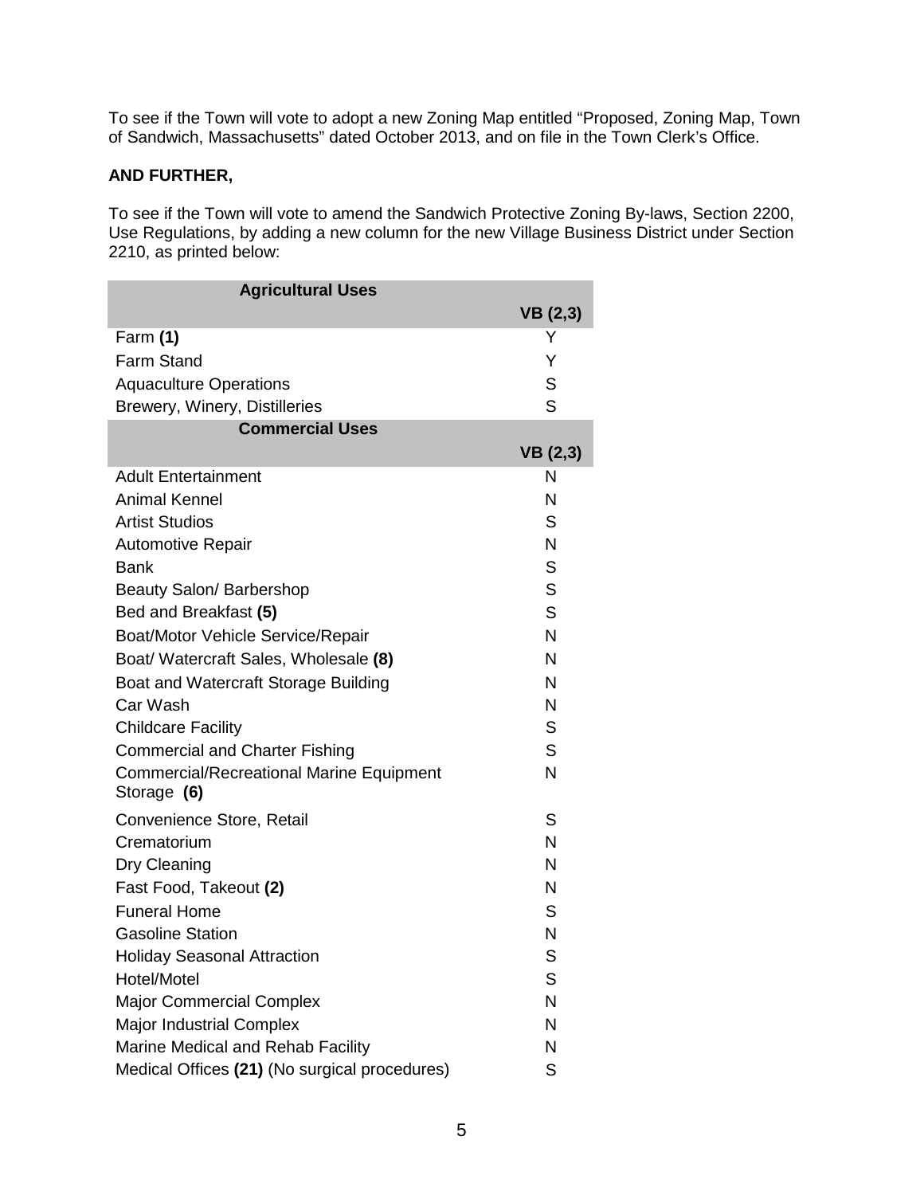To see if the Town will vote to adopt a new Zoning Map entitled "Proposed, Zoning Map, Town of Sandwich, Massachusetts" dated October 2013, and on file in the Town Clerk's Office.

**AND FURTHER,**

To see if the Town will vote to amend the Sandwich Protective Zoning By-laws, Section 2200, Use Regulations, by adding a new column for the new Village Business District under Section 2210, as printed below:

| **Agricultural Uses** | **VB (2,3)** |
|---|---|
| Farm **(1)** | Y |
| Farm Stand | Y |
| Aquaculture Operations | S |
| Brewery, Winery, Distilleries | S |
| **Commercial Uses** | **VB (2,3)** |
| Adult Entertainment | N |
| Animal Kennel | N |
| Artist Studios | S |
| Automotive Repair | N |
| Bank | S |
| Beauty Salon/ Barbershop | S |
| Bed and Breakfast **(5)** | S |
| Boat/Motor Vehicle Service/Repair | N |
| Boat/ Watercraft Sales, Wholesale **(8)** | N |
| Boat and Watercraft Storage Building | N |
| Car Wash | N |
| Childcare Facility | S |
| Commercial and Charter Fishing | S |
| Commercial/Recreational Marine Equipment Storage **(6)** | N |
| Convenience Store, Retail | S |
| Crematorium | N |
| Dry Cleaning | N |
| Fast Food, Takeout **(2)** | N |
| Funeral Home | S |
| Gasoline Station | N |
| Holiday Seasonal Attraction | S |
| Hotel/Motel | S |
| Major Commercial Complex | N |
| Major Industrial Complex | N |
| Marine Medical and Rehab Facility | N |
| Medical Offices **(21)** (No surgical procedures) | S |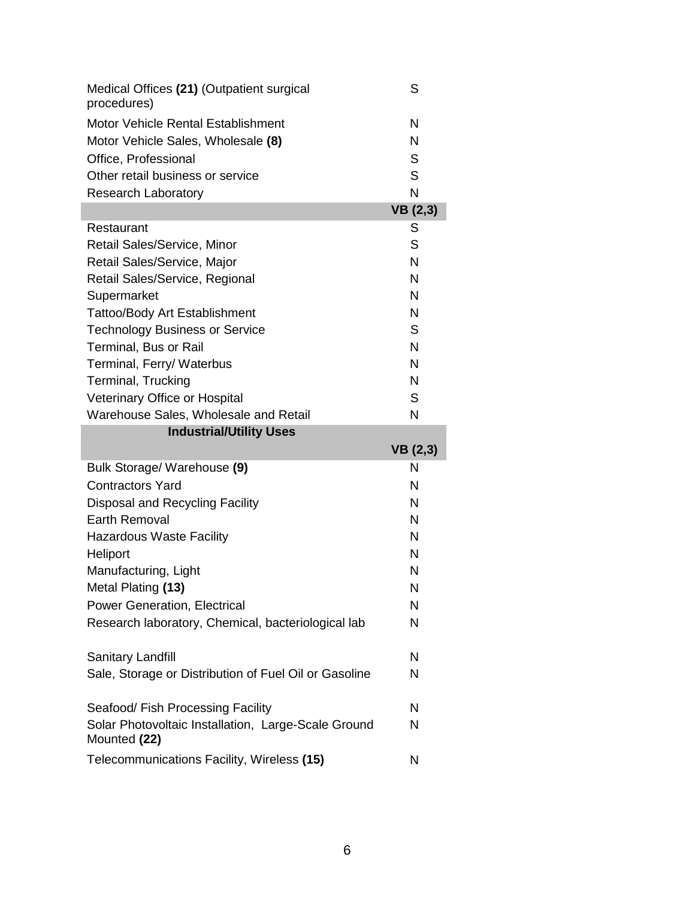| | |
|---|---|
| Medical Offices **(21)** (Outpatient surgical procedures) | S |
| Motor Vehicle Rental Establishment | N |
| Motor Vehicle Sales, Wholesale **(8)** | N |
| Office, Professional | S |
| Other retail business or service | S |
| Research Laboratory | N |
| | **VB (2,3)** |
| Restaurant | S |
| Retail Sales/Service, Minor | S |
| Retail Sales/Service, Major | N |
| Retail Sales/Service, Regional | N |
| Supermarket | N |
| Tattoo/Body Art Establishment | N |
| Technology Business or Service | S |
| Terminal, Bus or Rail | N |
| Terminal, Ferry/ Waterbus | N |
| Terminal, Trucking | N |
| Veterinary Office or Hospital | S |
| Warehouse Sales, Wholesale and Retail | N |
| **Industrial/Utility Uses** | **VB (2,3)** |
| Bulk Storage/ Warehouse **(9)** | N |
| Contractors Yard | N |
| Disposal and Recycling Facility | N |
| Earth Removal | N |
| Hazardous Waste Facility | N |
| Heliport | N |
| Manufacturing, Light | N |
| Metal Plating **(13)** | N |
| Power Generation, Electrical | N |
| Research laboratory, Chemical, bacteriological lab | N |
| Sanitary Landfill | N |
| Sale, Storage or Distribution of Fuel Oil or Gasoline | N |
| Seafood/ Fish Processing Facility | N |
| Solar Photovoltaic Installation, Large-Scale Ground Mounted **(22)** | N |
| Telecommunications Facility, Wireless **(15)** | N |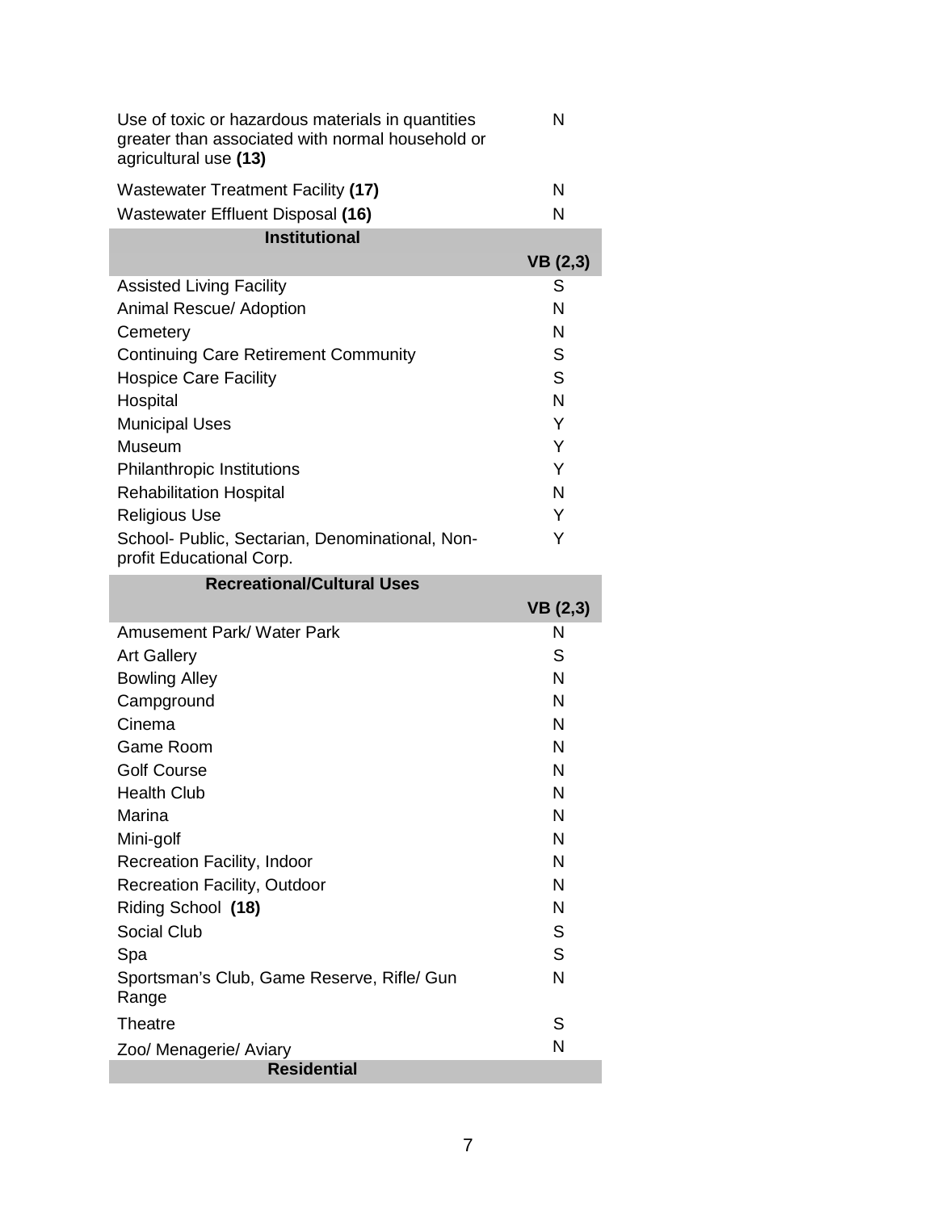| | |
|---|---|
| Use of toxic or hazardous materials in quantities greater than associated with normal household or agricultural use **(13)** | N |
| Wastewater Treatment Facility **(17)** | N |
| Wastewater Effluent Disposal **(16)** | N |
| **Institutional** | |
| | **VB (2,3)** |
| Assisted Living Facility | S |
| Animal Rescue/ Adoption | N |
| Cemetery | N |
| Continuing Care Retirement Community | S |
| Hospice Care Facility | S |
| Hospital | N |
| Municipal Uses | Y |
| Museum | Y |
| Philanthropic Institutions | Y |
| Rehabilitation Hospital | N |
| Religious Use | Y |
| School- Public, Sectarian, Denominational, Non-profit Educational Corp. | Y |
| **Recreational/Cultural Uses** | |
| | **VB (2,3)** |
| Amusement Park/ Water Park | N |
| Art Gallery | S |
| Bowling Alley | N |
| Campground | N |
| Cinema | N |
| Game Room | N |
| Golf Course | N |
| Health Club | N |
| Marina | N |
| Mini-golf | N |
| Recreation Facility, Indoor | N |
| Recreation Facility, Outdoor | N |
| Riding School **(18)** | N |
| Social Club | S |
| Spa | S |
| Sportsman's Club, Game Reserve, Rifle/ Gun Range | N |
| Theatre | S |
| Zoo/ Menagerie/ Aviary | N |
| **Residential** | |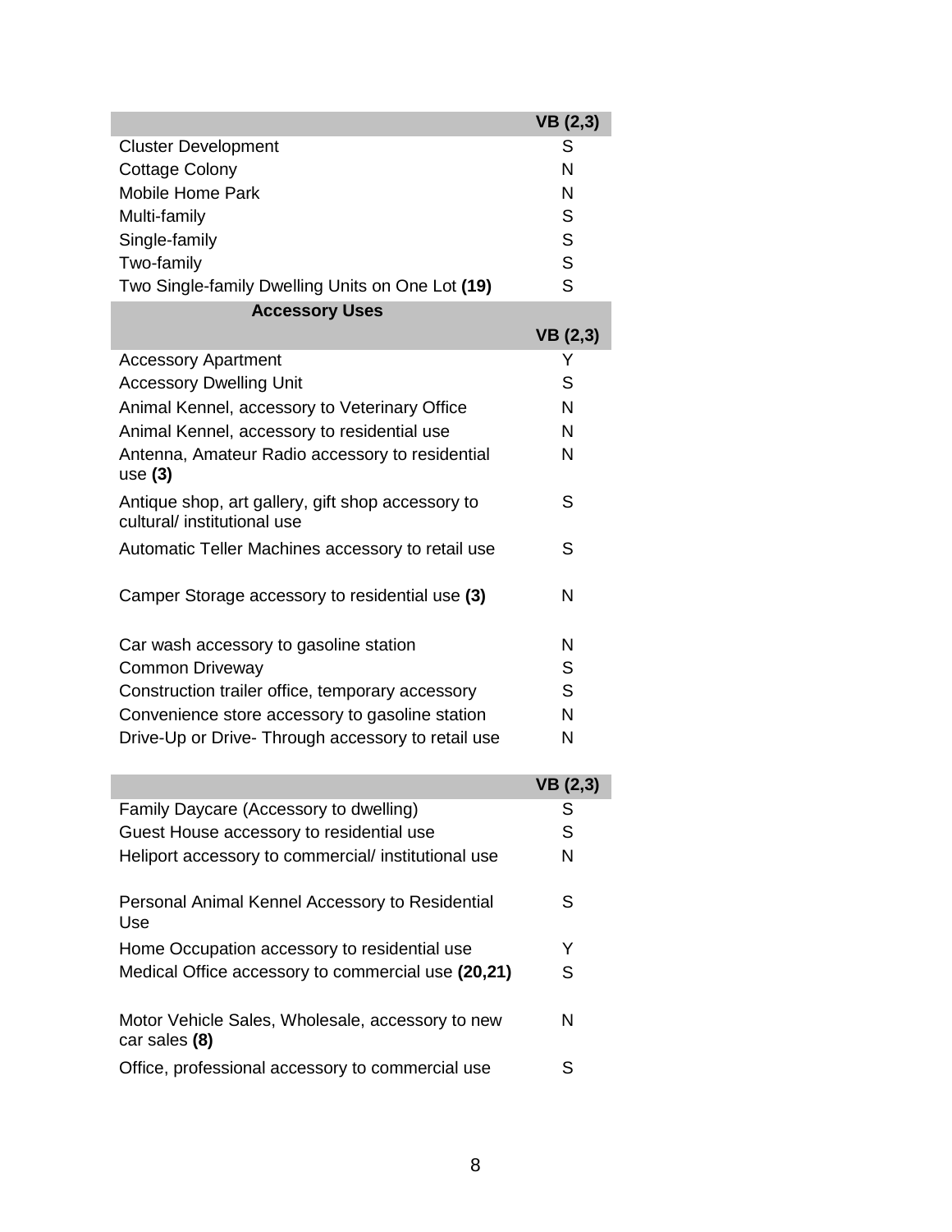| | VB (2,3) |
|---|---|
| Cluster Development | S |
| Cottage Colony | N |
| Mobile Home Park | N |
| Multi-family | S |
| Single-family | S |
| Two-family | S |
| Two Single-family Dwelling Units on One Lot **(19)** | S |

| **Accessory Uses** | VB (2,3) |
|---|---|
| Accessory Apartment | Y |
| Accessory Dwelling Unit | S |
| Animal Kennel, accessory to Veterinary Office | N |
| Animal Kennel, accessory to residential use | N |
| Antenna, Amateur Radio accessory to residential use **(3)** | N |
| Antique shop, art gallery, gift shop accessory to cultural/ institutional use | S |
| Automatic Teller Machines accessory to retail use | S |
| Camper Storage accessory to residential use **(3)** | N |
| Car wash accessory to gasoline station | N |
| Common Driveway | S |
| Construction trailer office, temporary accessory | S |
| Convenience store accessory to gasoline station | N |
| Drive-Up or Drive- Through accessory to retail use | N |

| | VB (2,3) |
|---|---|
| Family Daycare (Accessory to dwelling) | S |
| Guest House accessory to residential use | S |
| Heliport accessory to commercial/ institutional use | N |
| Personal Animal Kennel Accessory to Residential Use | S |
| Home Occupation accessory to residential use | Y |
| Medical Office accessory to commercial use **(20,21)** | S |
| Motor Vehicle Sales, Wholesale, accessory to new car sales **(8)** | N |
| Office, professional accessory to commercial use | S |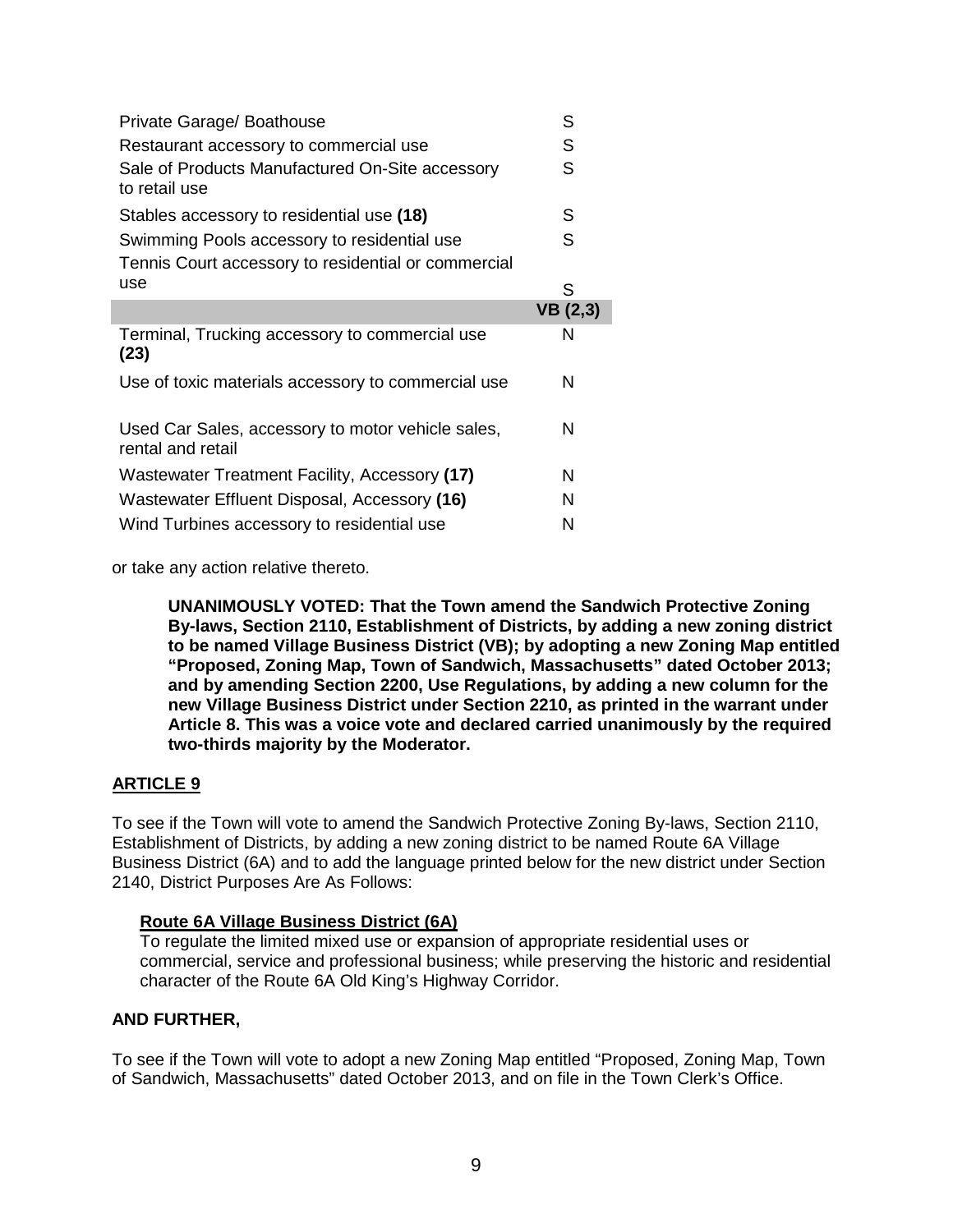| | |
|---|---|
| Private Garage/ Boathouse | S |
| Restaurant accessory to commercial use | S |
| Sale of Products Manufactured On-Site accessory to retail use | S |
| Stables accessory to residential use **(18)** | S |
| Swimming Pools accessory to residential use | S |
| Tennis Court accessory to residential or commercial use | S |
| | **VB (2,3)** |
| Terminal, Trucking accessory to commercial use **(23)** | N |
| Use of toxic materials accessory to commercial use | N |
| Used Car Sales, accessory to motor vehicle sales, rental and retail | N |
| Wastewater Treatment Facility, Accessory **(17)** | N |
| Wastewater Effluent Disposal, Accessory **(16)** | N |
| Wind Turbines accessory to residential use | N |

or take any action relative thereto.

**UNANIMOUSLY VOTED: That the Town amend the Sandwich Protective Zoning By-laws, Section 2110, Establishment of Districts, by adding a new zoning district to be named Village Business District (VB); by adopting a new Zoning Map entitled "Proposed, Zoning Map, Town of Sandwich, Massachusetts" dated October 2013; and by amending Section 2200, Use Regulations, by adding a new column for the new Village Business District under Section 2210, as printed in the warrant under Article 8. This was a voice vote and declared carried unanimously by the required two-thirds majority by the Moderator.**

## ARTICLE 9

To see if the Town will vote to amend the Sandwich Protective Zoning By-laws, Section 2110, Establishment of Districts, by adding a new zoning district to be named Route 6A Village Business District (6A) and to add the language printed below for the new district under Section 2140, District Purposes Are As Follows:

**Route 6A Village Business District (6A)**
To regulate the limited mixed use or expansion of appropriate residential uses or commercial, service and professional business; while preserving the historic and residential character of the Route 6A Old King's Highway Corridor.

**AND FURTHER,**

To see if the Town will vote to adopt a new Zoning Map entitled "Proposed, Zoning Map, Town of Sandwich, Massachusetts" dated October 2013, and on file in the Town Clerk's Office.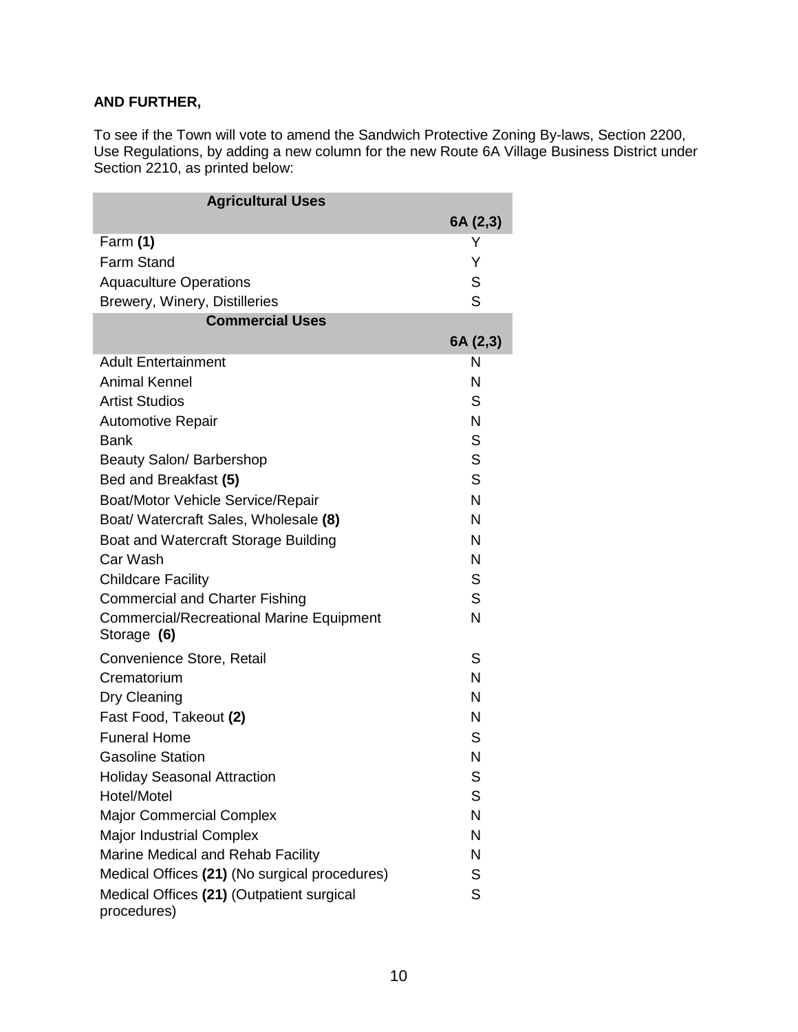**AND FURTHER,**

To see if the Town will vote to amend the Sandwich Protective Zoning By-laws, Section 2200, Use Regulations, by adding a new column for the new Route 6A Village Business District under Section 2210, as printed below:

| **Agricultural Uses** | **6A (2,3)** |
|---|---|
| Farm **(1)** | Y |
| Farm Stand | Y |
| Aquaculture Operations | S |
| Brewery, Winery, Distilleries | S |
| **Commercial Uses** | **6A (2,3)** |
| Adult Entertainment | N |
| Animal Kennel | N |
| Artist Studios | S |
| Automotive Repair | N |
| Bank | S |
| Beauty Salon/ Barbershop | S |
| Bed and Breakfast **(5)** | S |
| Boat/Motor Vehicle Service/Repair | N |
| Boat/ Watercraft Sales, Wholesale **(8)** | N |
| Boat and Watercraft Storage Building | N |
| Car Wash | N |
| Childcare Facility | S |
| Commercial and Charter Fishing | S |
| Commercial/Recreational Marine Equipment Storage **(6)** | N |
| Convenience Store, Retail | S |
| Crematorium | N |
| Dry Cleaning | N |
| Fast Food, Takeout **(2)** | N |
| Funeral Home | S |
| Gasoline Station | N |
| Holiday Seasonal Attraction | S |
| Hotel/Motel | S |
| Major Commercial Complex | N |
| Major Industrial Complex | N |
| Marine Medical and Rehab Facility | N |
| Medical Offices **(21)** (No surgical procedures) | S |
| Medical Offices **(21)** (Outpatient surgical procedures) | S |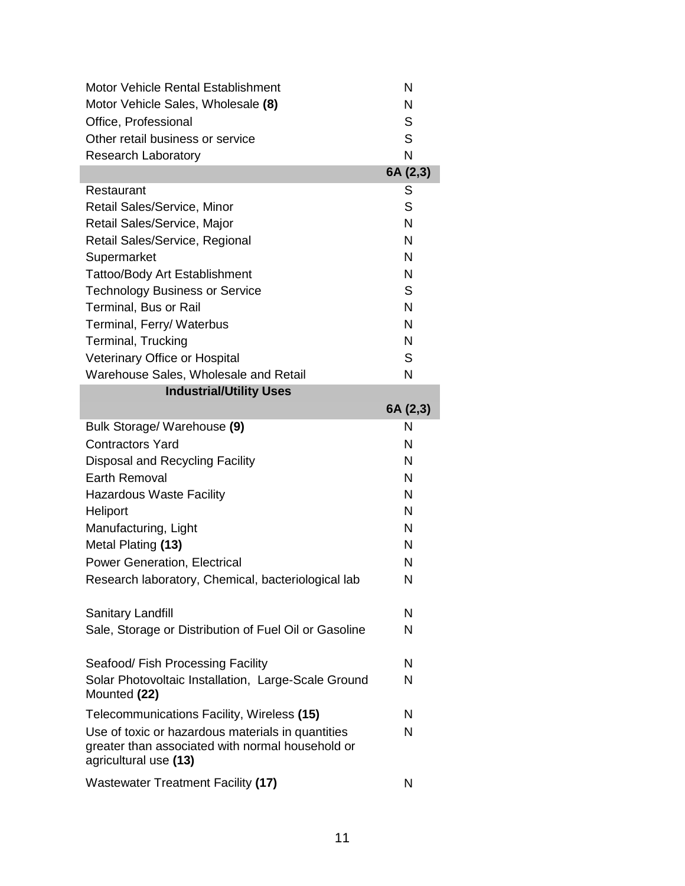| | |
|---|---|
| Motor Vehicle Rental Establishment | N |
| Motor Vehicle Sales, Wholesale **(8)** | N |
| Office, Professional | S |
| Other retail business or service | S |
| Research Laboratory | N |
| | **6A (2,3)** |
| Restaurant | S |
| Retail Sales/Service, Minor | S |
| Retail Sales/Service, Major | N |
| Retail Sales/Service, Regional | N |
| Supermarket | N |
| Tattoo/Body Art Establishment | N |
| Technology Business or Service | S |
| Terminal, Bus or Rail | N |
| Terminal, Ferry/ Waterbus | N |
| Terminal, Trucking | N |
| Veterinary Office or Hospital | S |
| Warehouse Sales, Wholesale and Retail | N |

| **Industrial/Utility Uses** | **6A (2,3)** |
|---|---|
| Bulk Storage/ Warehouse **(9)** | N |
| Contractors Yard | N |
| Disposal and Recycling Facility | N |
| Earth Removal | N |
| Hazardous Waste Facility | N |
| Heliport | N |
| Manufacturing, Light | N |
| Metal Plating **(13)** | N |
| Power Generation, Electrical | N |
| Research laboratory, Chemical, bacteriological lab | N |
| Sanitary Landfill | N |
| Sale, Storage or Distribution of Fuel Oil or Gasoline | N |
| Seafood/ Fish Processing Facility | N |
| Solar Photovoltaic Installation, Large-Scale Ground Mounted **(22)** | N |
| Telecommunications Facility, Wireless **(15)** | N |
| Use of toxic or hazardous materials in quantities greater than associated with normal household or agricultural use **(13)** | N |
| Wastewater Treatment Facility **(17)** | N |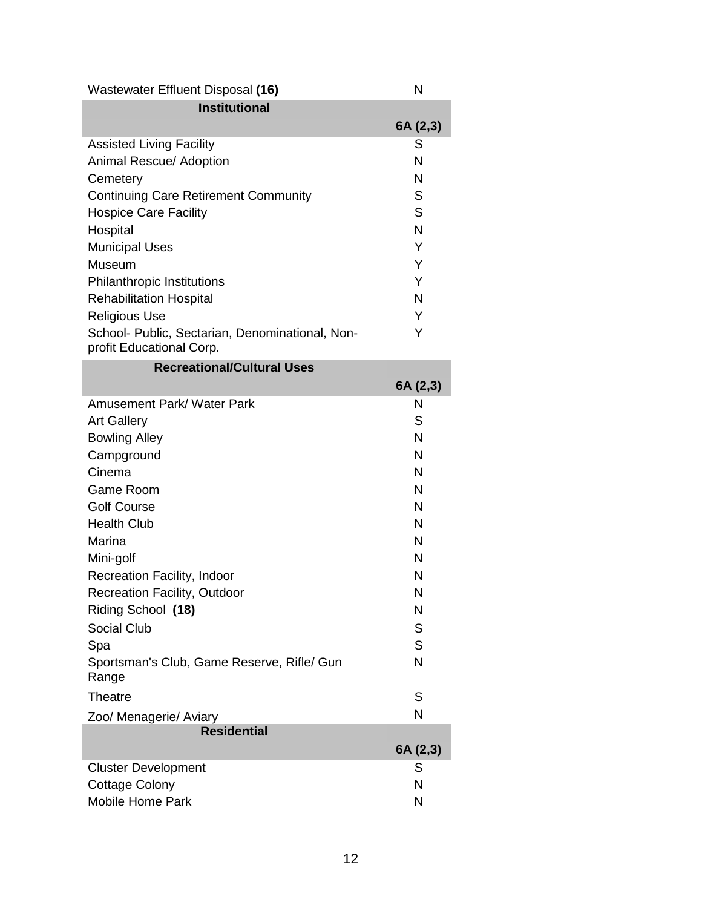| Wastewater Effluent Disposal **(16)** | N |
|---|---|
| **Institutional** | |
| | **6A (2,3)** |
| Assisted Living Facility | S |
| Animal Rescue/ Adoption | N |
| Cemetery | N |
| Continuing Care Retirement Community | S |
| Hospice Care Facility | S |
| Hospital | N |
| Municipal Uses | Y |
| Museum | Y |
| Philanthropic Institutions | Y |
| Rehabilitation Hospital | N |
| Religious Use | Y |
| School- Public, Sectarian, Denominational, Non-profit Educational Corp. | Y |
| **Recreational/Cultural Uses** | |
| | **6A (2,3)** |
| Amusement Park/ Water Park | N |
| Art Gallery | S |
| Bowling Alley | N |
| Campground | N |
| Cinema | N |
| Game Room | N |
| Golf Course | N |
| Health Club | N |
| Marina | N |
| Mini-golf | N |
| Recreation Facility, Indoor | N |
| Recreation Facility, Outdoor | N |
| Riding School **(18)** | N |
| Social Club | S |
| Spa | S |
| Sportsman's Club, Game Reserve, Rifle/ Gun Range | N |
| Theatre | S |
| Zoo/ Menagerie/ Aviary | N |
| **Residential** | |
| | **6A (2,3)** |
| Cluster Development | S |
| Cottage Colony | N |
| Mobile Home Park | N |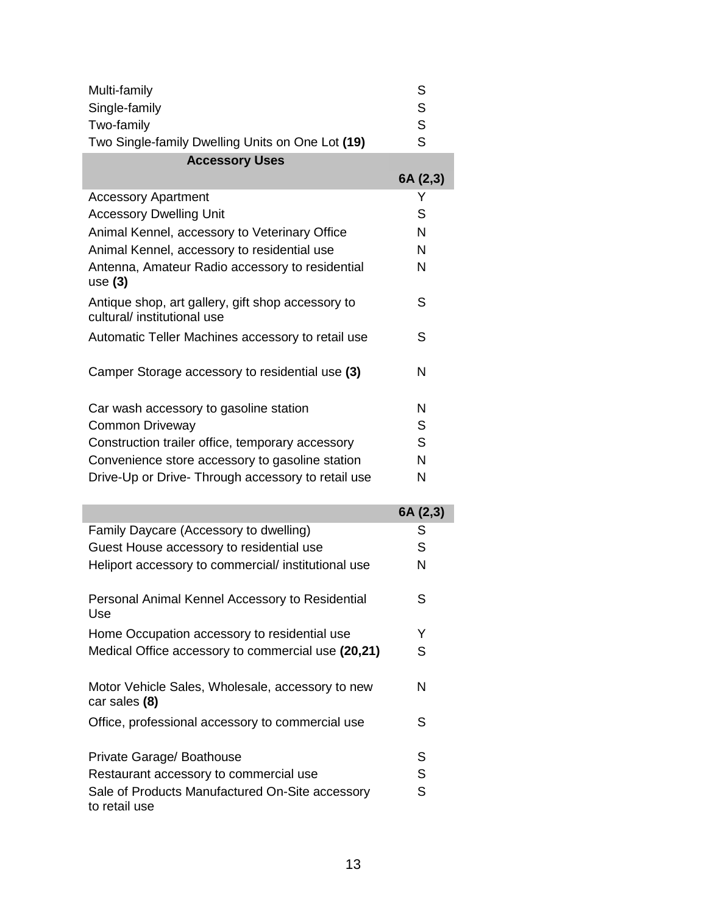| | |
|---|---|
| Multi-family | S |
| Single-family | S |
| Two-family | S |
| Two Single-family Dwelling Units on One Lot **(19)** | S |

| **Accessory Uses** | **6A (2,3)** |
|---|---|
| Accessory Apartment | Y |
| Accessory Dwelling Unit | S |
| Animal Kennel, accessory to Veterinary Office | N |
| Animal Kennel, accessory to residential use | N |
| Antenna, Amateur Radio accessory to residential use **(3)** | N |
| Antique shop, art gallery, gift shop accessory to cultural/ institutional use | S |
| Automatic Teller Machines accessory to retail use | S |
| Camper Storage accessory to residential use **(3)** | N |
| Car wash accessory to gasoline station | N |
| Common Driveway | S |
| Construction trailer office, temporary accessory | S |
| Convenience store accessory to gasoline station | N |
| Drive-Up or Drive- Through accessory to retail use | N |

| | **6A (2,3)** |
|---|---|
| Family Daycare (Accessory to dwelling) | S |
| Guest House accessory to residential use | S |
| Heliport accessory to commercial/ institutional use | N |
| Personal Animal Kennel Accessory to Residential Use | S |
| Home Occupation accessory to residential use | Y |
| Medical Office accessory to commercial use **(20,21)** | S |
| Motor Vehicle Sales, Wholesale, accessory to new car sales **(8)** | N |
| Office, professional accessory to commercial use | S |
| Private Garage/ Boathouse | S |
| Restaurant accessory to commercial use | S |
| Sale of Products Manufactured On-Site accessory to retail use | S |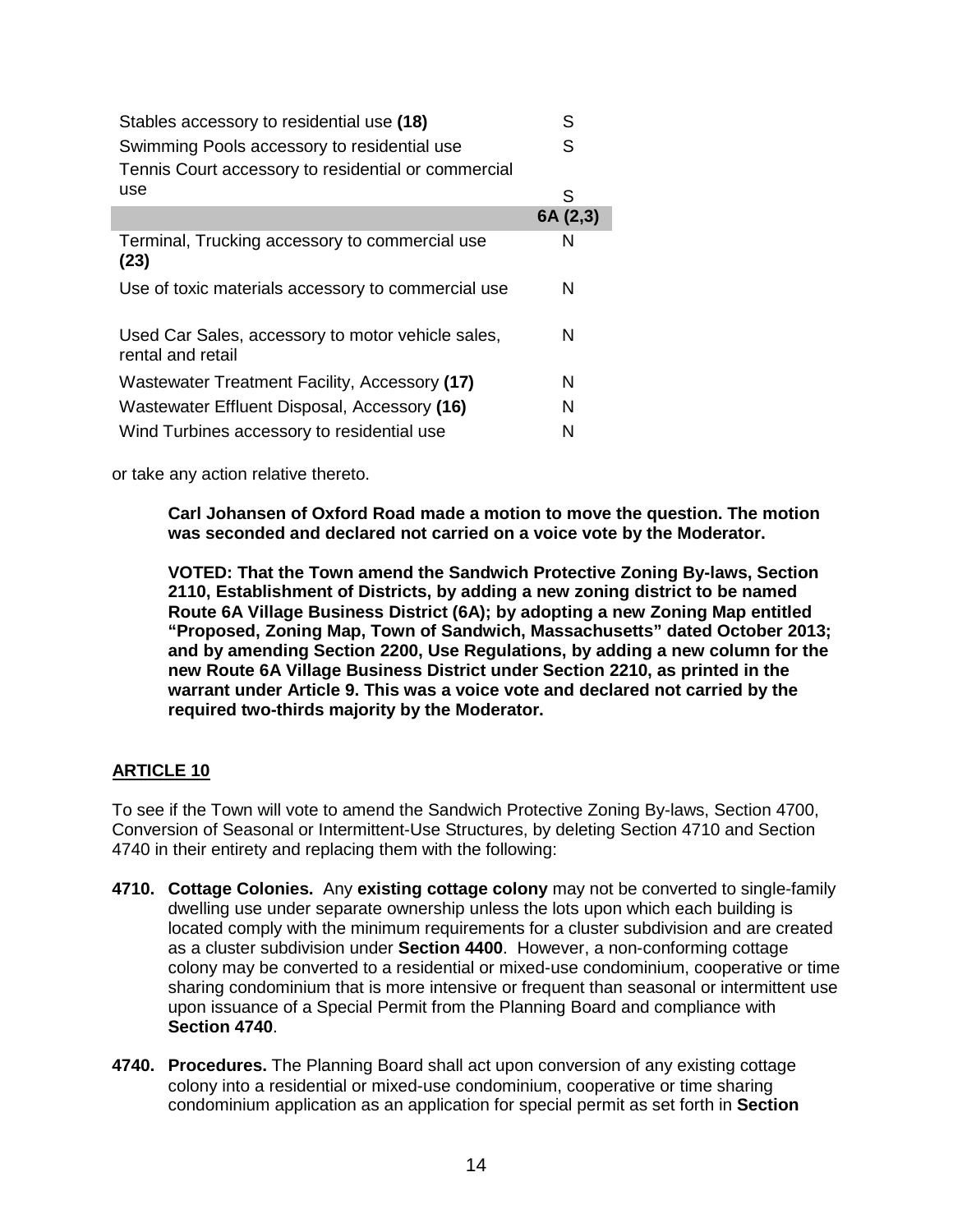| | |
|---|---|
| Stables accessory to residential use **(18)** | S |
| Swimming Pools accessory to residential use | S |
| Tennis Court accessory to residential or commercial use | S |
| | **6A (2,3)** |
| Terminal, Trucking accessory to commercial use **(23)** | N |
| Use of toxic materials accessory to commercial use | N |
| Used Car Sales, accessory to motor vehicle sales, rental and retail | N |
| Wastewater Treatment Facility, Accessory **(17)** | N |
| Wastewater Effluent Disposal, Accessory **(16)** | N |
| Wind Turbines accessory to residential use | N |

or take any action relative thereto.

**Carl Johansen of Oxford Road made a motion to move the question. The motion was seconded and declared not carried on a voice vote by the Moderator.**

**VOTED: That the Town amend the Sandwich Protective Zoning By-laws, Section 2110, Establishment of Districts, by adding a new zoning district to be named Route 6A Village Business District (6A); by adopting a new Zoning Map entitled "Proposed, Zoning Map, Town of Sandwich, Massachusetts" dated October 2013; and by amending Section 2200, Use Regulations, by adding a new column for the new Route 6A Village Business District under Section 2210, as printed in the warrant under Article 9. This was a voice vote and declared not carried by the required two-thirds majority by the Moderator.**

## ARTICLE 10

To see if the Town will vote to amend the Sandwich Protective Zoning By-laws, Section 4700, Conversion of Seasonal or Intermittent-Use Structures, by deleting Section 4710 and Section 4740 in their entirety and replacing them with the following:

**4710. Cottage Colonies.** Any **existing cottage colony** may not be converted to single-family dwelling use under separate ownership unless the lots upon which each building is located comply with the minimum requirements for a cluster subdivision and are created as a cluster subdivision under **Section 4400**. However, a non-conforming cottage colony may be converted to a residential or mixed-use condominium, cooperative or time sharing condominium that is more intensive or frequent than seasonal or intermittent use upon issuance of a Special Permit from the Planning Board and compliance with **Section 4740**.

**4740. Procedures.** The Planning Board shall act upon conversion of any existing cottage colony into a residential or mixed-use condominium, cooperative or time sharing condominium application as an application for special permit as set forth in **Section**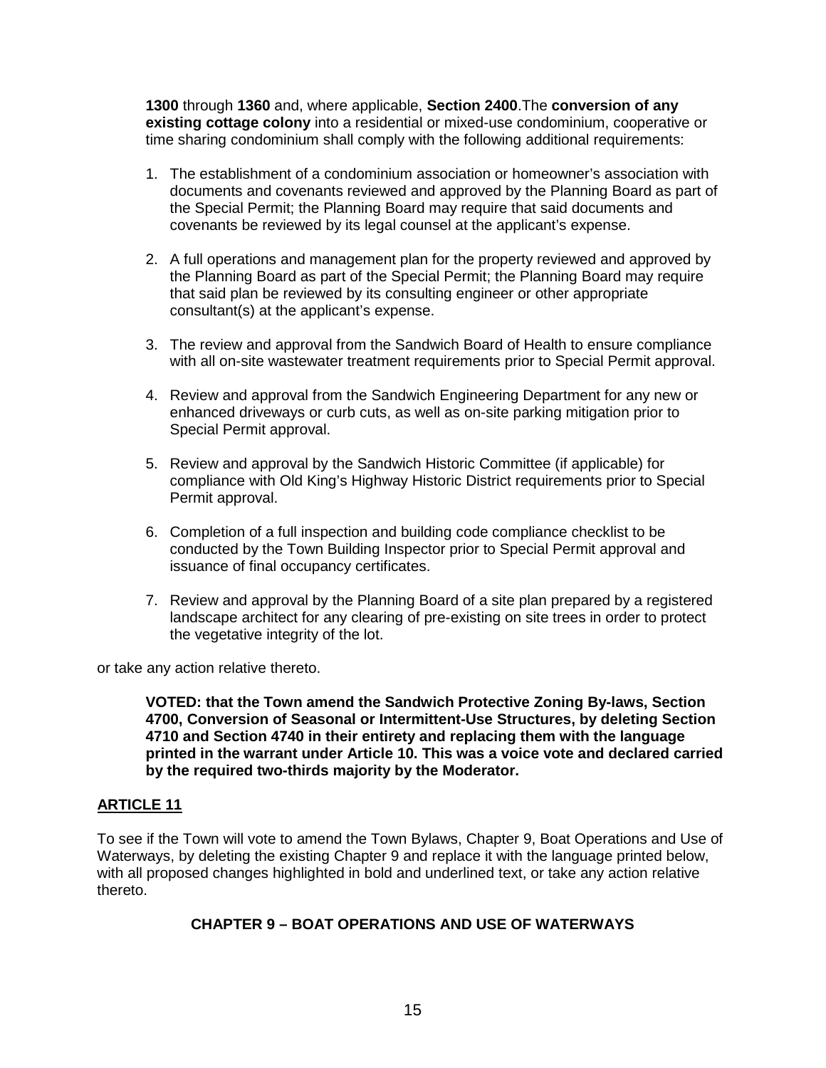**1300** through **1360** and, where applicable, **Section 2400**.The **conversion of any existing cottage colony** into a residential or mixed-use condominium, cooperative or time sharing condominium shall comply with the following additional requirements:

1. The establishment of a condominium association or homeowner's association with documents and covenants reviewed and approved by the Planning Board as part of the Special Permit; the Planning Board may require that said documents and covenants be reviewed by its legal counsel at the applicant's expense.

2. A full operations and management plan for the property reviewed and approved by the Planning Board as part of the Special Permit; the Planning Board may require that said plan be reviewed by its consulting engineer or other appropriate consultant(s) at the applicant's expense.

3. The review and approval from the Sandwich Board of Health to ensure compliance with all on-site wastewater treatment requirements prior to Special Permit approval.

4. Review and approval from the Sandwich Engineering Department for any new or enhanced driveways or curb cuts, as well as on-site parking mitigation prior to Special Permit approval.

5. Review and approval by the Sandwich Historic Committee (if applicable) for compliance with Old King's Highway Historic District requirements prior to Special Permit approval.

6. Completion of a full inspection and building code compliance checklist to be conducted by the Town Building Inspector prior to Special Permit approval and issuance of final occupancy certificates.

7. Review and approval by the Planning Board of a site plan prepared by a registered landscape architect for any clearing of pre-existing on site trees in order to protect the vegetative integrity of the lot.

or take any action relative thereto.

**VOTED: that the Town amend the Sandwich Protective Zoning By-laws, Section 4700, Conversion of Seasonal or Intermittent-Use Structures, by deleting Section 4710 and Section 4740 in their entirety and replacing them with the language printed in the warrant under Article 10. This was a voice vote and declared carried by the required two-thirds majority by the Moderator.**

## ARTICLE 11

To see if the Town will vote to amend the Town Bylaws, Chapter 9, Boat Operations and Use of Waterways, by deleting the existing Chapter 9 and replace it with the language printed below, with all proposed changes highlighted in bold and underlined text, or take any action relative thereto.

### CHAPTER 9 – BOAT OPERATIONS AND USE OF WATERWAYS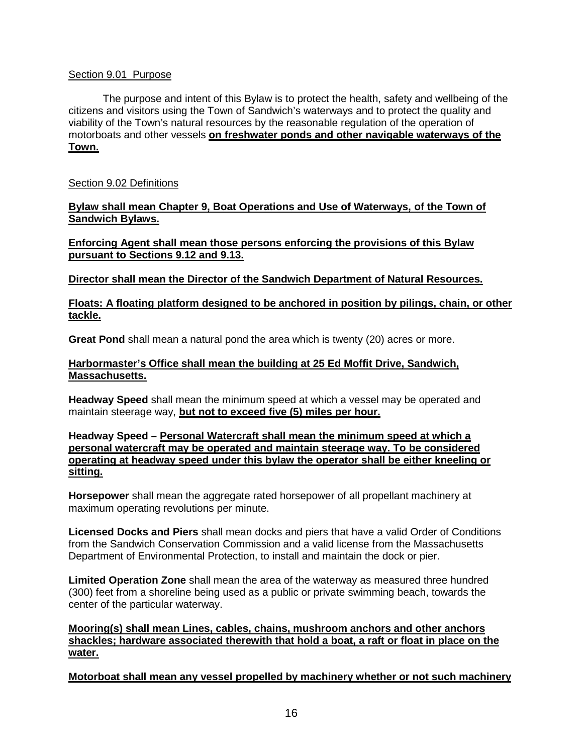Section 9.01 Purpose

The purpose and intent of this Bylaw is to protect the health, safety and wellbeing of the citizens and visitors using the Town of Sandwich's waterways and to protect the quality and viability of the Town's natural resources by the reasonable regulation of the operation of motorboats and other vessels **on freshwater ponds and other navigable waterways of the Town.**

Section 9.02 Definitions

**Bylaw shall mean Chapter 9, Boat Operations and Use of Waterways, of the Town of Sandwich Bylaws.**

**Enforcing Agent shall mean those persons enforcing the provisions of this Bylaw pursuant to Sections 9.12 and 9.13.**

**Director shall mean the Director of the Sandwich Department of Natural Resources.**

**Floats: A floating platform designed to be anchored in position by pilings, chain, or other tackle.**

**Great Pond** shall mean a natural pond the area which is twenty (20) acres or more.

**Harbormaster's Office shall mean the building at 25 Ed Moffit Drive, Sandwich, Massachusetts.**

**Headway Speed** shall mean the minimum speed at which a vessel may be operated and maintain steerage way, **but not to exceed five (5) miles per hour.**

**Headway Speed – Personal Watercraft shall mean the minimum speed at which a personal watercraft may be operated and maintain steerage way. To be considered operating at headway speed under this bylaw the operator shall be either kneeling or sitting.**

**Horsepower** shall mean the aggregate rated horsepower of all propellant machinery at maximum operating revolutions per minute.

**Licensed Docks and Piers** shall mean docks and piers that have a valid Order of Conditions from the Sandwich Conservation Commission and a valid license from the Massachusetts Department of Environmental Protection, to install and maintain the dock or pier.

**Limited Operation Zone** shall mean the area of the waterway as measured three hundred (300) feet from a shoreline being used as a public or private swimming beach, towards the center of the particular waterway.

**Mooring(s) shall mean Lines, cables, chains, mushroom anchors and other anchors shackles; hardware associated therewith that hold a boat, a raft or float in place on the water.**

**Motorboat shall mean any vessel propelled by machinery whether or not such machinery**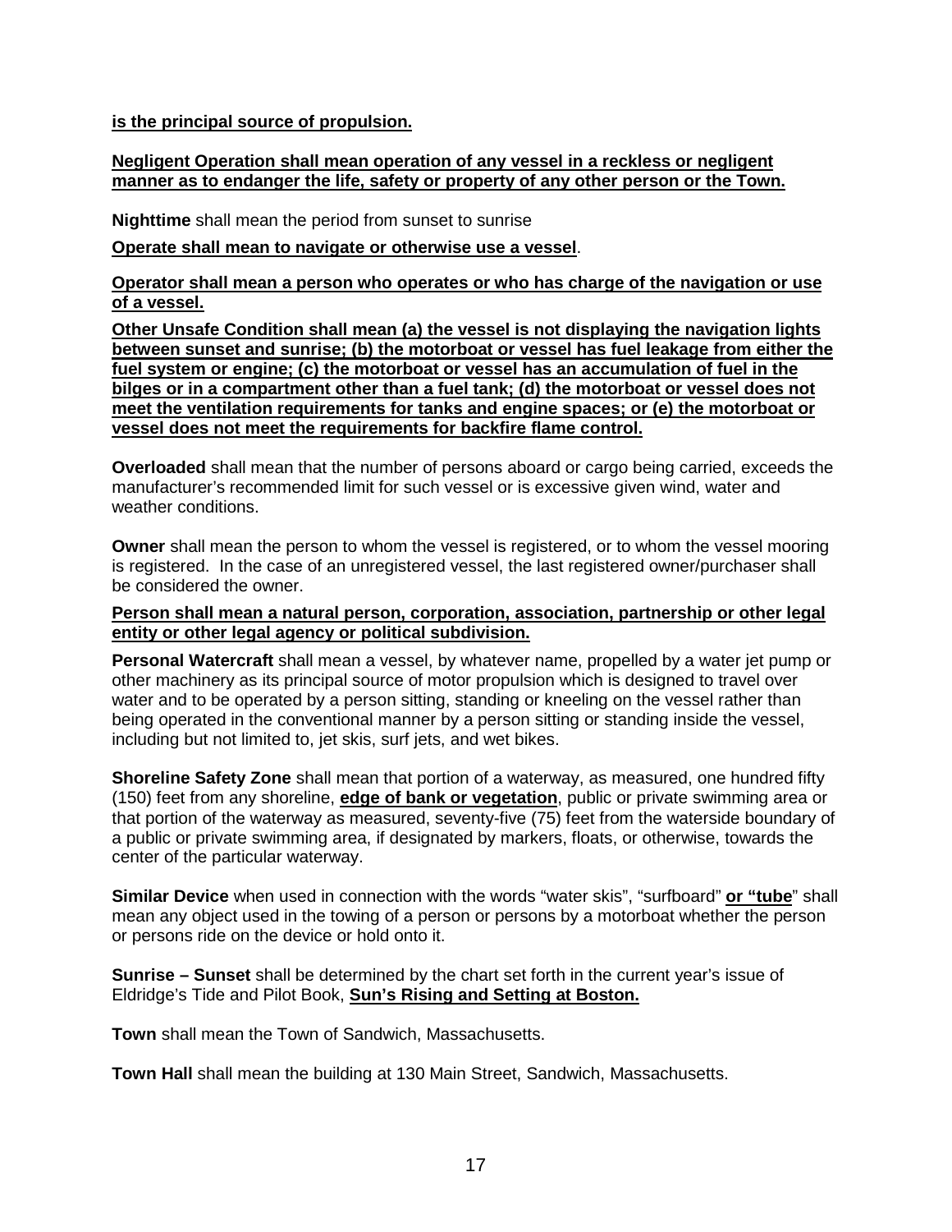**is the principal source of propulsion.**

**Negligent Operation shall mean operation of any vessel in a reckless or negligent manner as to endanger the life, safety or property of any other person or the Town.**

**Nighttime** shall mean the period from sunset to sunrise

**Operate shall mean to navigate or otherwise use a vessel**.

**Operator shall mean a person who operates or who has charge of the navigation or use of a vessel.**

**Other Unsafe Condition shall mean (a) the vessel is not displaying the navigation lights between sunset and sunrise; (b) the motorboat or vessel has fuel leakage from either the fuel system or engine; (c) the motorboat or vessel has an accumulation of fuel in the bilges or in a compartment other than a fuel tank; (d) the motorboat or vessel does not meet the ventilation requirements for tanks and engine spaces; or (e) the motorboat or vessel does not meet the requirements for backfire flame control.**

**Overloaded** shall mean that the number of persons aboard or cargo being carried, exceeds the manufacturer's recommended limit for such vessel or is excessive given wind, water and weather conditions.

**Owner** shall mean the person to whom the vessel is registered, or to whom the vessel mooring is registered. In the case of an unregistered vessel, the last registered owner/purchaser shall be considered the owner.

**Person shall mean a natural person, corporation, association, partnership or other legal entity or other legal agency or political subdivision.**

**Personal Watercraft** shall mean a vessel, by whatever name, propelled by a water jet pump or other machinery as its principal source of motor propulsion which is designed to travel over water and to be operated by a person sitting, standing or kneeling on the vessel rather than being operated in the conventional manner by a person sitting or standing inside the vessel, including but not limited to, jet skis, surf jets, and wet bikes.

**Shoreline Safety Zone** shall mean that portion of a waterway, as measured, one hundred fifty (150) feet from any shoreline, **edge of bank or vegetation**, public or private swimming area or that portion of the waterway as measured, seventy-five (75) feet from the waterside boundary of a public or private swimming area, if designated by markers, floats, or otherwise, towards the center of the particular waterway.

**Similar Device** when used in connection with the words "water skis", "surfboard" **or "tube**" shall mean any object used in the towing of a person or persons by a motorboat whether the person or persons ride on the device or hold onto it.

**Sunrise – Sunset** shall be determined by the chart set forth in the current year's issue of Eldridge's Tide and Pilot Book, **Sun's Rising and Setting at Boston.**

**Town** shall mean the Town of Sandwich, Massachusetts.

**Town Hall** shall mean the building at 130 Main Street, Sandwich, Massachusetts.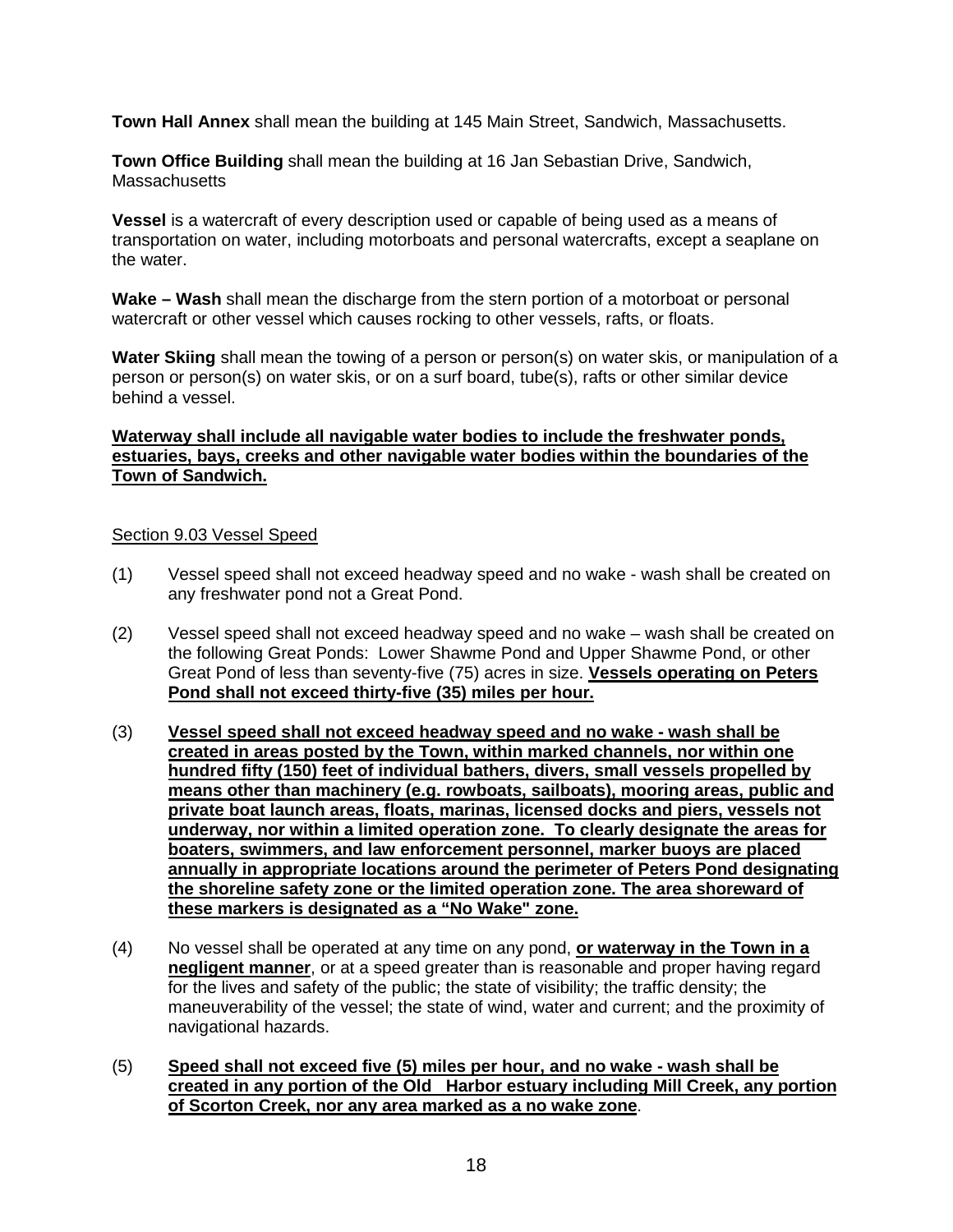**Town Hall Annex** shall mean the building at 145 Main Street, Sandwich, Massachusetts.

**Town Office Building** shall mean the building at 16 Jan Sebastian Drive, Sandwich, Massachusetts

**Vessel** is a watercraft of every description used or capable of being used as a means of transportation on water, including motorboats and personal watercrafts, except a seaplane on the water.

**Wake – Wash** shall mean the discharge from the stern portion of a motorboat or personal watercraft or other vessel which causes rocking to other vessels, rafts, or floats.

**Water Skiing** shall mean the towing of a person or person(s) on water skis, or manipulation of a person or person(s) on water skis, or on a surf board, tube(s), rafts or other similar device behind a vessel.

<u>**Waterway shall include all navigable water bodies to include the freshwater ponds, estuaries, bays, creeks and other navigable water bodies within the boundaries of the Town of Sandwich.**</u>

<u>Section 9.03 Vessel Speed</u>

(1) Vessel speed shall not exceed headway speed and no wake - wash shall be created on any freshwater pond not a Great Pond.

(2) Vessel speed shall not exceed headway speed and no wake – wash shall be created on the following Great Ponds: Lower Shawme Pond and Upper Shawme Pond, or other Great Pond of less than seventy-five (75) acres in size. <u>**Vessels operating on Peters Pond shall not exceed thirty-five (35) miles per hour.**</u>

(3) <u>**Vessel speed shall not exceed headway speed and no wake - wash shall be created in areas posted by the Town, within marked channels, nor within one hundred fifty (150) feet of individual bathers, divers, small vessels propelled by means other than machinery (e.g. rowboats, sailboats), mooring areas, public and private boat launch areas, floats, marinas, licensed docks and piers, vessels not underway, nor within a limited operation zone. To clearly designate the areas for boaters, swimmers, and law enforcement personnel, marker buoys are placed annually in appropriate locations around the perimeter of Peters Pond designating the shoreline safety zone or the limited operation zone. The area shoreward of these markers is designated as a "No Wake" zone.**</u>

(4) No vessel shall be operated at any time on any pond, <u>**or waterway in the Town in a negligent manner**</u>, or at a speed greater than is reasonable and proper having regard for the lives and safety of the public; the state of visibility; the traffic density; the maneuverability of the vessel; the state of wind, water and current; and the proximity of navigational hazards.

(5) <u>**Speed shall not exceed five (5) miles per hour, and no wake - wash shall be created in any portion of the Old Harbor estuary including Mill Creek, any portion of Scorton Creek, nor any area marked as a no wake zone**</u>.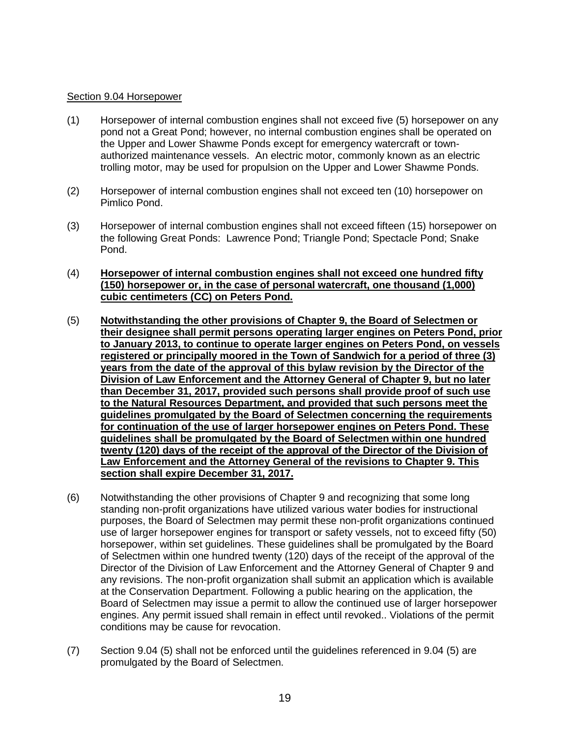Section 9.04 Horsepower

(1) Horsepower of internal combustion engines shall not exceed five (5) horsepower on any pond not a Great Pond; however, no internal combustion engines shall be operated on the Upper and Lower Shawme Ponds except for emergency watercraft or town-authorized maintenance vessels. An electric motor, commonly known as an electric trolling motor, may be used for propulsion on the Upper and Lower Shawme Ponds.

(2) Horsepower of internal combustion engines shall not exceed ten (10) horsepower on Pimlico Pond.

(3) Horsepower of internal combustion engines shall not exceed fifteen (15) horsepower on the following Great Ponds: Lawrence Pond; Triangle Pond; Spectacle Pond; Snake Pond.

(4) **Horsepower of internal combustion engines shall not exceed one hundred fifty (150) horsepower or, in the case of personal watercraft, one thousand (1,000) cubic centimeters (CC) on Peters Pond.**

(5) **Notwithstanding the other provisions of Chapter 9, the Board of Selectmen or their designee shall permit persons operating larger engines on Peters Pond, prior to January 2013, to continue to operate larger engines on Peters Pond, on vessels registered or principally moored in the Town of Sandwich for a period of three (3) years from the date of the approval of this bylaw revision by the Director of the Division of Law Enforcement and the Attorney General of Chapter 9, but no later than December 31, 2017, provided such persons shall provide proof of such use to the Natural Resources Department, and provided that such persons meet the guidelines promulgated by the Board of Selectmen concerning the requirements for continuation of the use of larger horsepower engines on Peters Pond. These guidelines shall be promulgated by the Board of Selectmen within one hundred twenty (120) days of the receipt of the approval of the Director of the Division of Law Enforcement and the Attorney General of the revisions to Chapter 9. This section shall expire December 31, 2017.**

(6) Notwithstanding the other provisions of Chapter 9 and recognizing that some long standing non-profit organizations have utilized various water bodies for instructional purposes, the Board of Selectmen may permit these non-profit organizations continued use of larger horsepower engines for transport or safety vessels, not to exceed fifty (50) horsepower, within set guidelines. These guidelines shall be promulgated by the Board of Selectmen within one hundred twenty (120) days of the receipt of the approval of the Director of the Division of Law Enforcement and the Attorney General of Chapter 9 and any revisions. The non-profit organization shall submit an application which is available at the Conservation Department. Following a public hearing on the application, the Board of Selectmen may issue a permit to allow the continued use of larger horsepower engines. Any permit issued shall remain in effect until revoked.. Violations of the permit conditions may be cause for revocation.

(7) Section 9.04 (5) shall not be enforced until the guidelines referenced in 9.04 (5) are promulgated by the Board of Selectmen.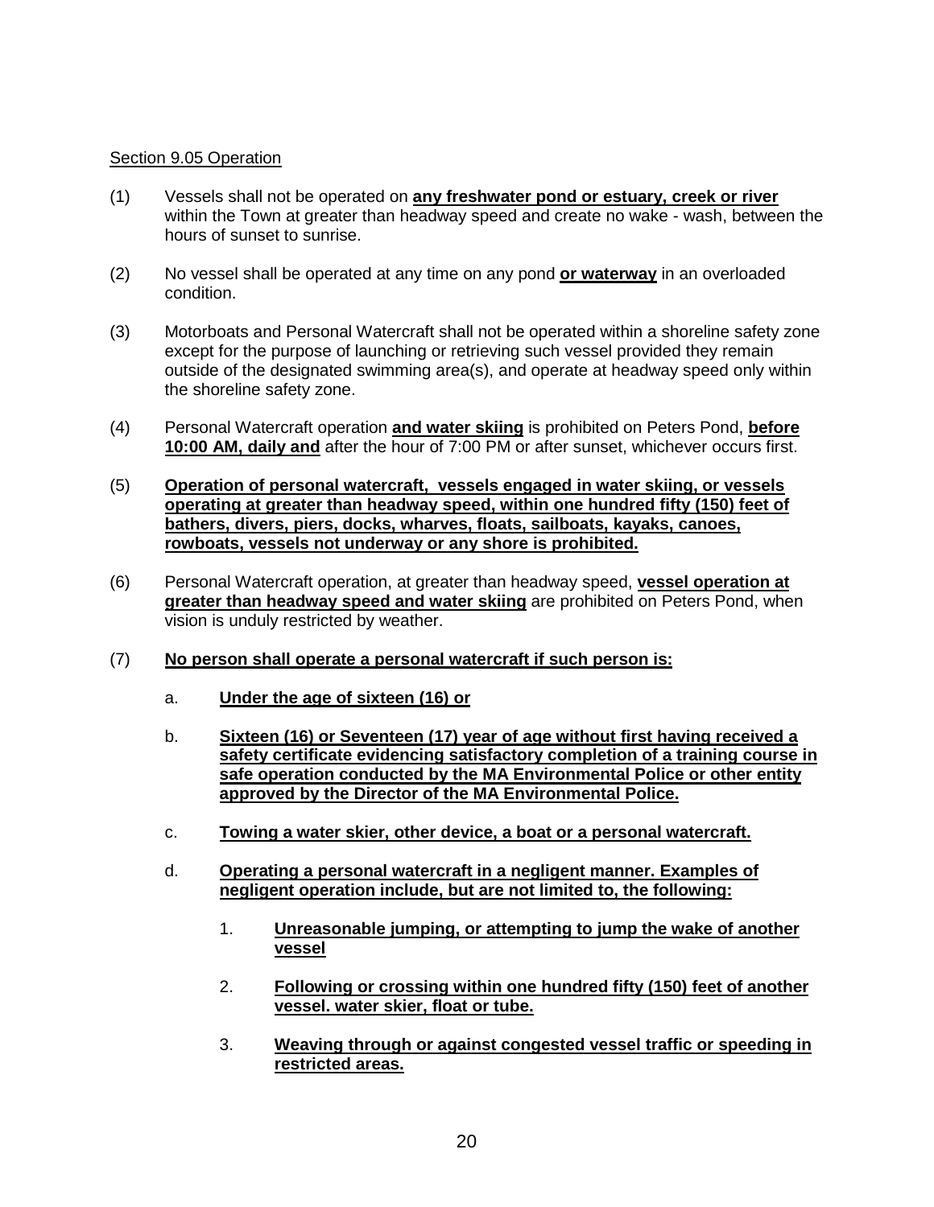Section 9.05 Operation

(1) Vessels shall not be operated on **any freshwater pond or estuary, creek or river** within the Town at greater than headway speed and create no wake - wash, between the hours of sunset to sunrise.

(2) No vessel shall be operated at any time on any pond **or waterway** in an overloaded condition.

(3) Motorboats and Personal Watercraft shall not be operated within a shoreline safety zone except for the purpose of launching or retrieving such vessel provided they remain outside of the designated swimming area(s), and operate at headway speed only within the shoreline safety zone.

(4) Personal Watercraft operation **and water skiing** is prohibited on Peters Pond, **before 10:00 AM, daily and** after the hour of 7:00 PM or after sunset, whichever occurs first.

(5) **Operation of personal watercraft, vessels engaged in water skiing, or vessels operating at greater than headway speed, within one hundred fifty (150) feet of bathers, divers, piers, docks, wharves, floats, sailboats, kayaks, canoes, rowboats, vessels not underway or any shore is prohibited.**

(6) Personal Watercraft operation, at greater than headway speed, **vessel operation at greater than headway speed and water skiing** are prohibited on Peters Pond, when vision is unduly restricted by weather.

(7) **No person shall operate a personal watercraft if such person is:**

   a. **Under the age of sixteen (16) or**

   b. **Sixteen (16) or Seventeen (17) year of age without first having received a safety certificate evidencing satisfactory completion of a training course in safe operation conducted by the MA Environmental Police or other entity approved by the Director of the MA Environmental Police.**

   c. **Towing a water skier, other device, a boat or a personal watercraft.**

   d. **Operating a personal watercraft in a negligent manner. Examples of negligent operation include, but are not limited to, the following:**

      1. **Unreasonable jumping, or attempting to jump the wake of another vessel**

      2. **Following or crossing within one hundred fifty (150) feet of another vessel. water skier, float or tube.**

      3. **Weaving through or against congested vessel traffic or speeding in restricted areas.**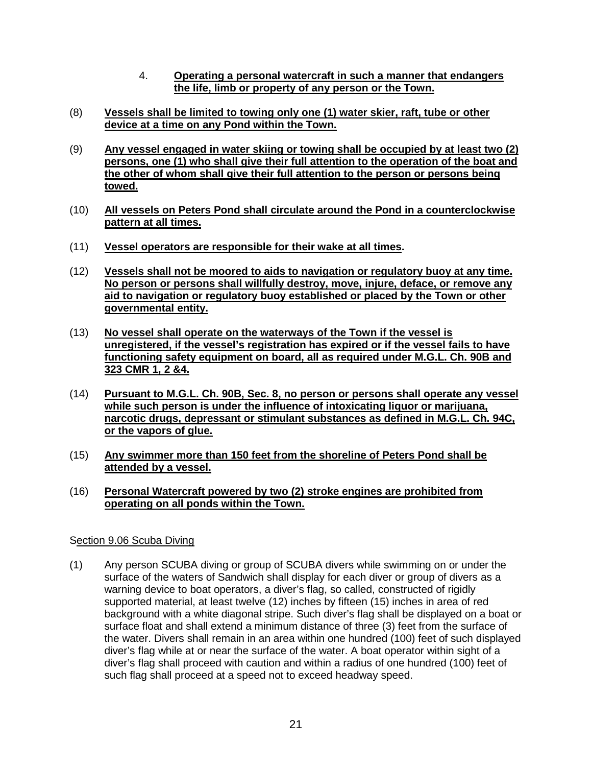4. **<u>Operating a personal watercraft in such a manner that endangers the life, limb or property of any person or the Town.</u>**

(8) **<u>Vessels shall be limited to towing only one (1) water skier, raft, tube or other device at a time on any Pond within the Town.</u>**

(9) **<u>Any vessel engaged in water skiing or towing shall be occupied by at least two (2) persons, one (1) who shall give their full attention to the operation of the boat and the other of whom shall give their full attention to the person or persons being towed.</u>**

(10) **<u>All vessels on Peters Pond shall circulate around the Pond in a counterclockwise pattern at all times.</u>**

(11) **<u>Vessel operators are responsible for their wake at all times</u>.**

(12) **<u>Vessels shall not be moored to aids to navigation or regulatory buoy at any time. No person or persons shall willfully destroy, move, injure, deface, or remove any aid to navigation or regulatory buoy established or placed by the Town or other governmental entity.</u>**

(13) **<u>No vessel shall operate on the waterways of the Town if the vessel is unregistered, if the vessel's registration has expired or if the vessel fails to have functioning safety equipment on board, all as required under M.G.L. Ch. 90B and 323 CMR 1, 2 &4.</u>**

(14) **<u>Pursuant to M.G.L. Ch. 90B, Sec. 8, no person or persons shall operate any vessel while such person is under the influence of intoxicating liquor or marijuana, narcotic drugs, depressant or stimulant substances as defined in M.G.L. Ch. 94C, or the vapors of glue.</u>**

(15) **<u>Any swimmer more than 150 feet from the shoreline of Peters Pond shall be attended by a vessel.</u>**

(16) **<u>Personal Watercraft powered by two (2) stroke engines are prohibited from operating on all ponds within the Town.</u>**

<u>Section 9.06 Scuba Diving</u>

(1) Any person SCUBA diving or group of SCUBA divers while swimming on or under the surface of the waters of Sandwich shall display for each diver or group of divers as a warning device to boat operators, a diver's flag, so called, constructed of rigidly supported material, at least twelve (12) inches by fifteen (15) inches in area of red background with a white diagonal stripe. Such diver's flag shall be displayed on a boat or surface float and shall extend a minimum distance of three (3) feet from the surface of the water. Divers shall remain in an area within one hundred (100) feet of such displayed diver's flag while at or near the surface of the water. A boat operator within sight of a diver's flag shall proceed with caution and within a radius of one hundred (100) feet of such flag shall proceed at a speed not to exceed headway speed.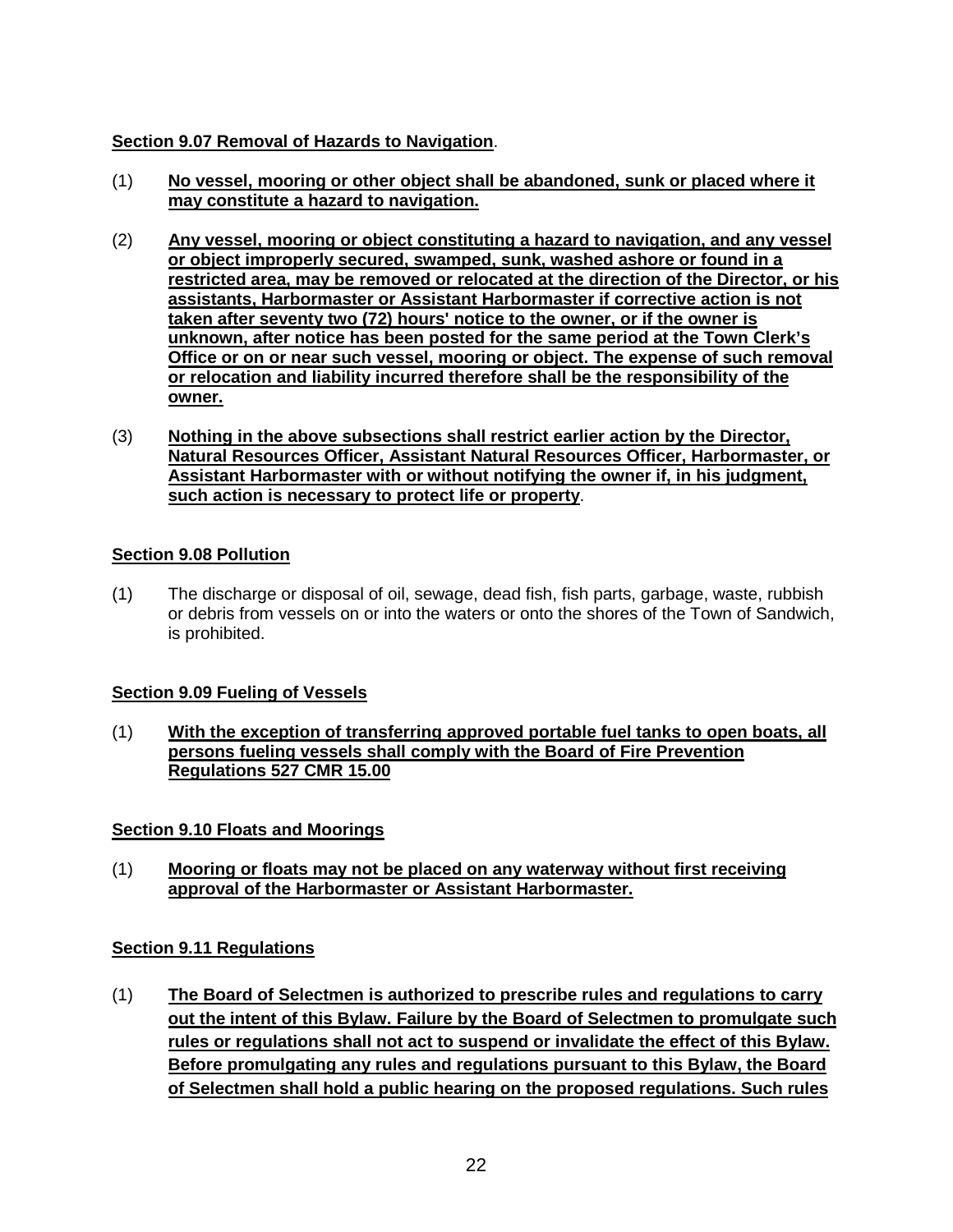**Section 9.07 Removal of Hazards to Navigation**.

(1) **No vessel, mooring or other object shall be abandoned, sunk or placed where it may constitute a hazard to navigation.**

(2) **Any vessel, mooring or object constituting a hazard to navigation, and any vessel or object improperly secured, swamped, sunk, washed ashore or found in a restricted area, may be removed or relocated at the direction of the Director, or his assistants, Harbormaster or Assistant Harbormaster if corrective action is not taken after seventy two (72) hours' notice to the owner, or if the owner is unknown, after notice has been posted for the same period at the Town Clerk's Office or on or near such vessel, mooring or object. The expense of such removal or relocation and liability incurred therefore shall be the responsibility of the owner.**

(3) **Nothing in the above subsections shall restrict earlier action by the Director, Natural Resources Officer, Assistant Natural Resources Officer, Harbormaster, or Assistant Harbormaster with or without notifying the owner if, in his judgment, such action is necessary to protect life or property**.

**Section 9.08 Pollution**

(1) The discharge or disposal of oil, sewage, dead fish, fish parts, garbage, waste, rubbish or debris from vessels on or into the waters or onto the shores of the Town of Sandwich, is prohibited.

**Section 9.09 Fueling of Vessels**

(1) **With the exception of transferring approved portable fuel tanks to open boats, all persons fueling vessels shall comply with the Board of Fire Prevention Regulations 527 CMR 15.00**

**Section 9.10 Floats and Moorings**

(1) **Mooring or floats may not be placed on any waterway without first receiving approval of the Harbormaster or Assistant Harbormaster.**

**Section 9.11 Regulations**

(1) **The Board of Selectmen is authorized to prescribe rules and regulations to carry out the intent of this Bylaw. Failure by the Board of Selectmen to promulgate such rules or regulations shall not act to suspend or invalidate the effect of this Bylaw. Before promulgating any rules and regulations pursuant to this Bylaw, the Board of Selectmen shall hold a public hearing on the proposed regulations. Such rules**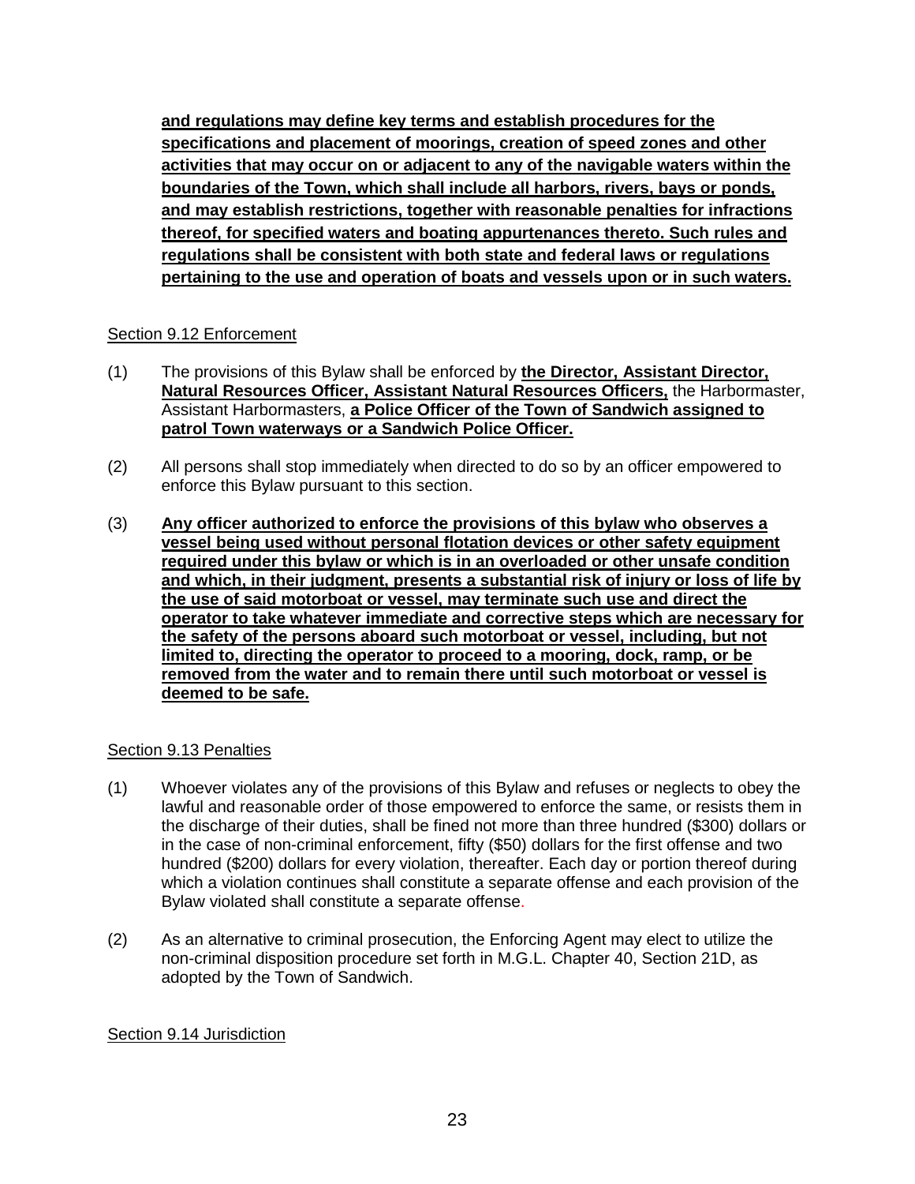**and regulations may define key terms and establish procedures for the specifications and placement of moorings, creation of speed zones and other activities that may occur on or adjacent to any of the navigable waters within the boundaries of the Town, which shall include all harbors, rivers, bays or ponds, and may establish restrictions, together with reasonable penalties for infractions thereof, for specified waters and boating appurtenances thereto. Such rules and regulations shall be consistent with both state and federal laws or regulations pertaining to the use and operation of boats and vessels upon or in such waters.**

Section 9.12 Enforcement

(1) The provisions of this Bylaw shall be enforced by **the Director, Assistant Director, Natural Resources Officer, Assistant Natural Resources Officers,** the Harbormaster, Assistant Harbormasters, **a Police Officer of the Town of Sandwich assigned to patrol Town waterways or a Sandwich Police Officer.**

(2) All persons shall stop immediately when directed to do so by an officer empowered to enforce this Bylaw pursuant to this section.

(3) **Any officer authorized to enforce the provisions of this bylaw who observes a vessel being used without personal flotation devices or other safety equipment required under this bylaw or which is in an overloaded or other unsafe condition and which, in their judgment, presents a substantial risk of injury or loss of life by the use of said motorboat or vessel, may terminate such use and direct the operator to take whatever immediate and corrective steps which are necessary for the safety of the persons aboard such motorboat or vessel, including, but not limited to, directing the operator to proceed to a mooring, dock, ramp, or be removed from the water and to remain there until such motorboat or vessel is deemed to be safe.**

Section 9.13 Penalties

(1) Whoever violates any of the provisions of this Bylaw and refuses or neglects to obey the lawful and reasonable order of those empowered to enforce the same, or resists them in the discharge of their duties, shall be fined not more than three hundred ($300) dollars or in the case of non-criminal enforcement, fifty ($50) dollars for the first offense and two hundred ($200) dollars for every violation, thereafter. Each day or portion thereof during which a violation continues shall constitute a separate offense and each provision of the Bylaw violated shall constitute a separate offense.

(2) As an alternative to criminal prosecution, the Enforcing Agent may elect to utilize the non-criminal disposition procedure set forth in M.G.L. Chapter 40, Section 21D, as adopted by the Town of Sandwich.

Section 9.14 Jurisdiction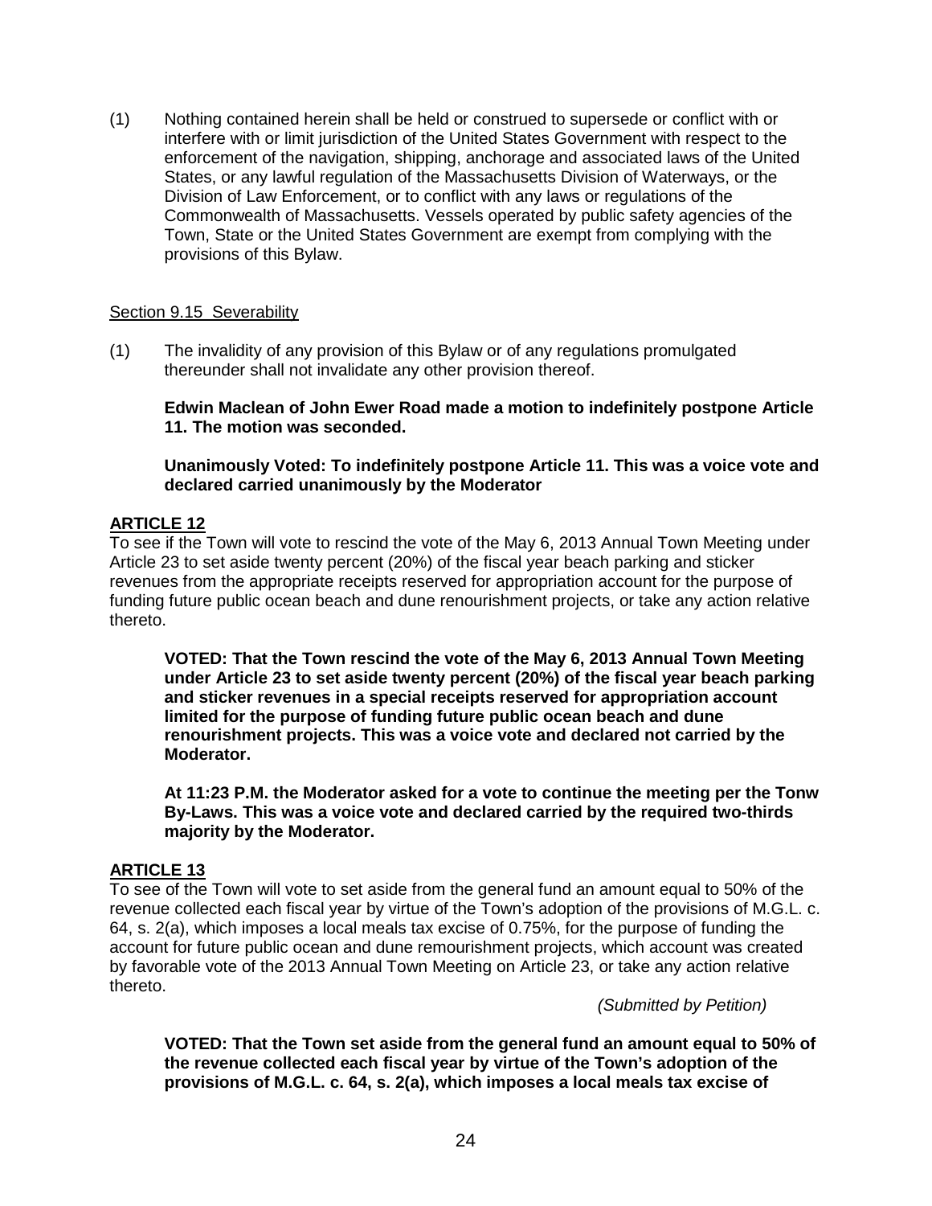(1) Nothing contained herein shall be held or construed to supersede or conflict with or interfere with or limit jurisdiction of the United States Government with respect to the enforcement of the navigation, shipping, anchorage and associated laws of the United States, or any lawful regulation of the Massachusetts Division of Waterways, or the Division of Law Enforcement, or to conflict with any laws or regulations of the Commonwealth of Massachusetts. Vessels operated by public safety agencies of the Town, State or the United States Government are exempt from complying with the provisions of this Bylaw.

Section 9.15 Severability

(1) The invalidity of any provision of this Bylaw or of any regulations promulgated thereunder shall not invalidate any other provision thereof.

**Edwin Maclean of John Ewer Road made a motion to indefinitely postpone Article 11. The motion was seconded.**

**Unanimously Voted: To indefinitely postpone Article 11. This was a voice vote and declared carried unanimously by the Moderator**

## ARTICLE 12

To see if the Town will vote to rescind the vote of the May 6, 2013 Annual Town Meeting under Article 23 to set aside twenty percent (20%) of the fiscal year beach parking and sticker revenues from the appropriate receipts reserved for appropriation account for the purpose of funding future public ocean beach and dune renourishment projects, or take any action relative thereto.

**VOTED: That the Town rescind the vote of the May 6, 2013 Annual Town Meeting under Article 23 to set aside twenty percent (20%) of the fiscal year beach parking and sticker revenues in a special receipts reserved for appropriation account limited for the purpose of funding future public ocean beach and dune renourishment projects. This was a voice vote and declared not carried by the Moderator.**

**At 11:23 P.M. the Moderator asked for a vote to continue the meeting per the Tonw By-Laws. This was a voice vote and declared carried by the required two-thirds majority by the Moderator.**

## ARTICLE 13

To see of the Town will vote to set aside from the general fund an amount equal to 50% of the revenue collected each fiscal year by virtue of the Town's adoption of the provisions of M.G.L. c. 64, s. 2(a), which imposes a local meals tax excise of 0.75%, for the purpose of funding the account for future public ocean and dune remourishment projects, which account was created by favorable vote of the 2013 Annual Town Meeting on Article 23, or take any action relative thereto.

*(Submitted by Petition)*

**VOTED: That the Town set aside from the general fund an amount equal to 50% of the revenue collected each fiscal year by virtue of the Town's adoption of the provisions of M.G.L. c. 64, s. 2(a), which imposes a local meals tax excise of**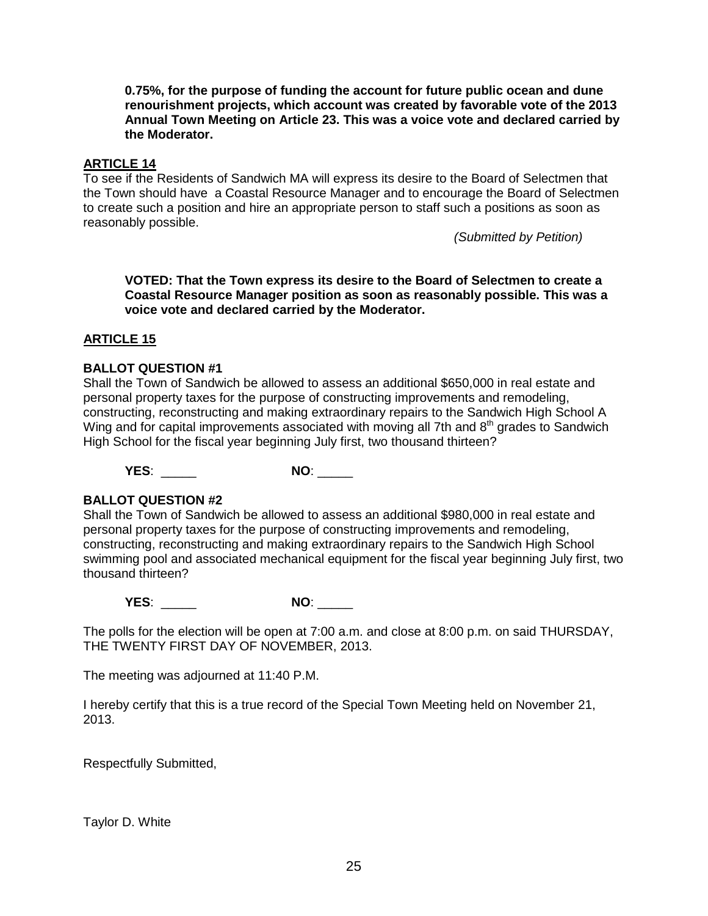**0.75%, for the purpose of funding the account for future public ocean and dune renourishment projects, which account was created by favorable vote of the 2013 Annual Town Meeting on Article 23. This was a voice vote and declared carried by the Moderator.**

## ARTICLE 14

To see if the Residents of Sandwich MA will express its desire to the Board of Selectmen that the Town should have a Coastal Resource Manager and to encourage the Board of Selectmen to create such a position and hire an appropriate person to staff such a positions as soon as reasonably possible.

*(Submitted by Petition)*

**VOTED: That the Town express its desire to the Board of Selectmen to create a Coastal Resource Manager position as soon as reasonably possible. This was a voice vote and declared carried by the Moderator.**

## ARTICLE 15

### BALLOT QUESTION #1

Shall the Town of Sandwich be allowed to assess an additional $650,000 in real estate and personal property taxes for the purpose of constructing improvements and remodeling, constructing, reconstructing and making extraordinary repairs to the Sandwich High School A Wing and for capital improvements associated with moving all 7th and 8th grades to Sandwich High School for the fiscal year beginning July first, two thousand thirteen?

**YES**: _____ **NO**: _____

### BALLOT QUESTION #2

Shall the Town of Sandwich be allowed to assess an additional $980,000 in real estate and personal property taxes for the purpose of constructing improvements and remodeling, constructing, reconstructing and making extraordinary repairs to the Sandwich High School swimming pool and associated mechanical equipment for the fiscal year beginning July first, two thousand thirteen?

**YES**: _____ **NO**: _____

The polls for the election will be open at 7:00 a.m. and close at 8:00 p.m. on said THURSDAY, THE TWENTY FIRST DAY OF NOVEMBER, 2013.

The meeting was adjourned at 11:40 P.M.

I hereby certify that this is a true record of the Special Town Meeting held on November 21, 2013.

Respectfully Submitted,

Taylor D. White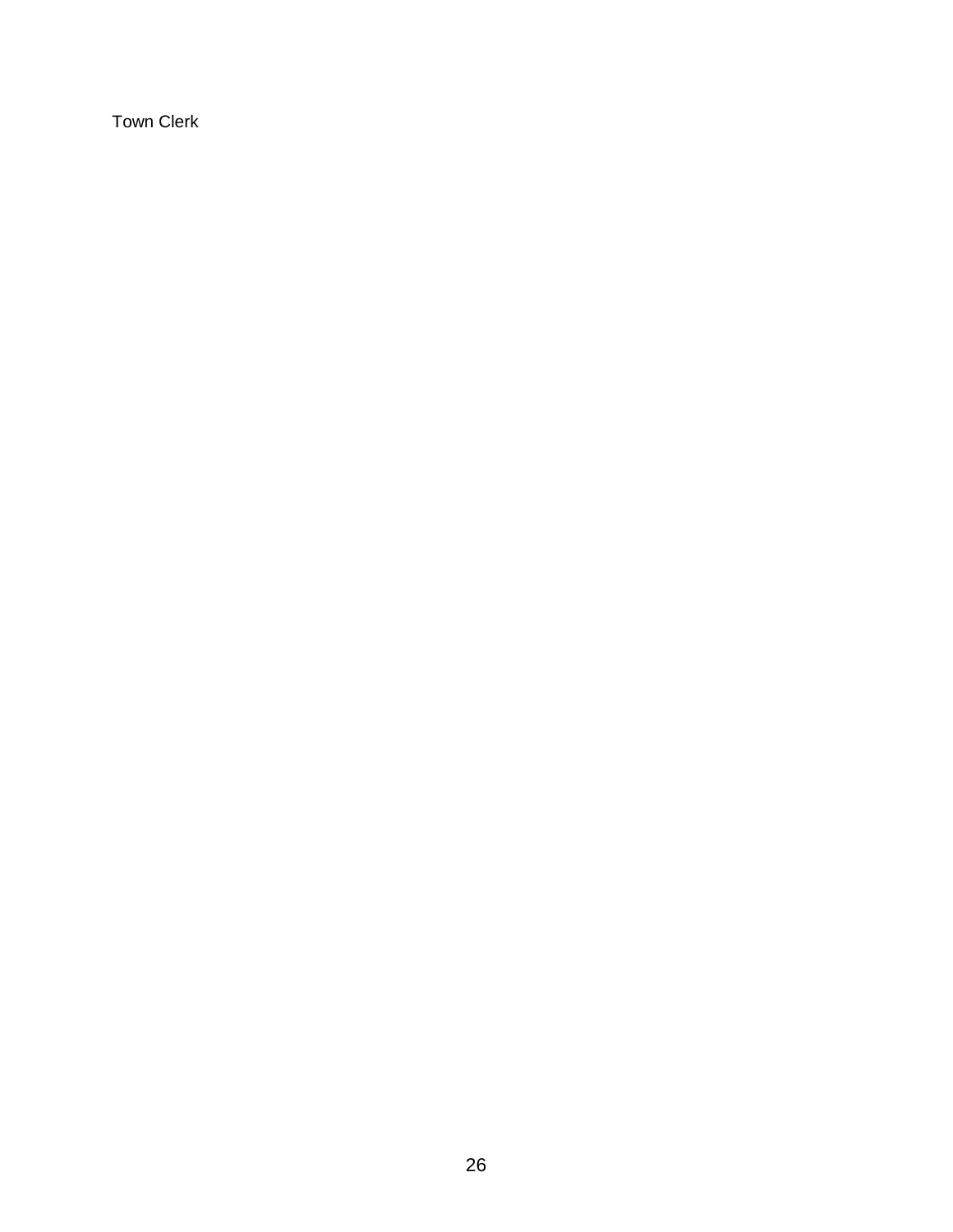Town Clerk